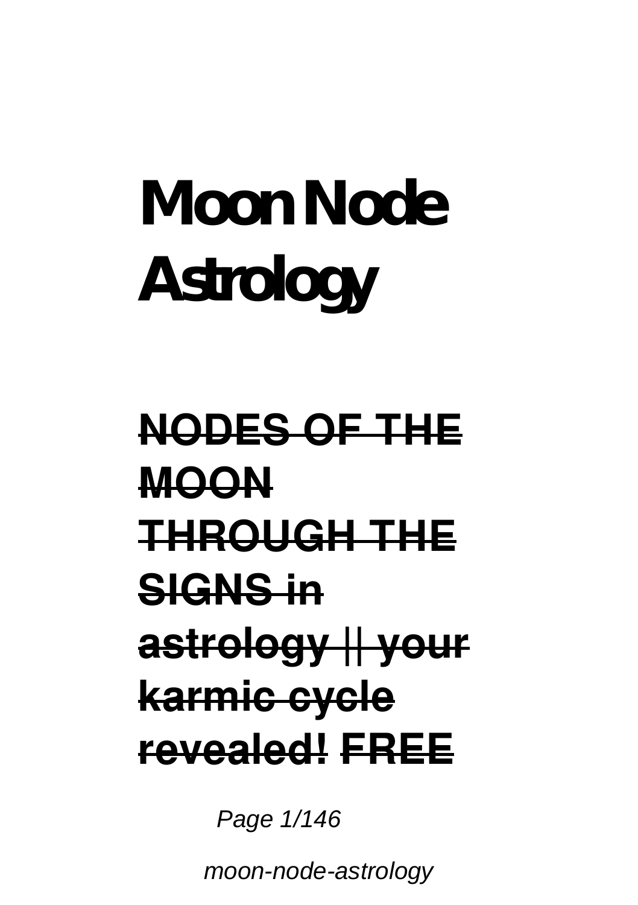# Moon Node Astrology

**~~NODES OF THE MOON THROUGH THE SIGNS in astrology || your karmic cycle revealed!~~ ~~FREE~~**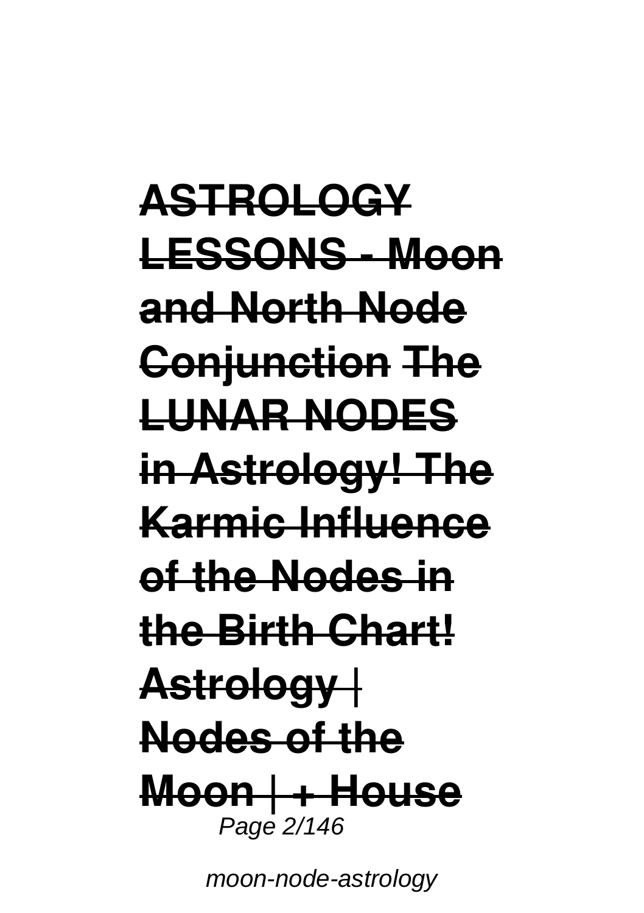**ASTROLOGY LESSONS - Moon and North Node Conjunction** **The LUNAR NODES in Astrology! The Karmic Influence of the Nodes in the Birth Chart!** **Astrology | Nodes of the Moon | + House**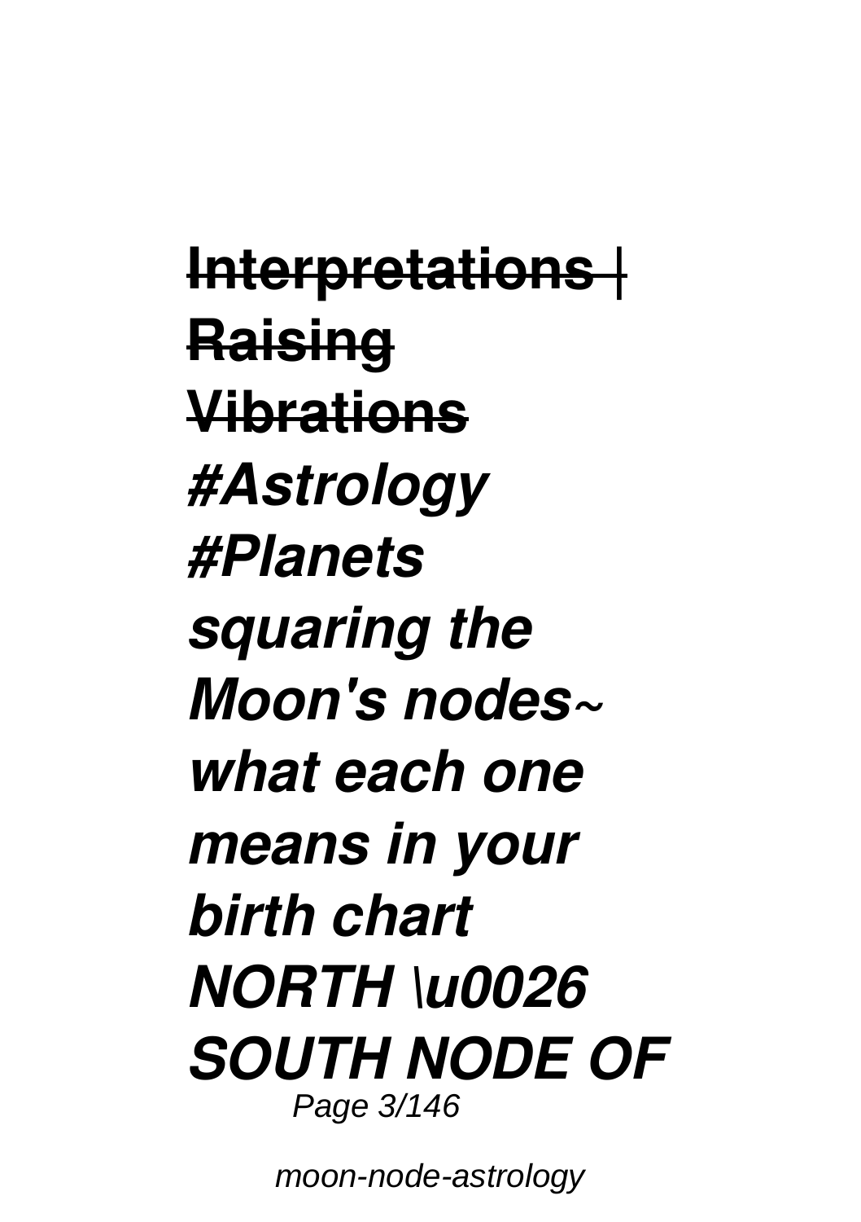~~**Interpretations | Raising Vibrations**~~ ***#Astrology #Planets squaring the Moon's nodes~ what each one means in your birth chart NORTH \u0026 SOUTH NODE OF***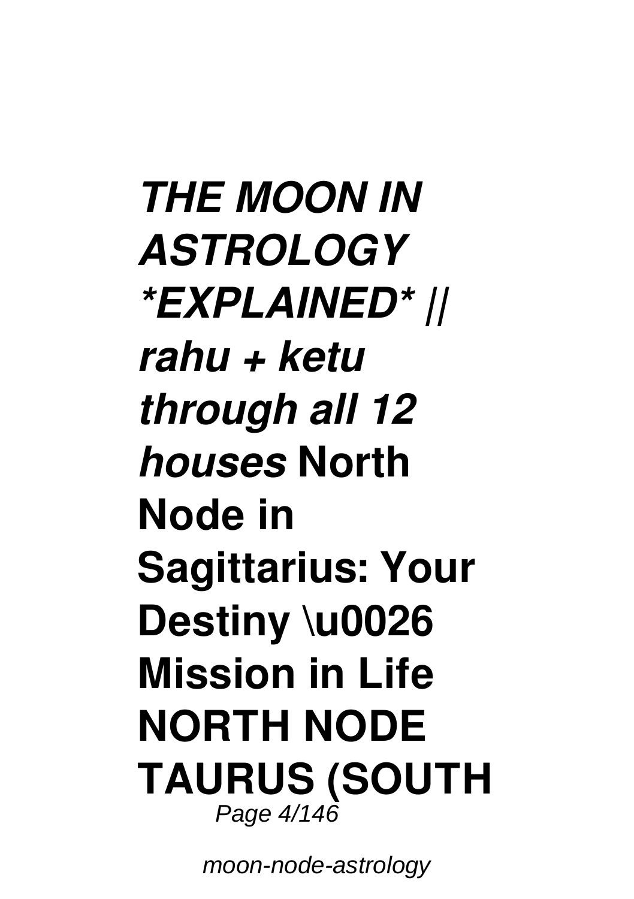***THE MOON IN ASTROLOGY *EXPLAINED* || rahu + ketu through all 12 houses*** **North Node in Sagittarius: Your Destiny \u0026 Mission in Life** **NORTH NODE TAURUS (SOUTH**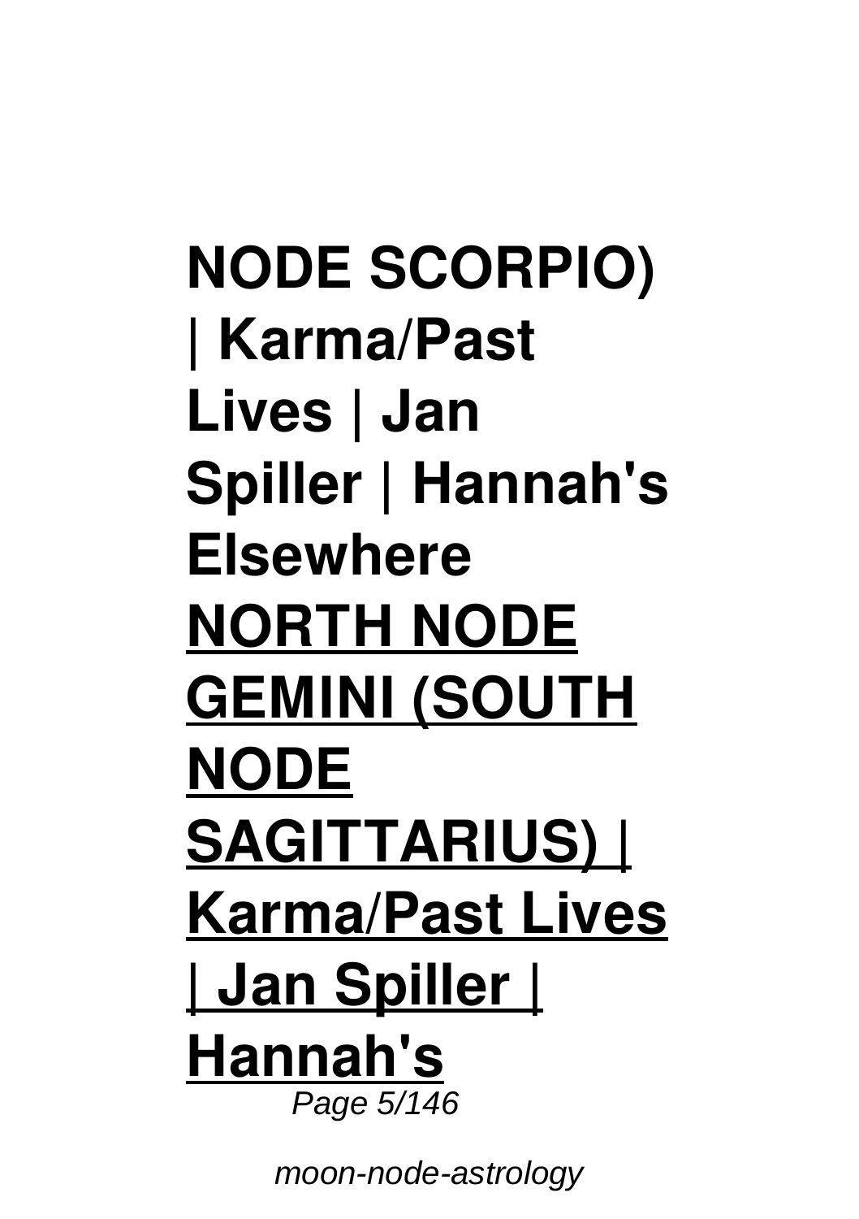**NODE SCORPIO) | Karma/Past Lives | Jan Spiller | Hannah's Elsewhere**

**NORTH NODE GEMINI (SOUTH NODE SAGITTARIUS) | Karma/Past Lives | Jan Spiller | Hannah's**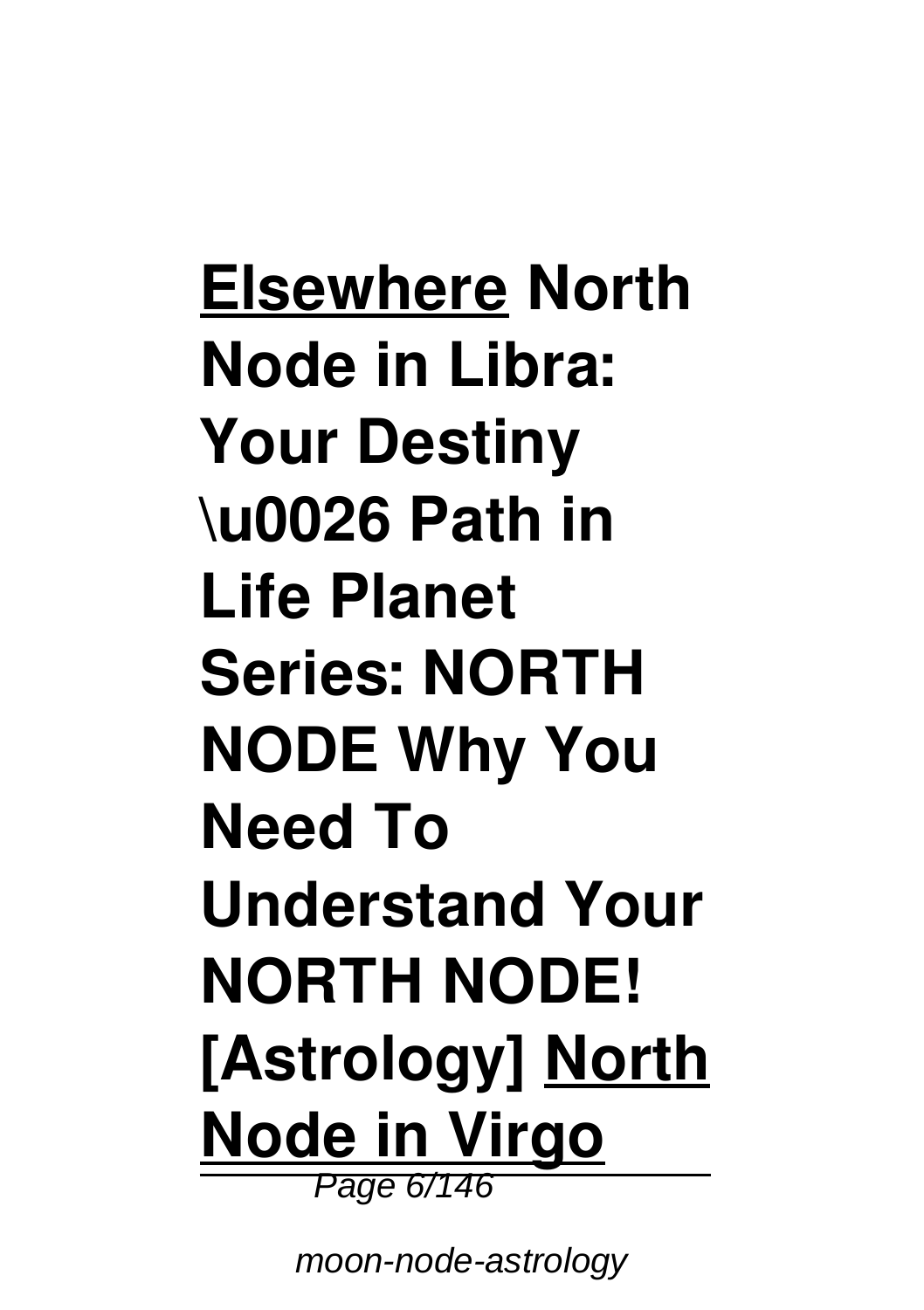**Elsewhere North Node in Libra: Your Destiny \u0026 Path in Life Planet Series: NORTH NODE Why You Need To Understand Your NORTH NODE! [Astrology] North Node in Virgo**

---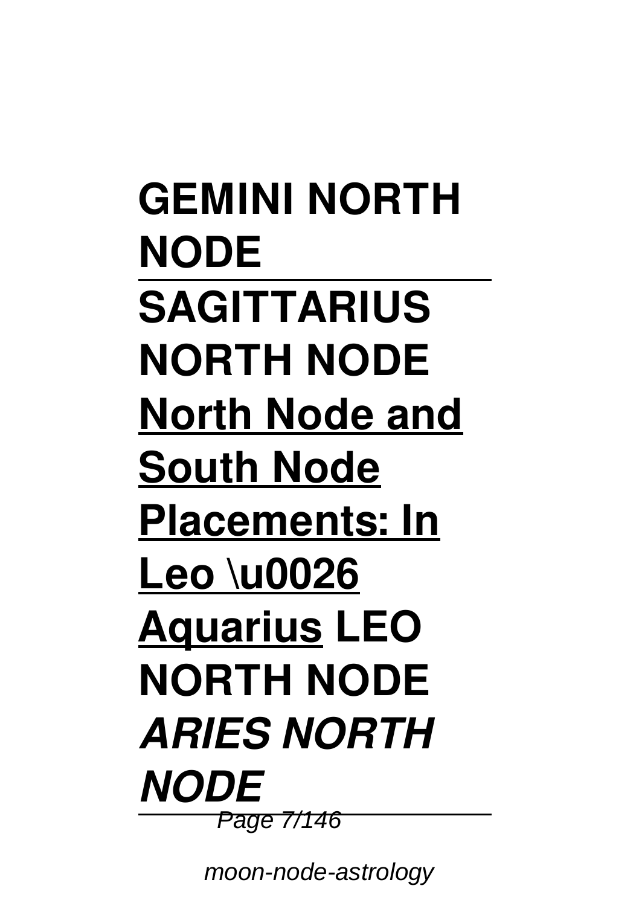**GEMINI NORTH NODE**

---

**SAGITTARIUS NORTH NODE** **<u>North Node and South Node Placements: In Leo \u0026 Aquarius</u>** **LEO NORTH NODE** ***ARIES NORTH NODE***

---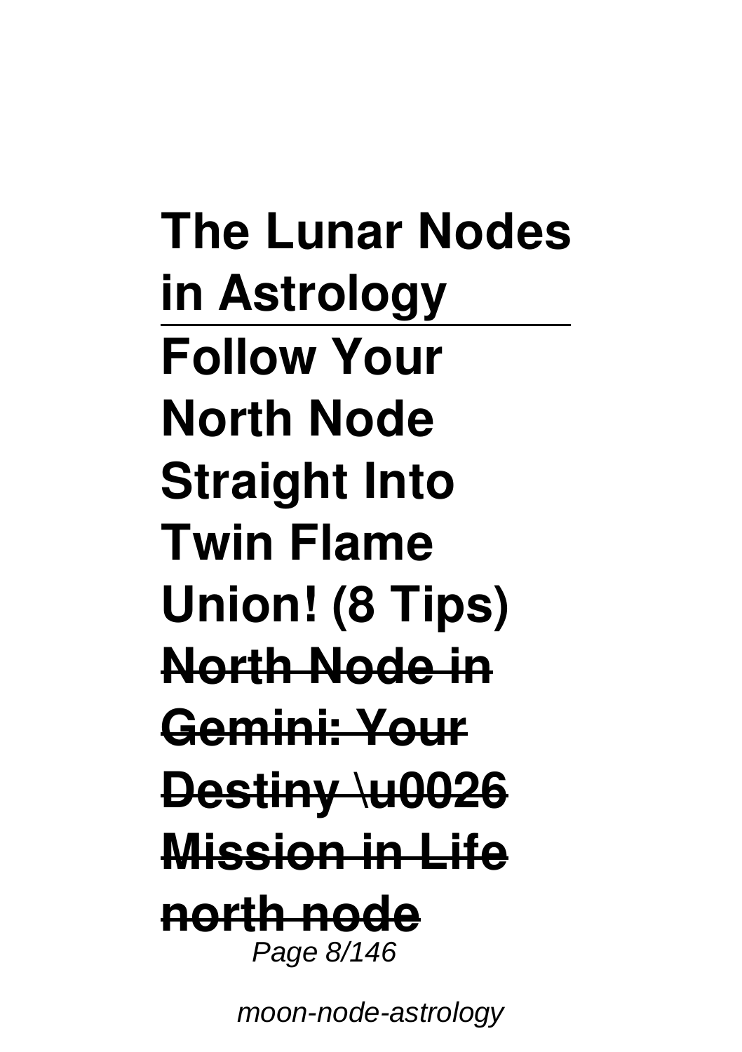**The Lunar Nodes in Astrology**

**Follow Your North Node Straight Into Twin Flame Union! (8 Tips)**

~~**North Node in Gemini: Your Destiny \u0026 Mission in Life**~~

~~**north node**~~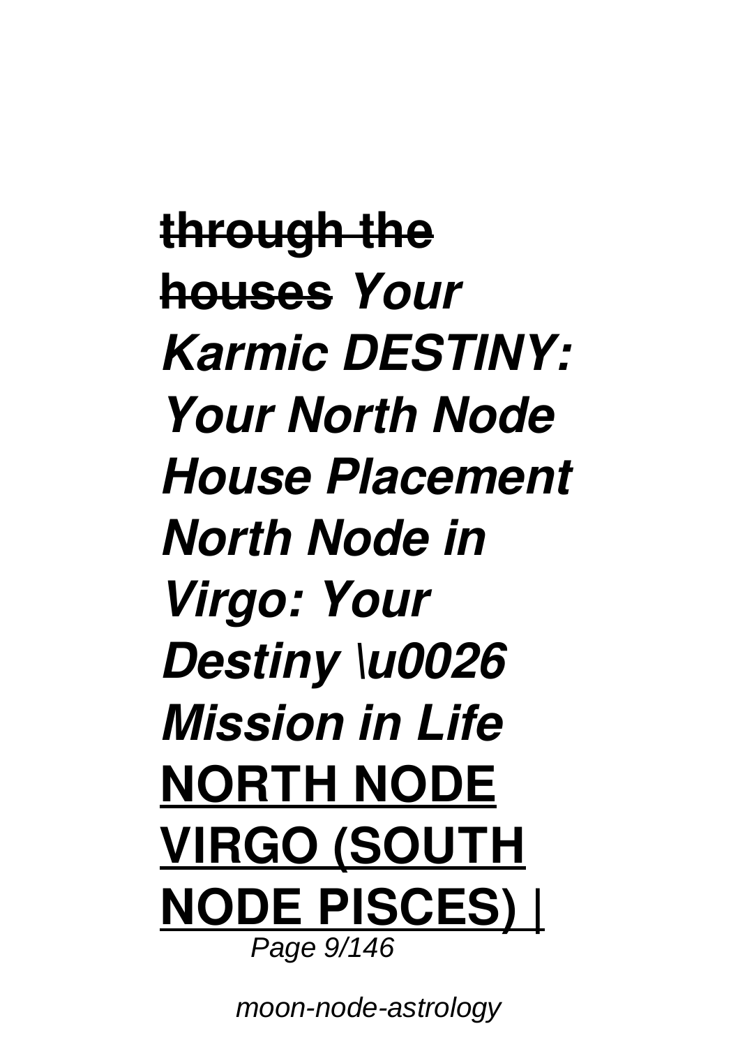~~**through the houses**~~ ***Your Karmic DESTINY: Your North Node House Placement North Node in Virgo: Your Destiny \u0026 Mission in Life*** **NORTH NODE VIRGO (SOUTH NODE PISCES) |**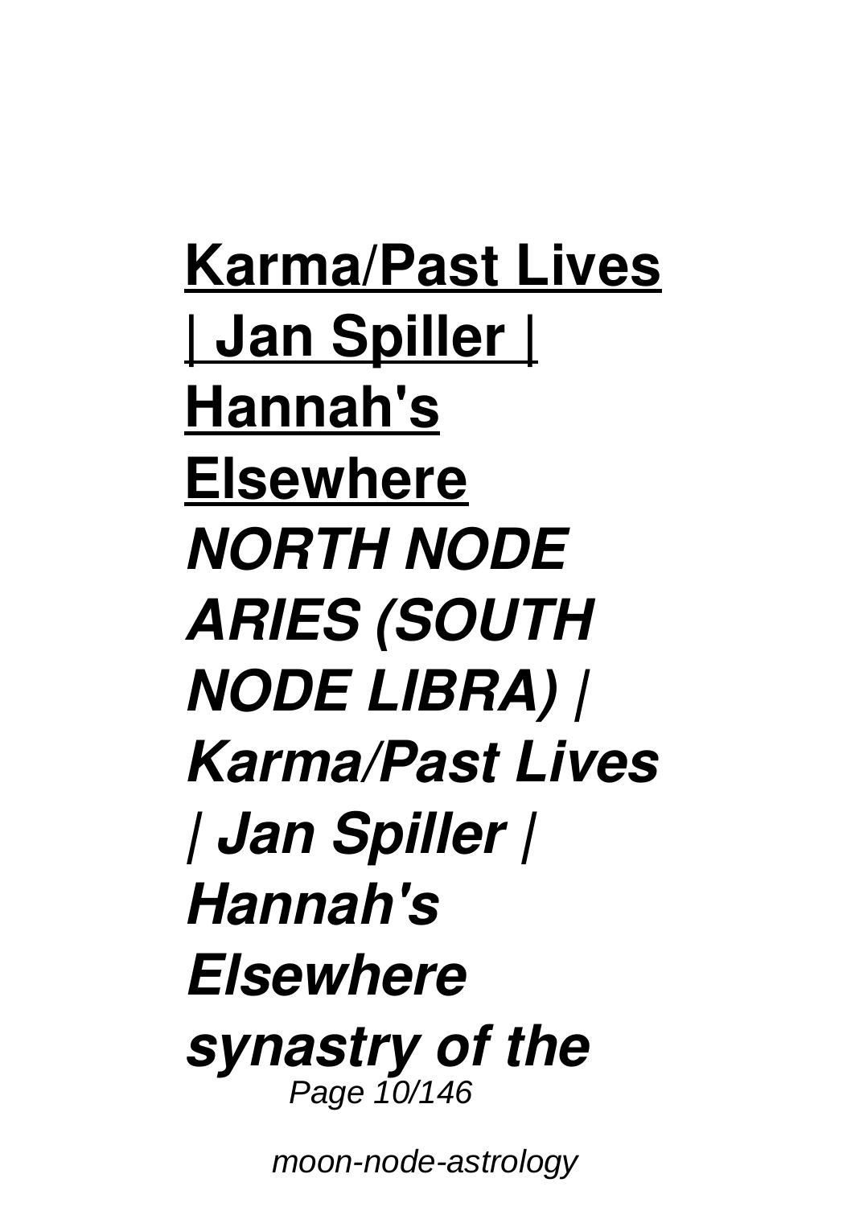**Karma/Past Lives | Jan Spiller | Hannah's Elsewhere**

***NORTH NODE ARIES (SOUTH NODE LIBRA) | Karma/Past Lives | Jan Spiller | Hannah's Elsewhere***

***synastry of the***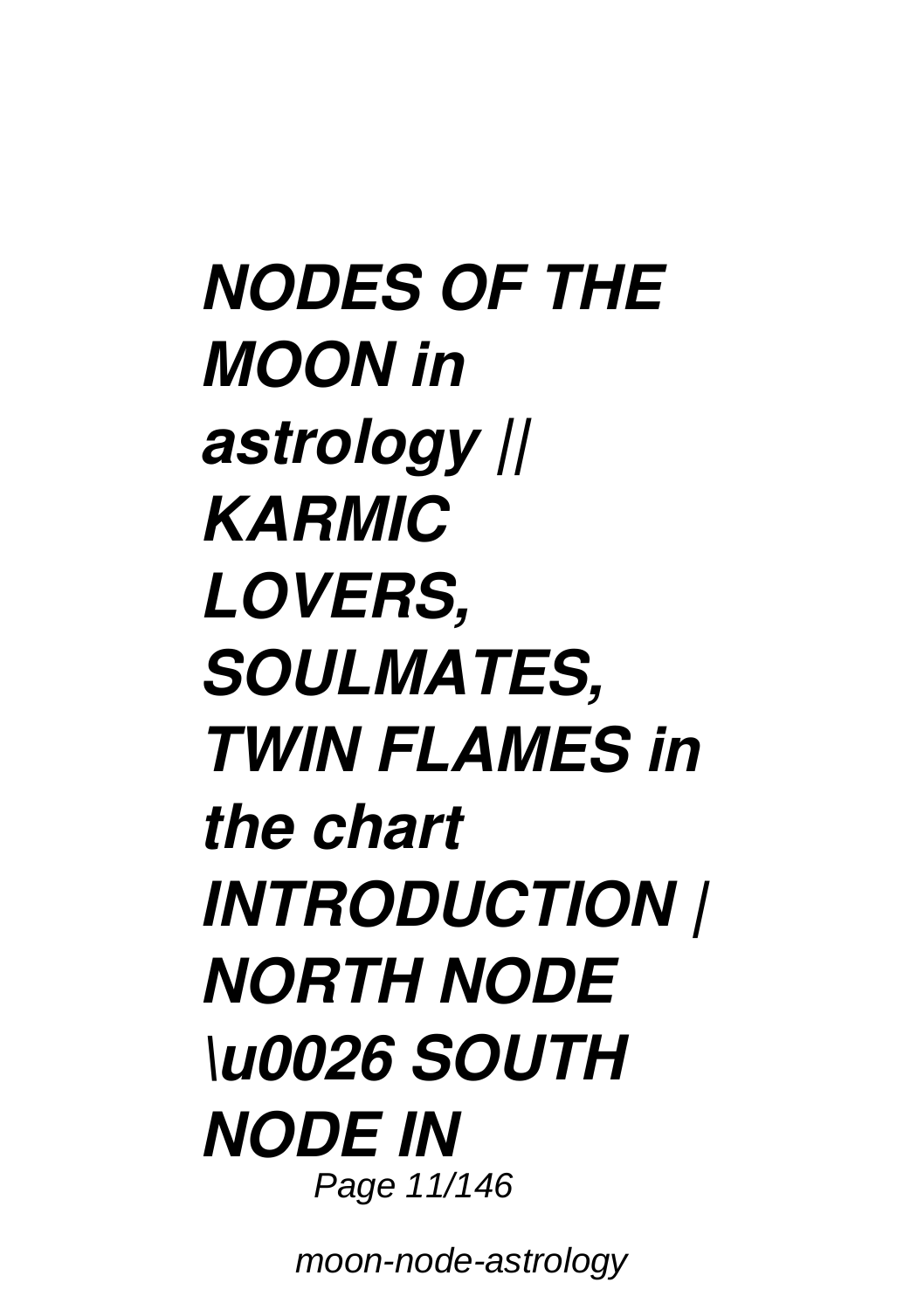***NODES OF THE MOON in astrology || KARMIC LOVERS, SOULMATES, TWIN FLAMES in the chart INTRODUCTION | NORTH NODE \u0026 SOUTH NODE IN***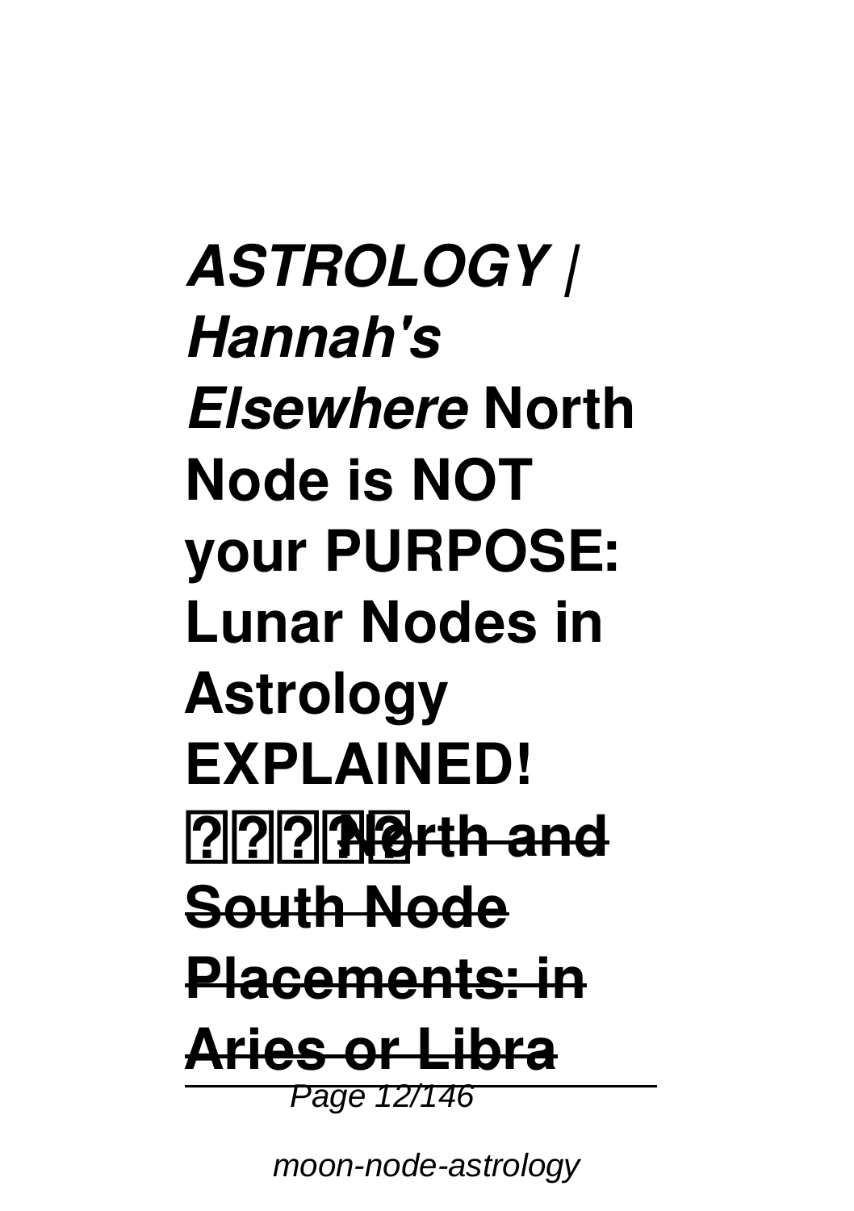*ASTROLOGY | Hannah's Elsewhere* **North Node is NOT your PURPOSE: Lunar Nodes in Astrology EXPLAINED! ????** ~~**North and South Node Placements: in Aries or Libra**~~

---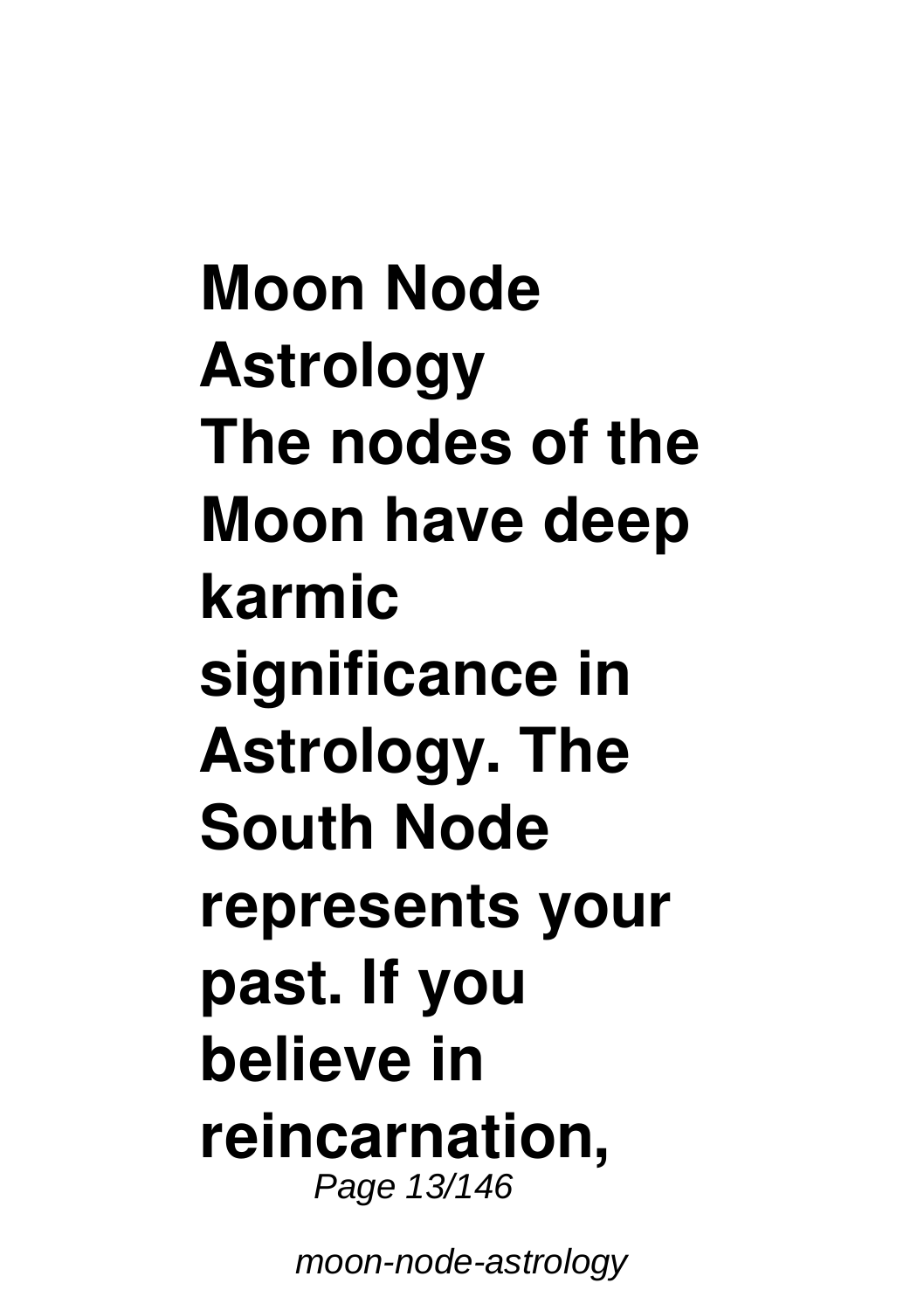**Moon Node Astrology**

**The nodes of the Moon have deep karmic significance in Astrology. The South Node represents your past. If you believe in reincarnation,**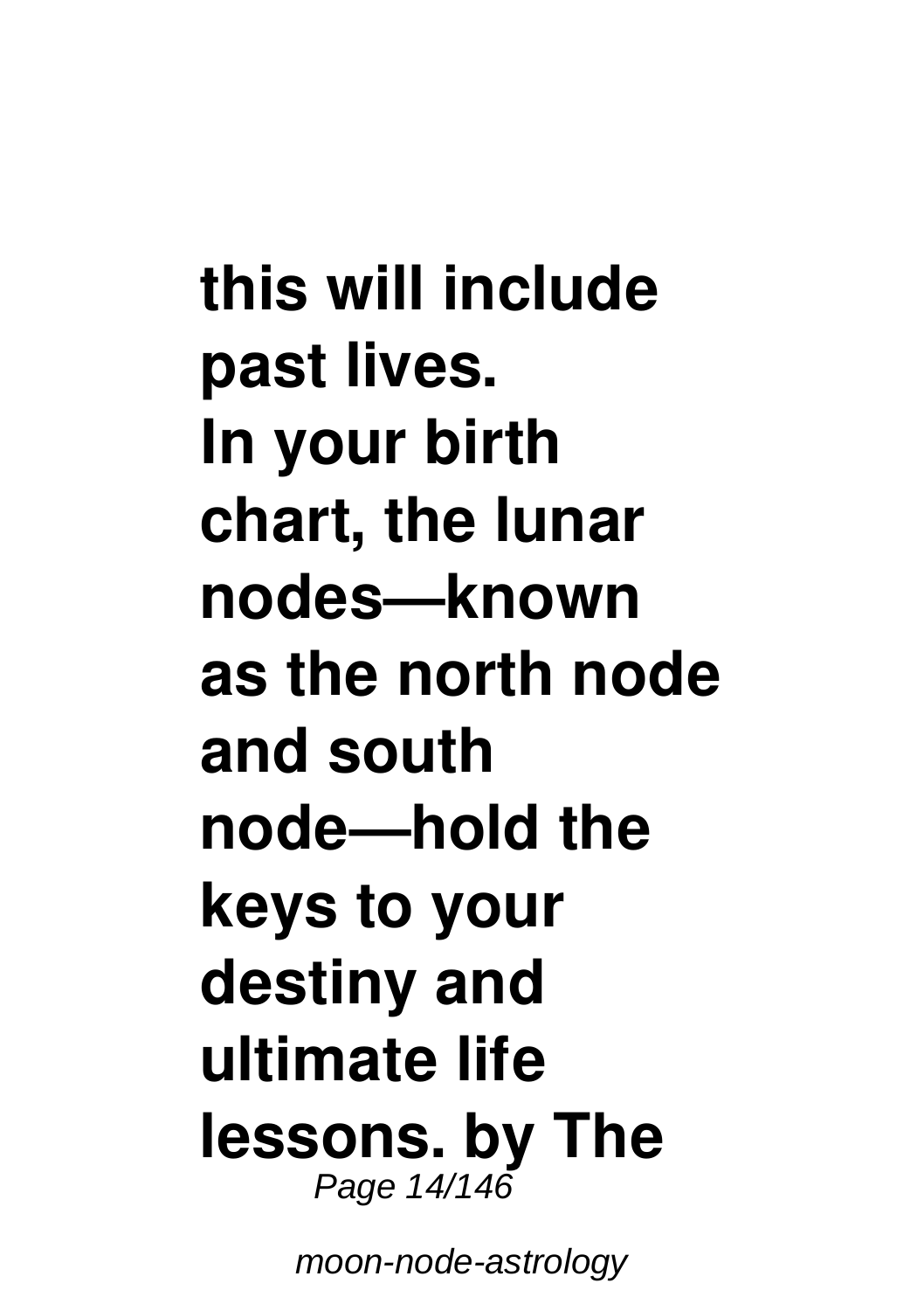**this will include past lives. In your birth chart, the lunar nodes—known as the north node and south node—hold the keys to your destiny and ultimate life lessons. by The**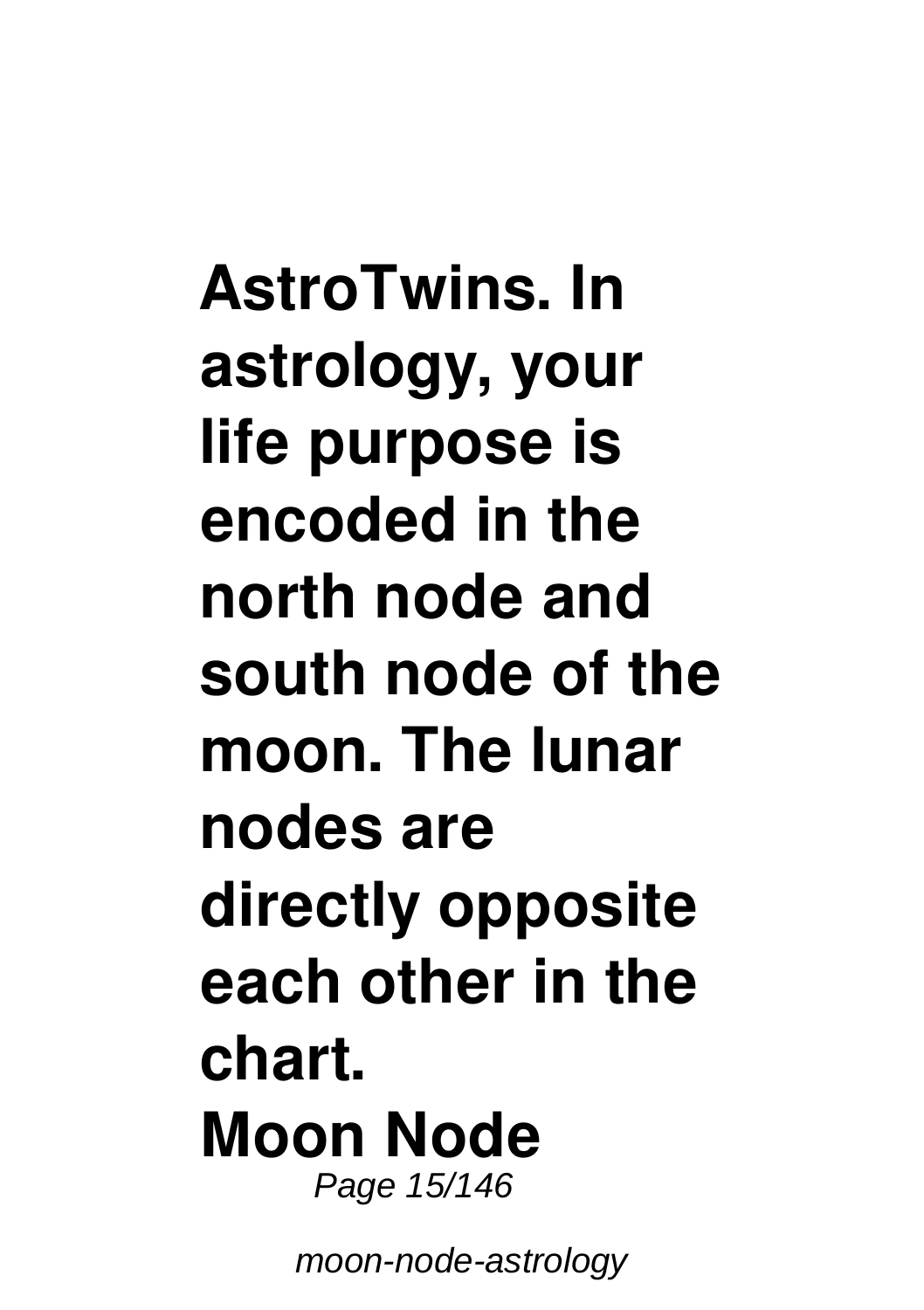**AstroTwins. In astrology, your life purpose is encoded in the north node and south node of the moon. The lunar nodes are directly opposite each other in the chart.**

**Moon Node**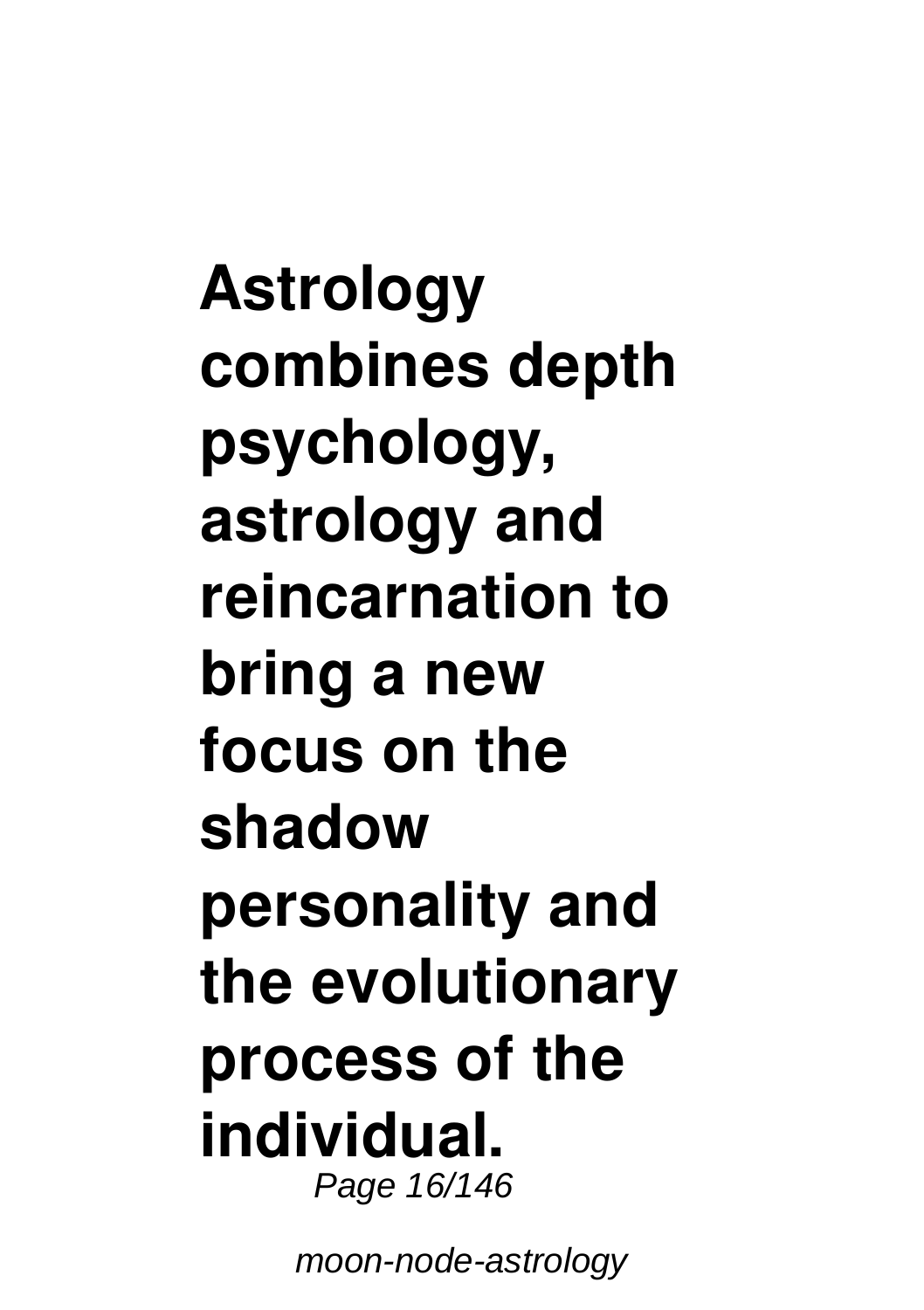**Astrology combines depth psychology, astrology and reincarnation to bring a new focus on the shadow personality and the evolutionary process of the individual.**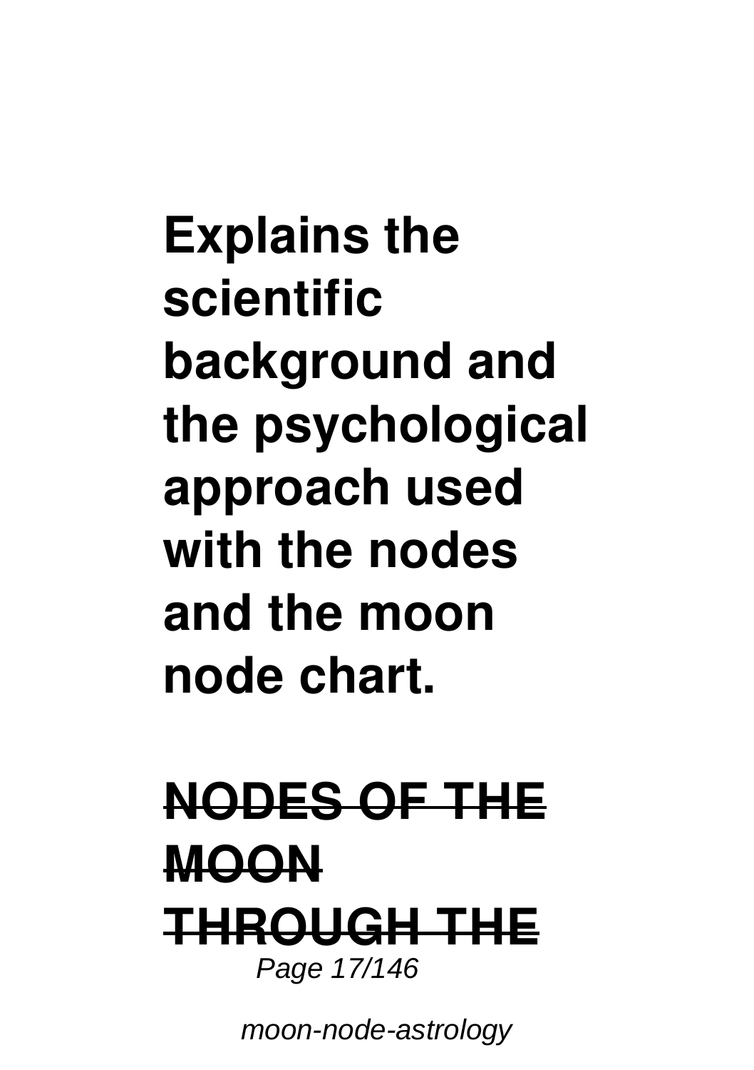**Explains the scientific background and the psychological approach used with the nodes and the moon node chart.**

## NODES OF THE MOON THROUGH THE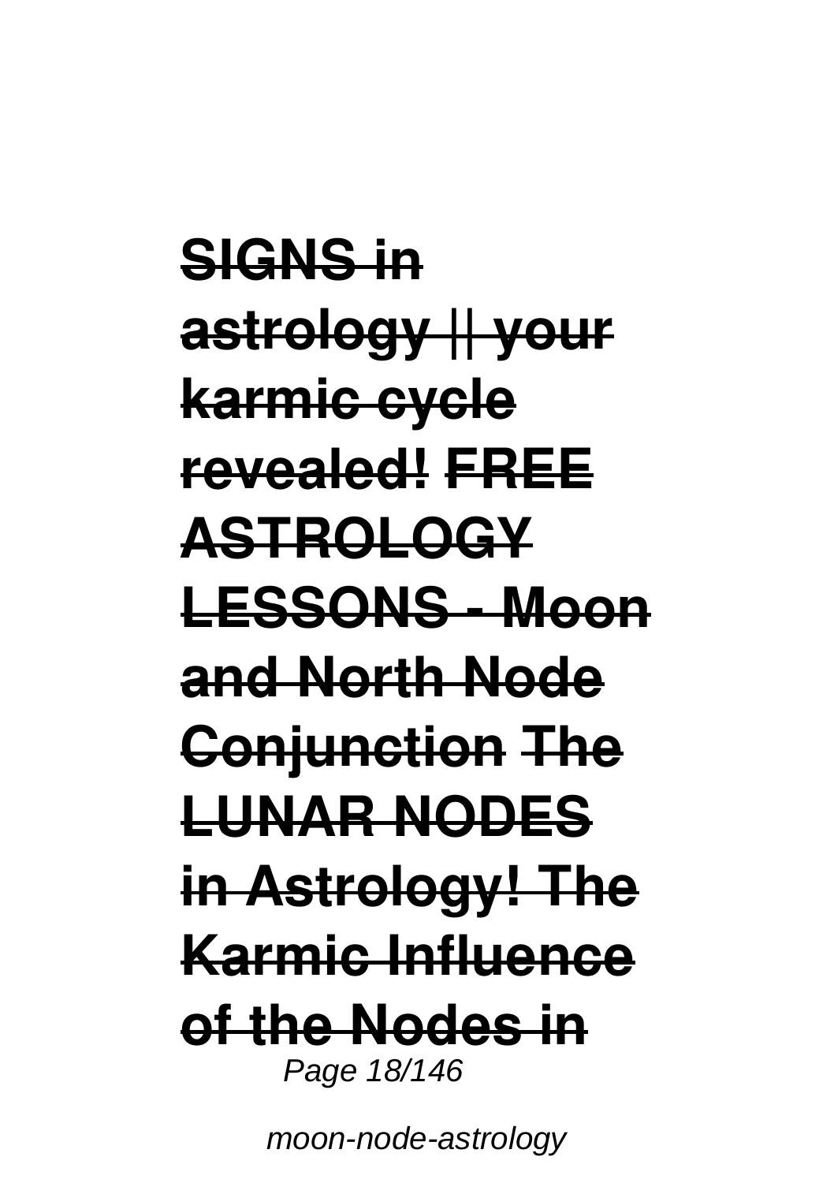**SIGNS in astrology || your karmic cycle revealed! FREE ASTROLOGY LESSONS - Moon and North Node Conjunction The LUNAR NODES in Astrology! The Karmic Influence of the Nodes in**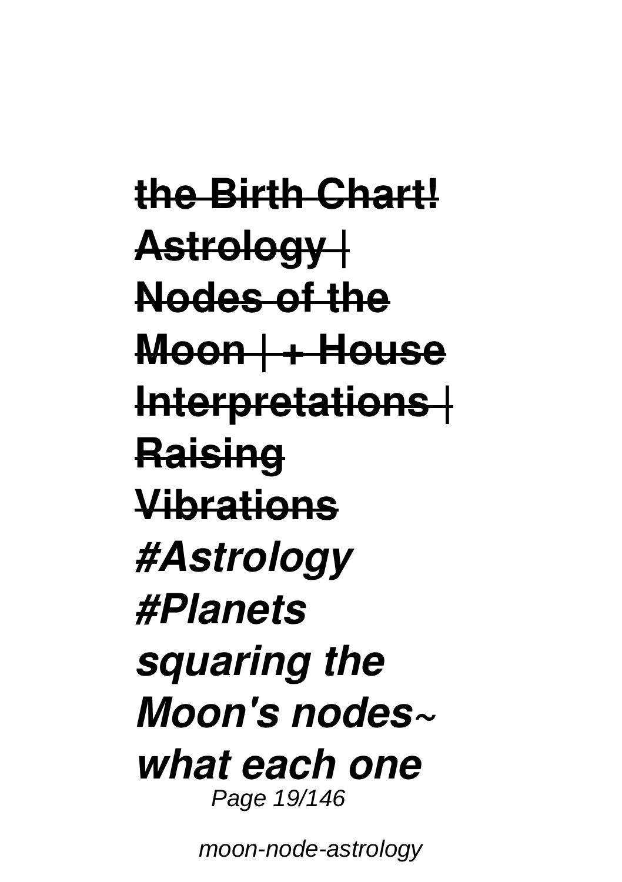~~**the Birth Chart! Astrology | Nodes of the Moon | + House Interpretations | Raising Vibrations**~~ ***#Astrology #Planets squaring the Moon's nodes~ what each one***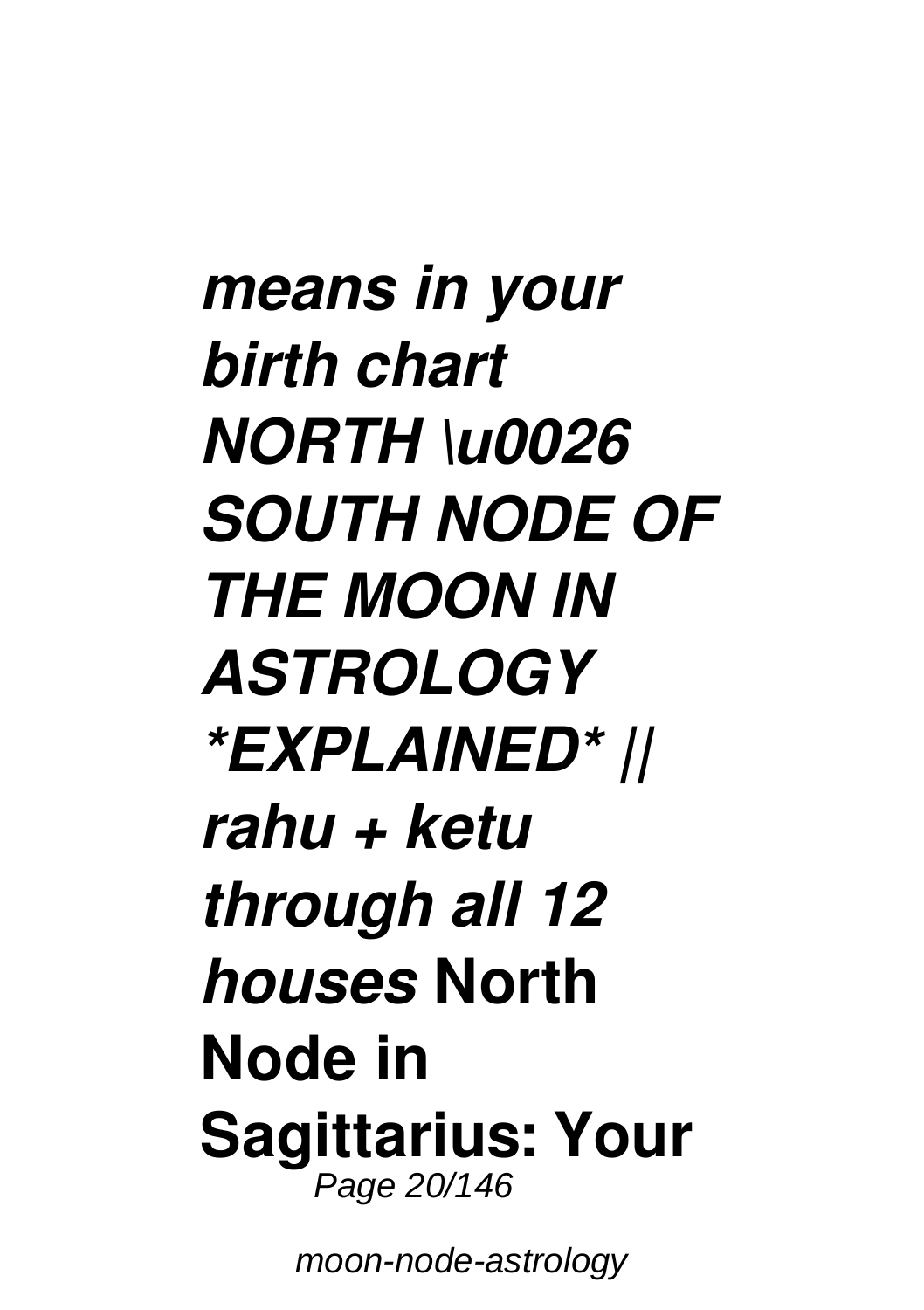*means in your birth chart NORTH \u0026 SOUTH NODE OF THE MOON IN ASTROLOGY *EXPLAINED* // rahu + ketu through all 12 houses* **North Node in Sagittarius: Your**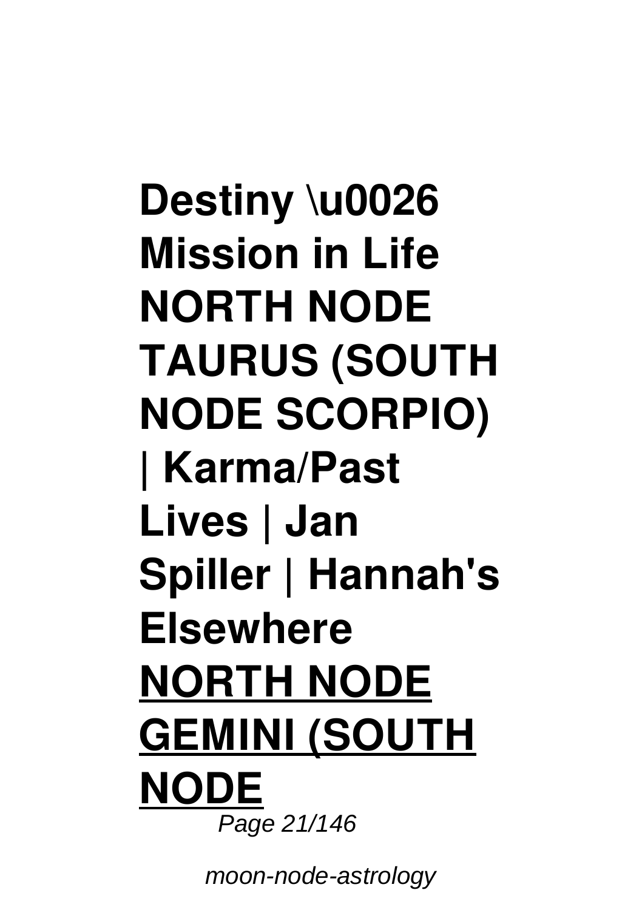**Destiny \u0026 Mission in Life NORTH NODE TAURUS (SOUTH NODE SCORPIO) | Karma/Past Lives | Jan Spiller | Hannah's Elsewhere**

**NORTH NODE GEMINI (SOUTH NODE**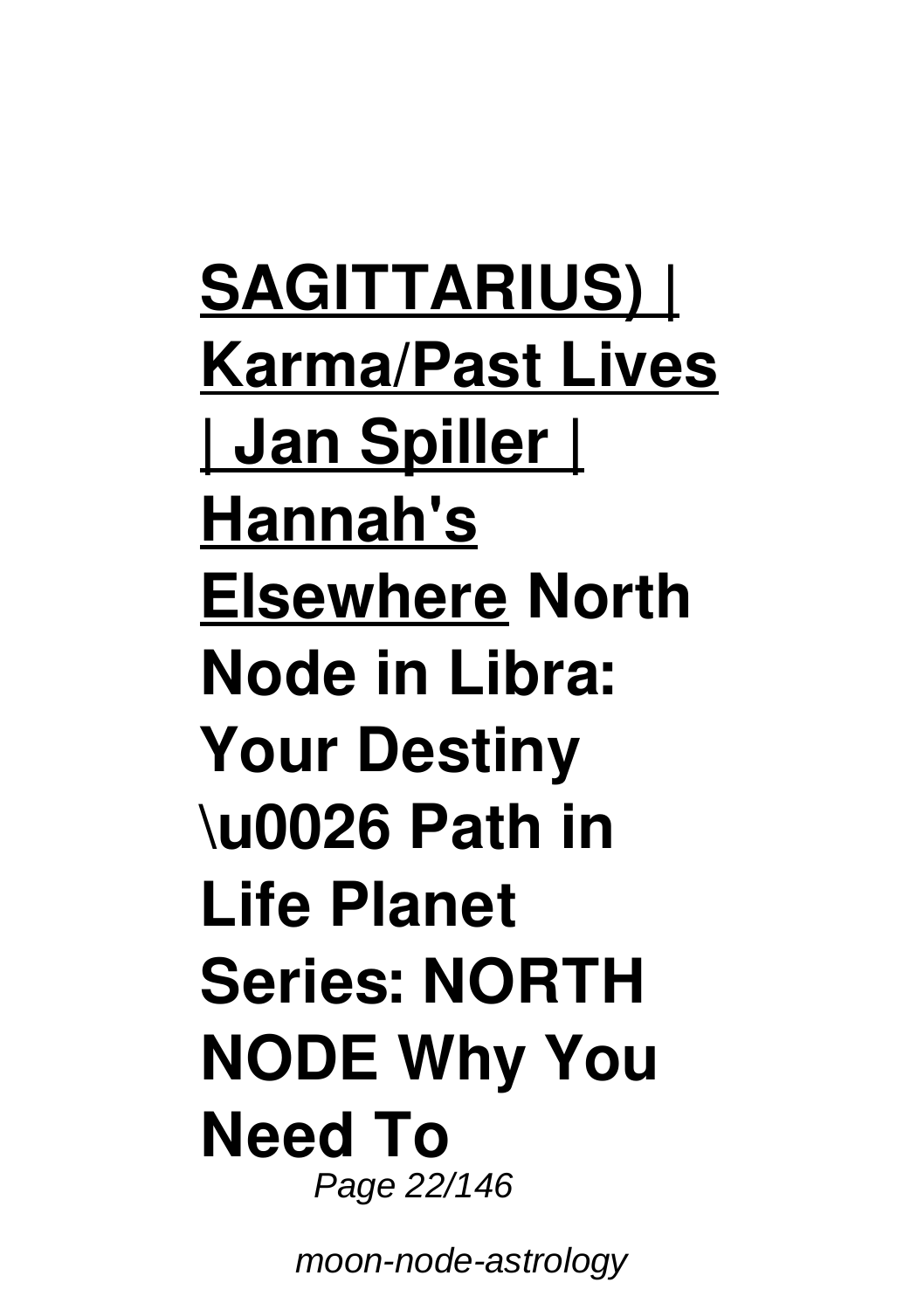**SAGITTARIUS) | Karma/Past Lives | Jan Spiller | Hannah's Elsewhere** **North Node in Libra: Your Destiny \u0026 Path in Life Planet Series: NORTH NODE Why You Need To**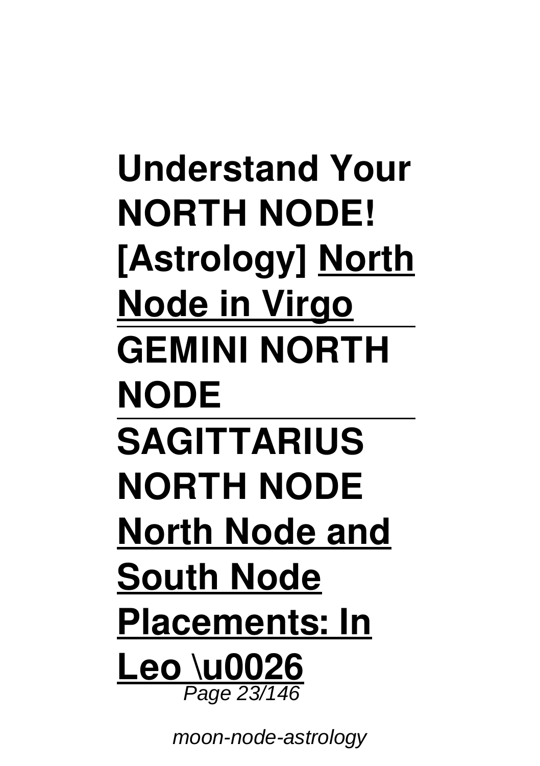**Understand Your NORTH NODE! [Astrology]** **North Node in Virgo**

**GEMINI NORTH NODE**

**SAGITTARIUS NORTH NODE**

**North Node and South Node Placements: In Leo \u0026**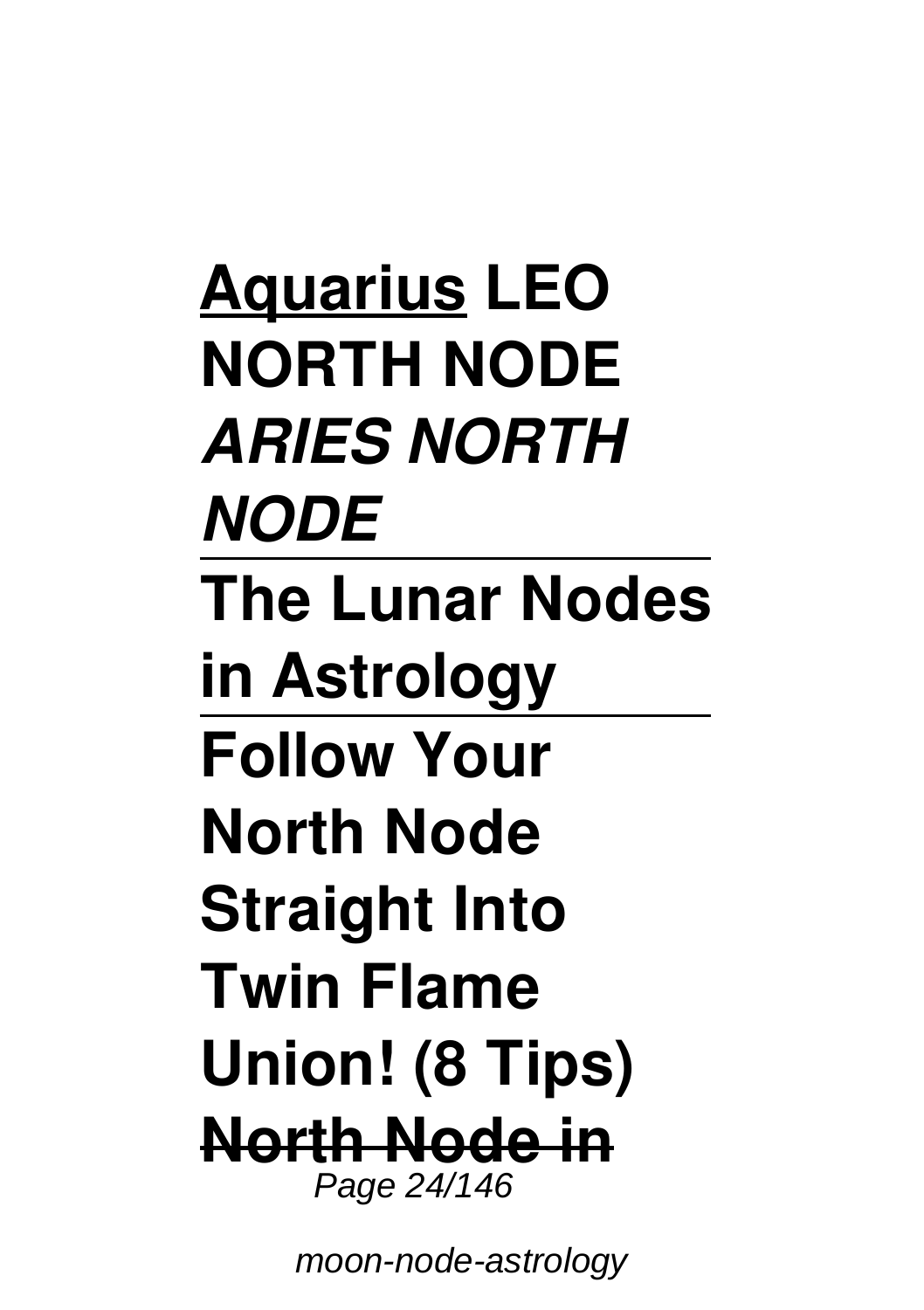**Aquarius** **LEO NORTH NODE** ***ARIES NORTH NODE***

**The Lunar Nodes in Astrology**

**Follow Your North Node Straight Into Twin Flame Union! (8 Tips)**

~~**North Node in**~~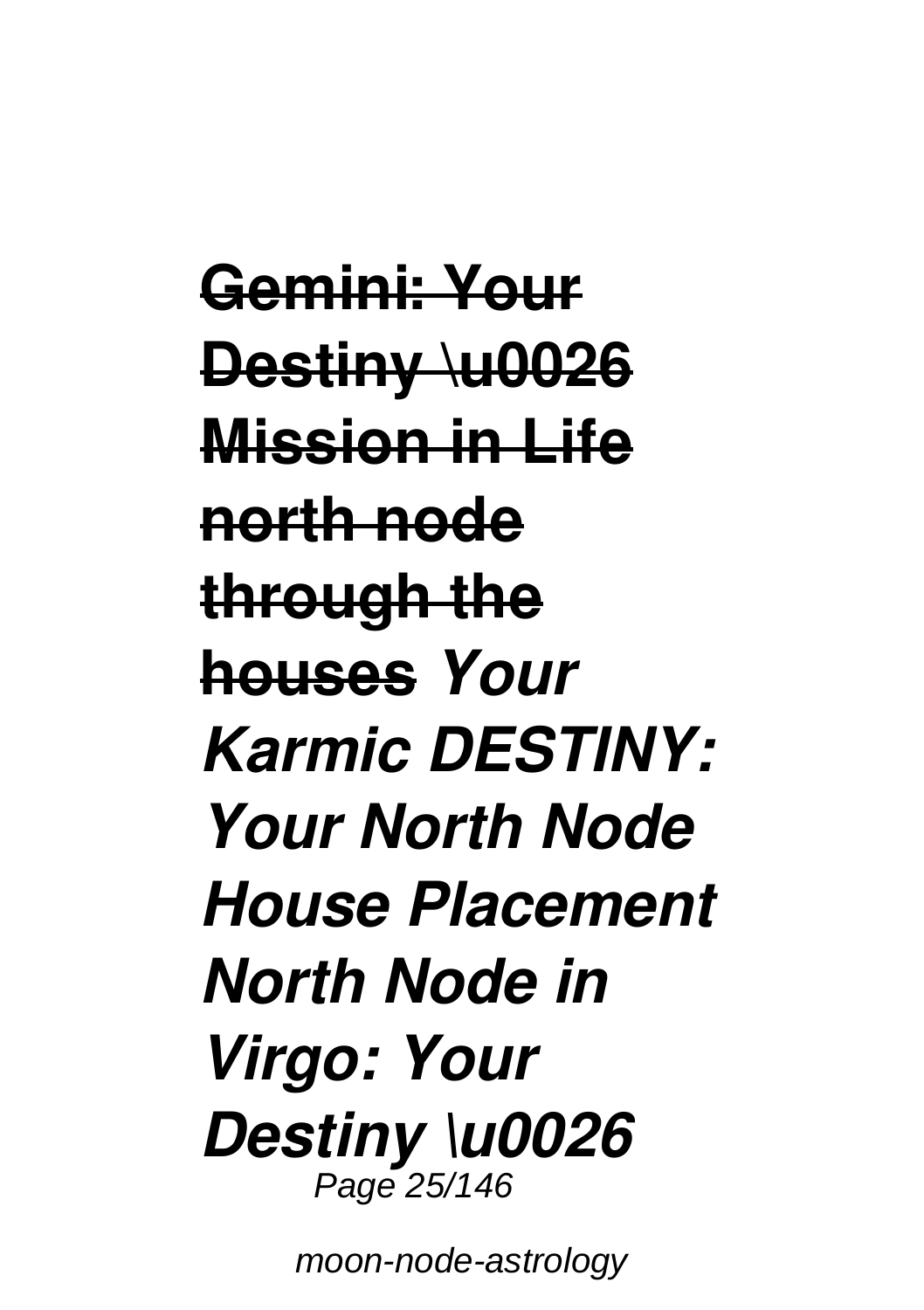**~~Gemini: Your Destiny \u0026 Mission in Life~~** **~~north node through the houses~~** ***Your Karmic DESTINY: Your North Node House Placement North Node in Virgo: Your Destiny \u0026***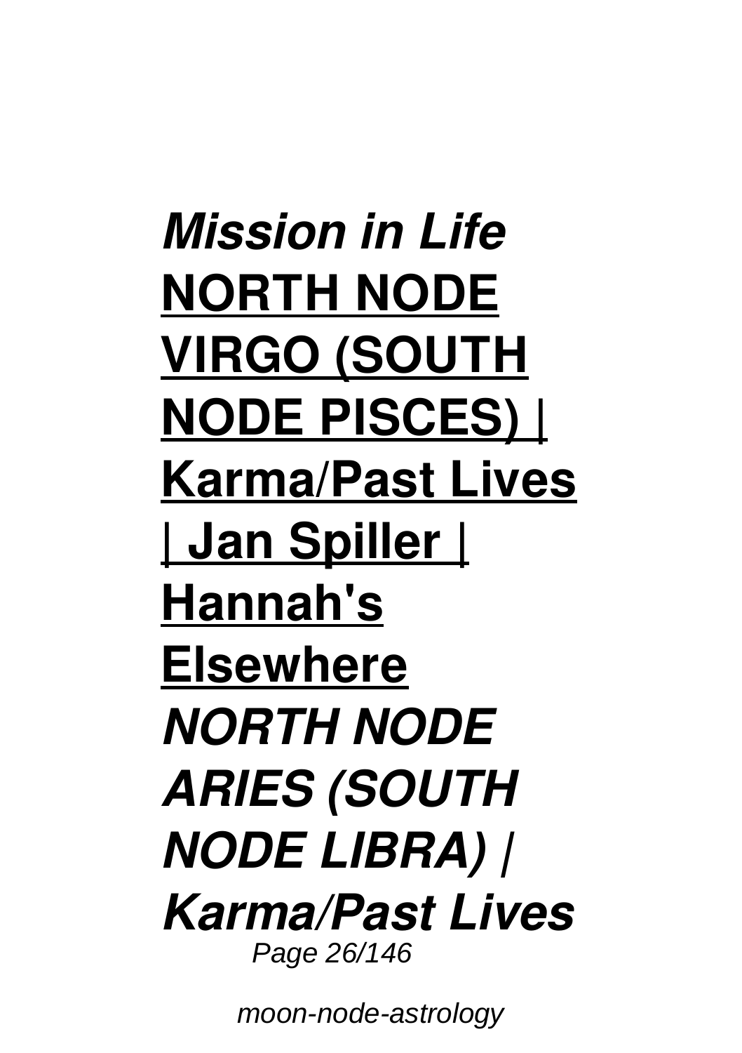***Mission in Life***
**NORTH NODE VIRGO (SOUTH NODE PISCES) | Karma/Past Lives | Jan Spiller | Hannah's Elsewhere**
***NORTH NODE ARIES (SOUTH NODE LIBRA) | Karma/Past Lives***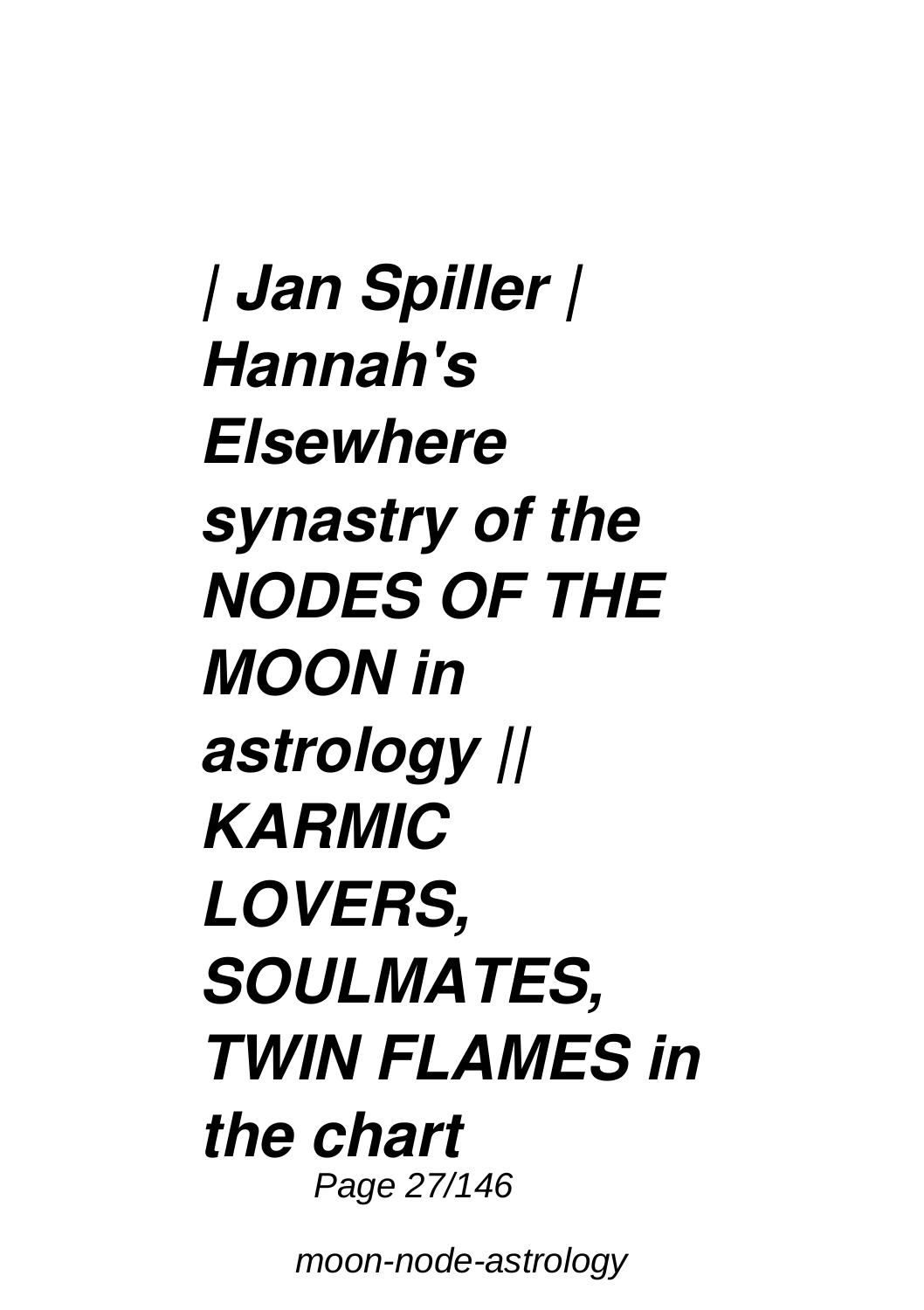***| Jan Spiller | Hannah's Elsewhere synastry of the NODES OF THE MOON in astrology || KARMIC LOVERS, SOULMATES, TWIN FLAMES in the chart***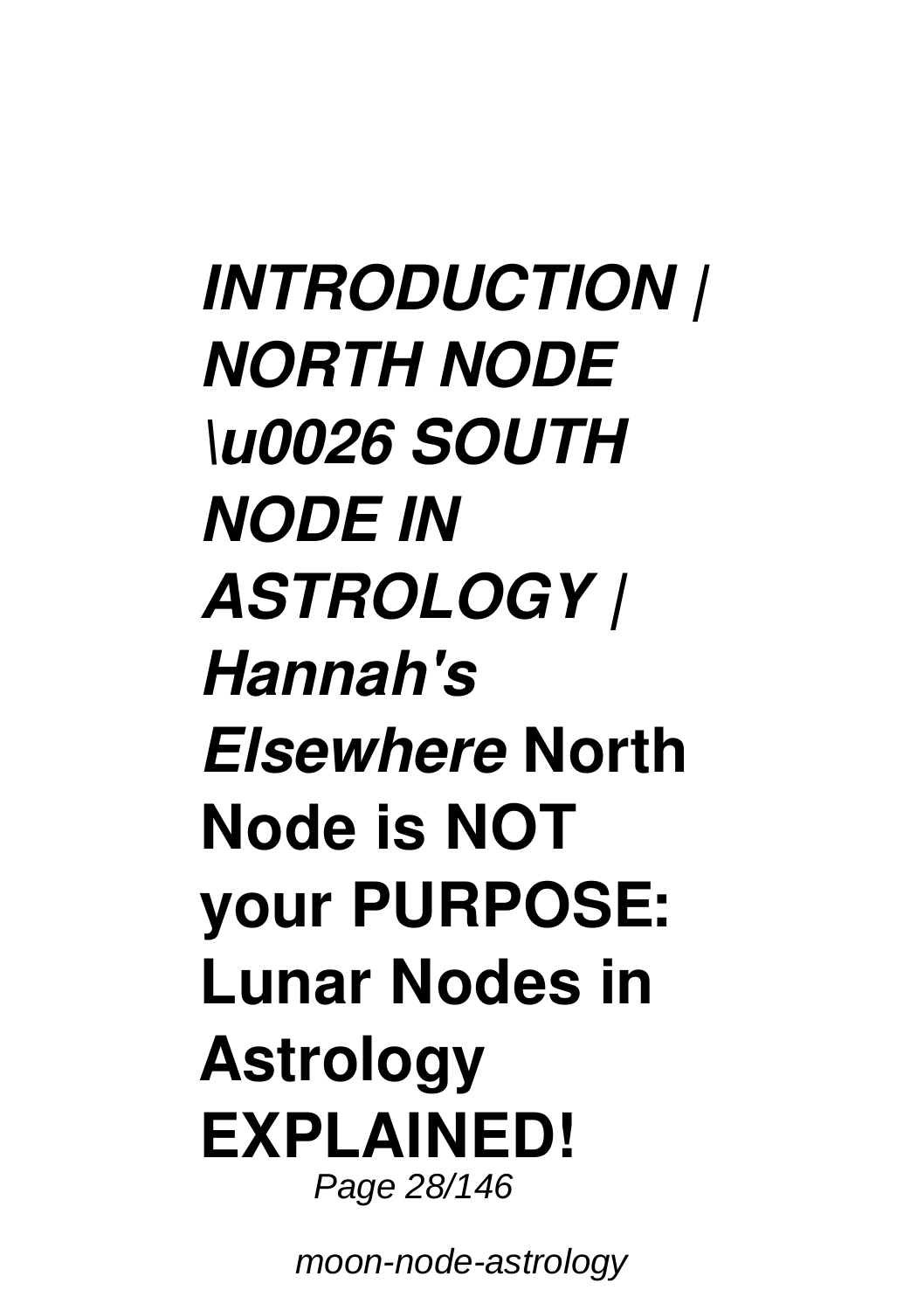***INTRODUCTION | NORTH NODE \u0026 SOUTH NODE IN ASTROLOGY | Hannah's Elsewhere*** **North Node is NOT your PURPOSE: Lunar Nodes in Astrology EXPLAINED!**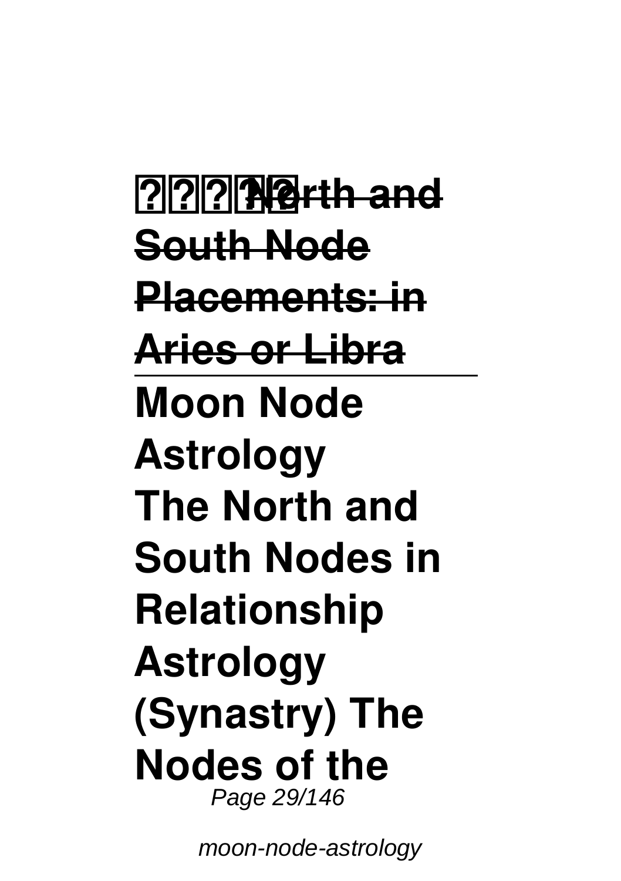**????North and South Node Placements: in Aries or Libra**

---

**Moon Node Astrology**

**The North and South Nodes in Relationship Astrology (Synastry) The Nodes of the**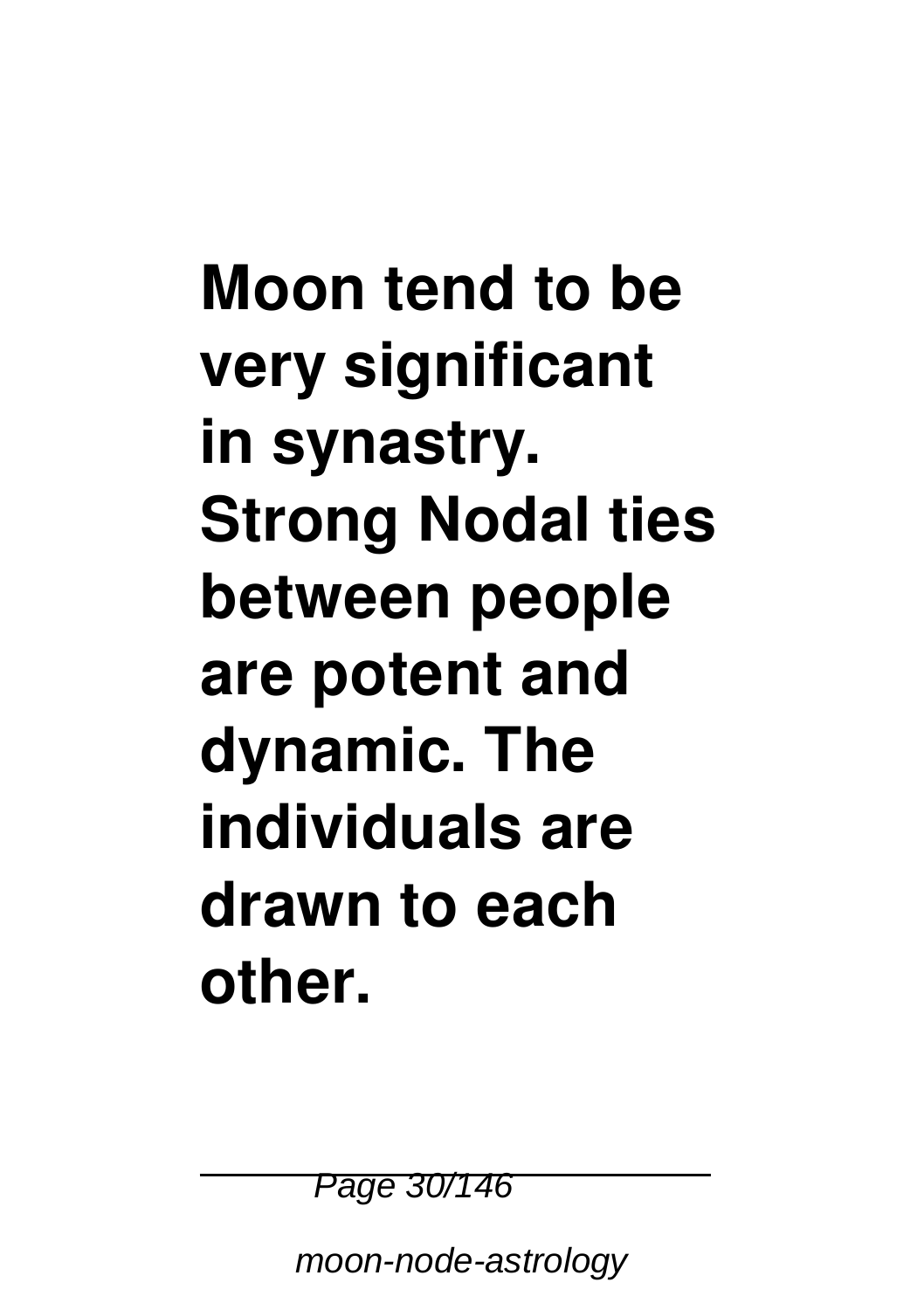**Moon tend to be very significant in synastry. Strong Nodal ties between people are potent and dynamic. The individuals are drawn to each other.**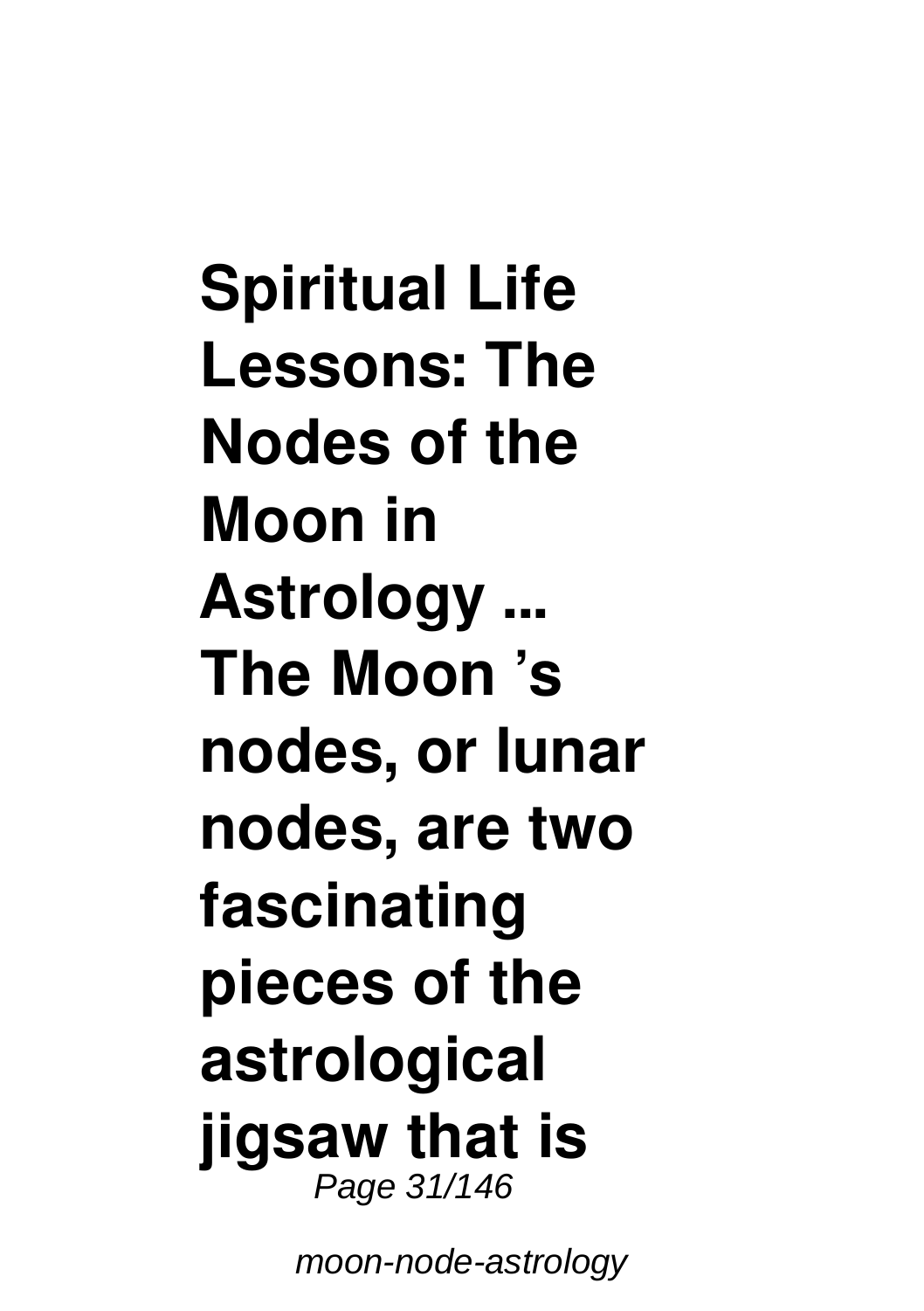**Spiritual Life Lessons: The Nodes of the Moon in Astrology ...**

**The Moon 's nodes, or lunar nodes, are two fascinating pieces of the astrological jigsaw that is**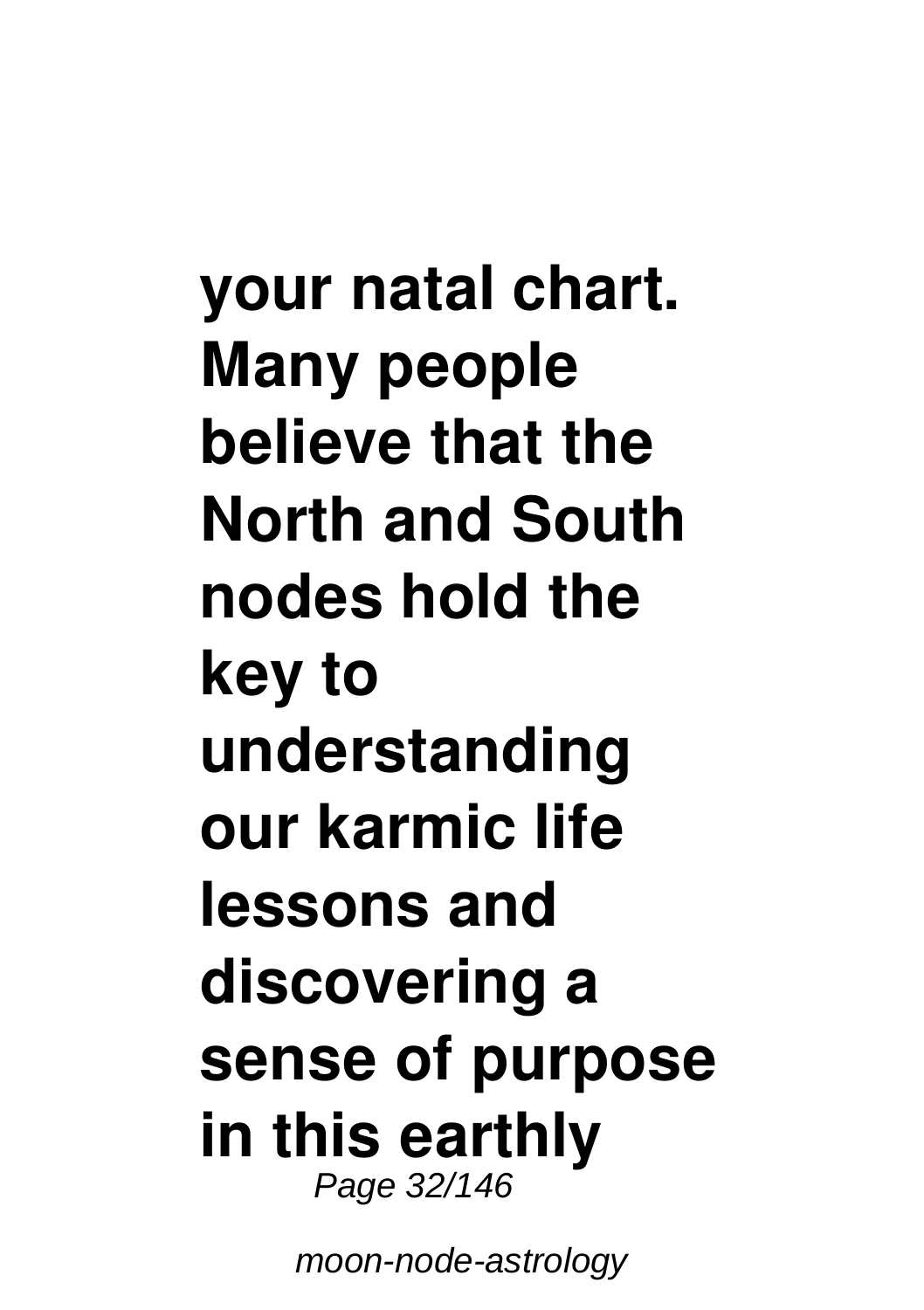**your natal chart. Many people believe that the North and South nodes hold the key to understanding our karmic life lessons and discovering a sense of purpose in this earthly**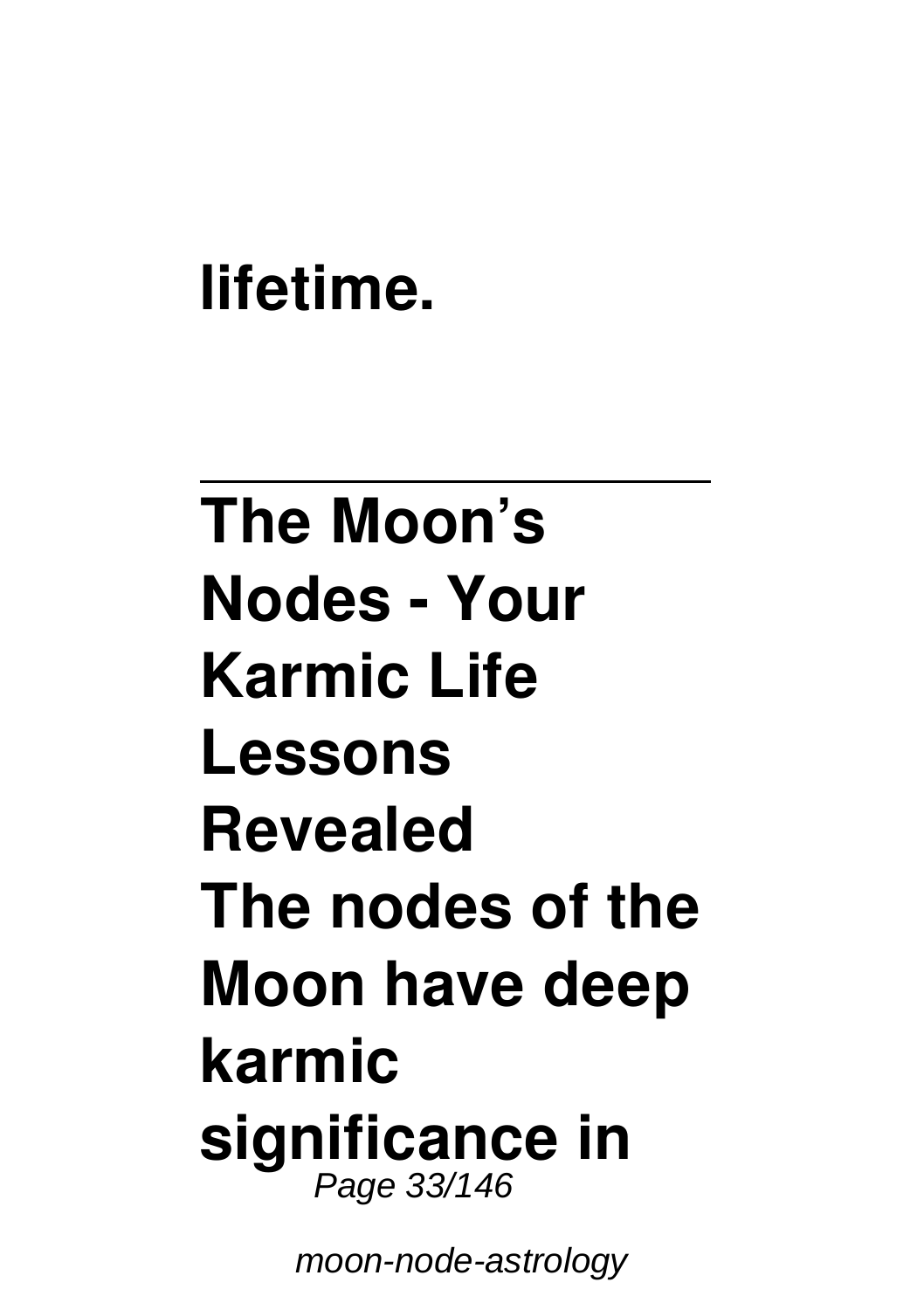**lifetime.**

---

**The Moon's Nodes - Your Karmic Life Lessons Revealed**
**The nodes of the Moon have deep karmic significance in**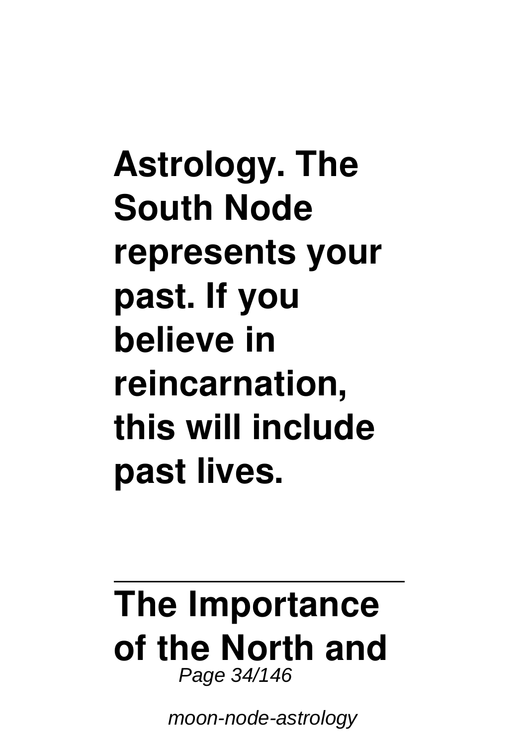**Astrology. The South Node represents your past. If you believe in reincarnation, this will include past lives.**

---

## The Importance of the North and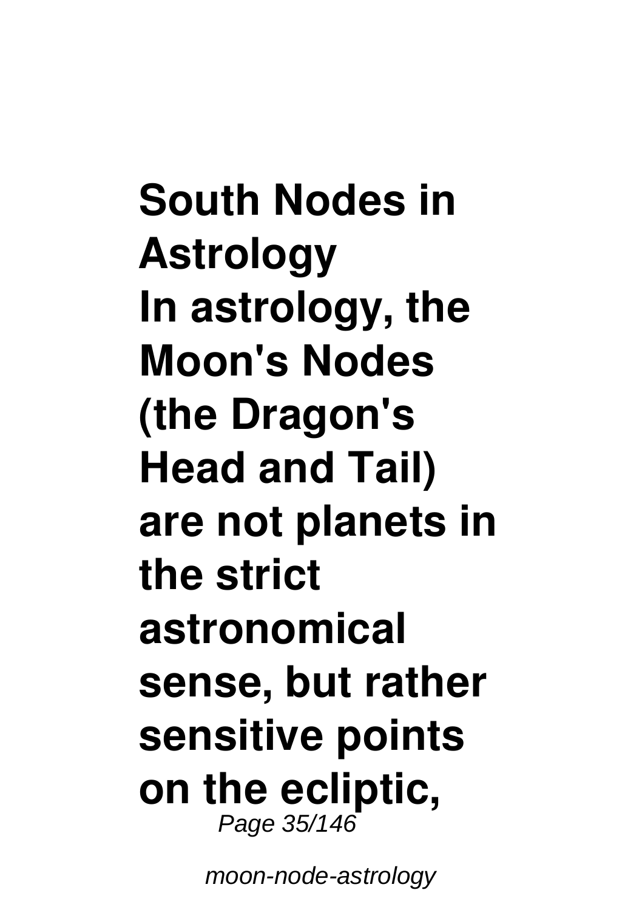**South Nodes in Astrology**

**In astrology, the Moon's Nodes (the Dragon's Head and Tail) are not planets in the strict astronomical sense, but rather sensitive points on the ecliptic,**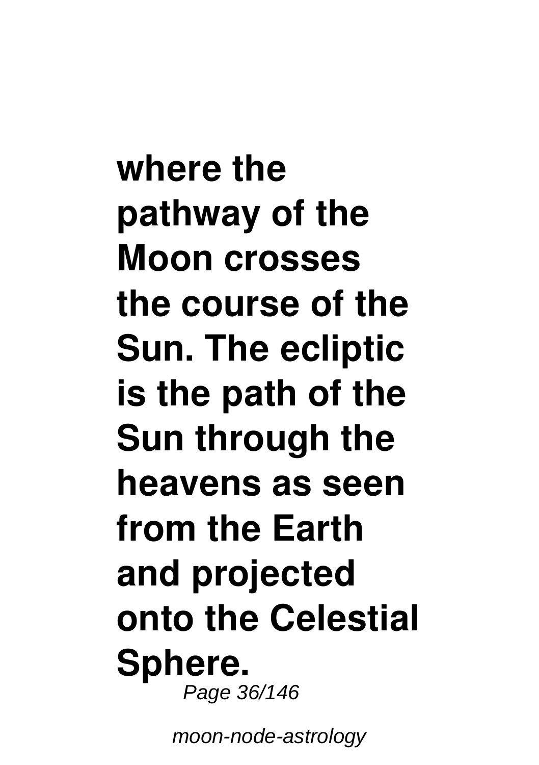**where the pathway of the Moon crosses the course of the Sun. The ecliptic is the path of the Sun through the heavens as seen from the Earth and projected onto the Celestial Sphere.**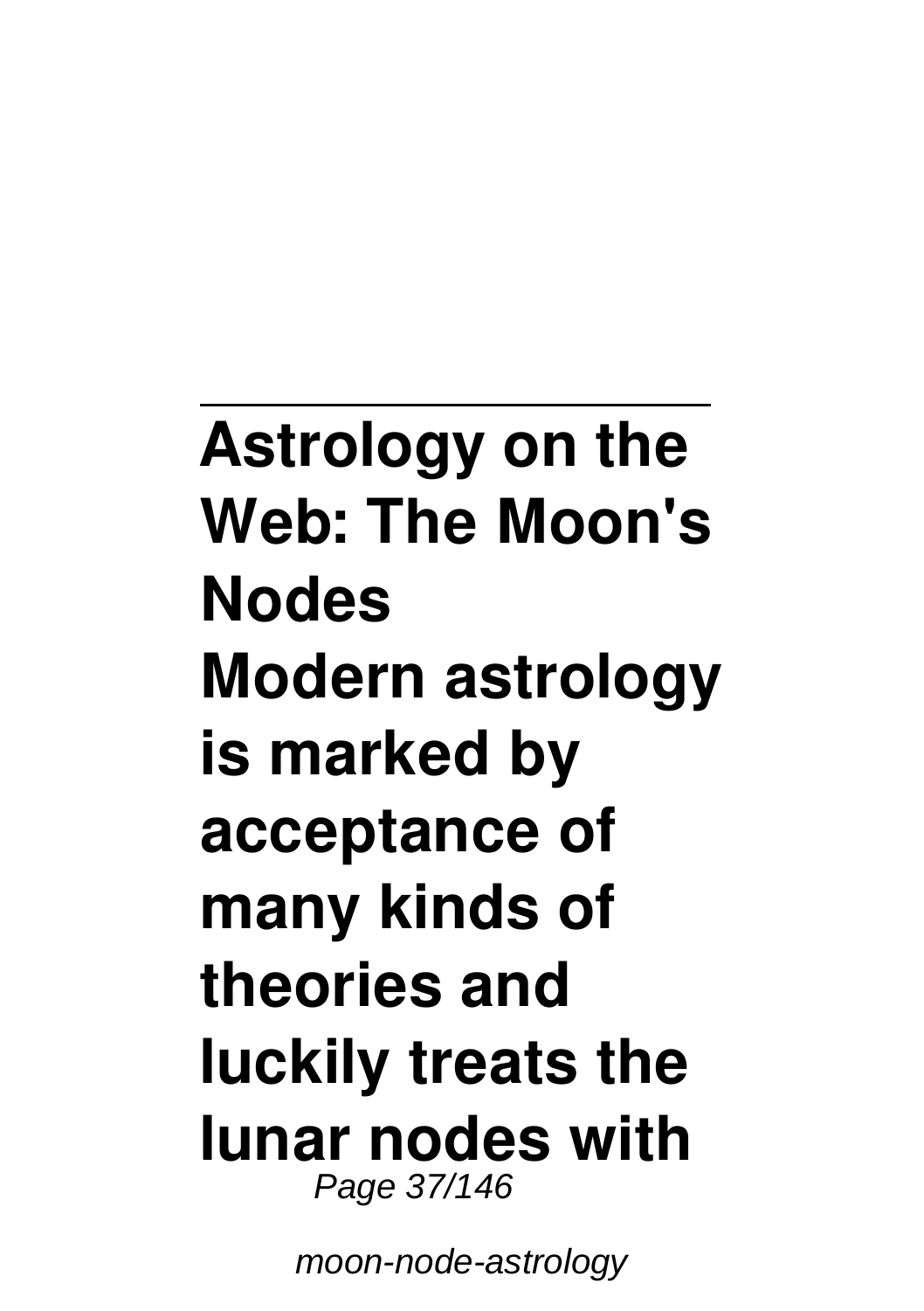## Astrology on the Web: The Moon's Nodes

**Modern astrology is marked by acceptance of many kinds of theories and luckily treats the lunar nodes with**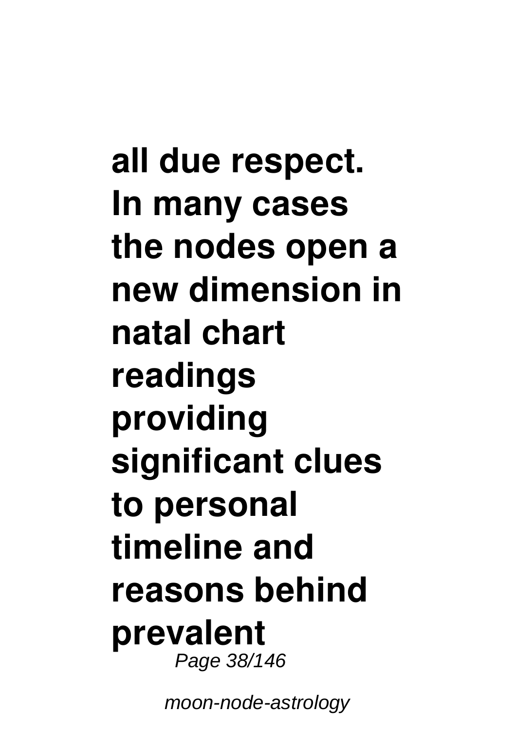**all due respect. In many cases the nodes open a new dimension in natal chart readings providing significant clues to personal timeline and reasons behind prevalent**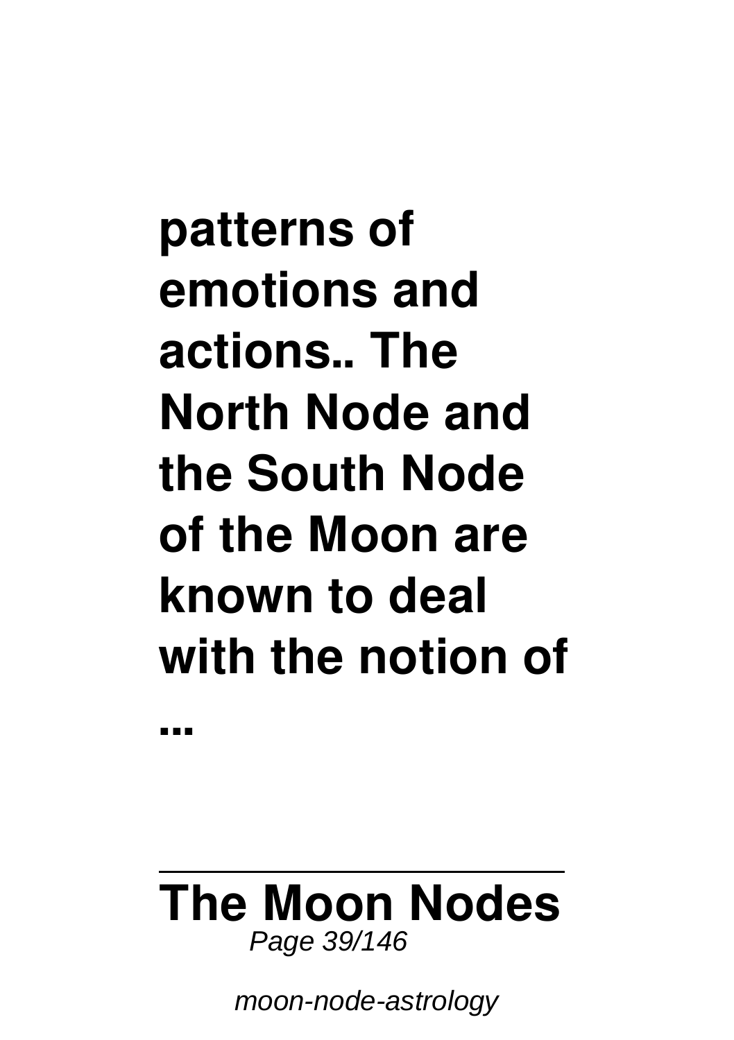**patterns of emotions and actions.. The North Node and the South Node of the Moon are known to deal with the notion of ...**

## The Moon Nodes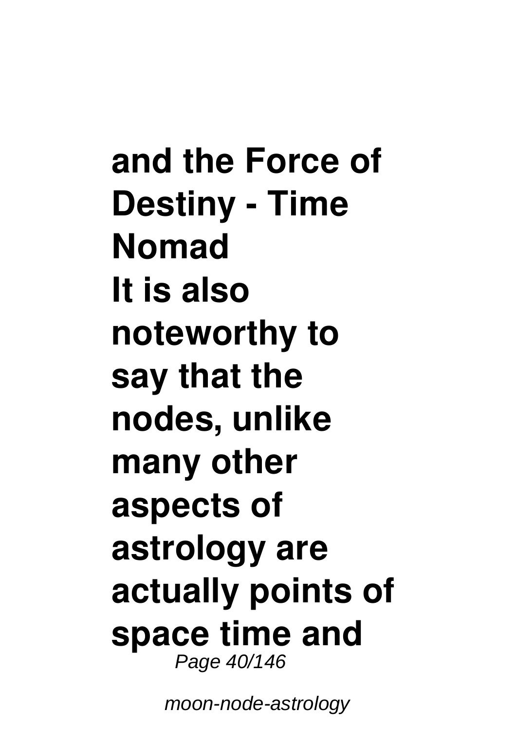**and the Force of Destiny - Time Nomad**

**It is also noteworthy to say that the nodes, unlike many other aspects of astrology are actually points of space time and**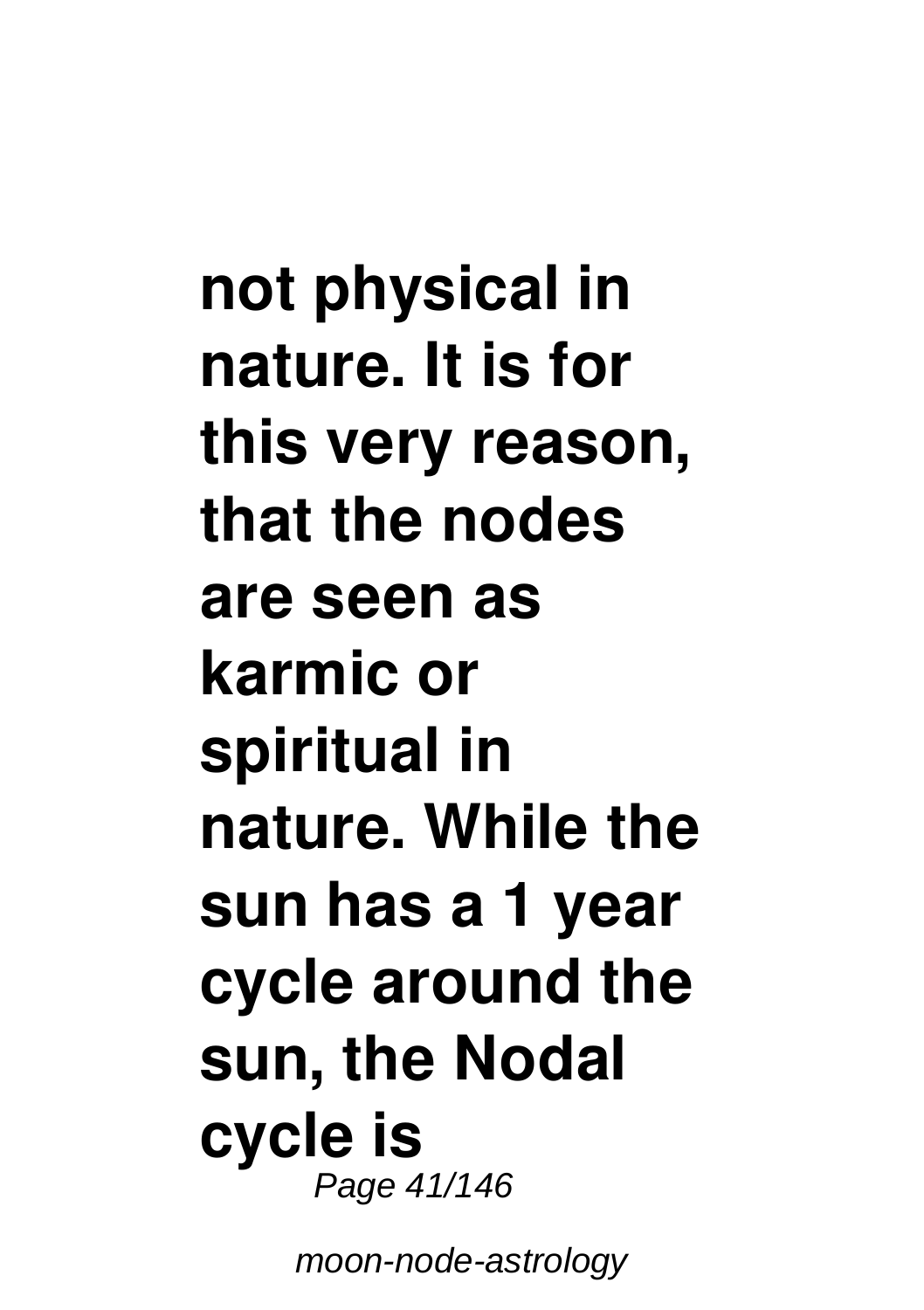**not physical in nature. It is for this very reason, that the nodes are seen as karmic or spiritual in nature. While the sun has a 1 year cycle around the sun, the Nodal cycle is**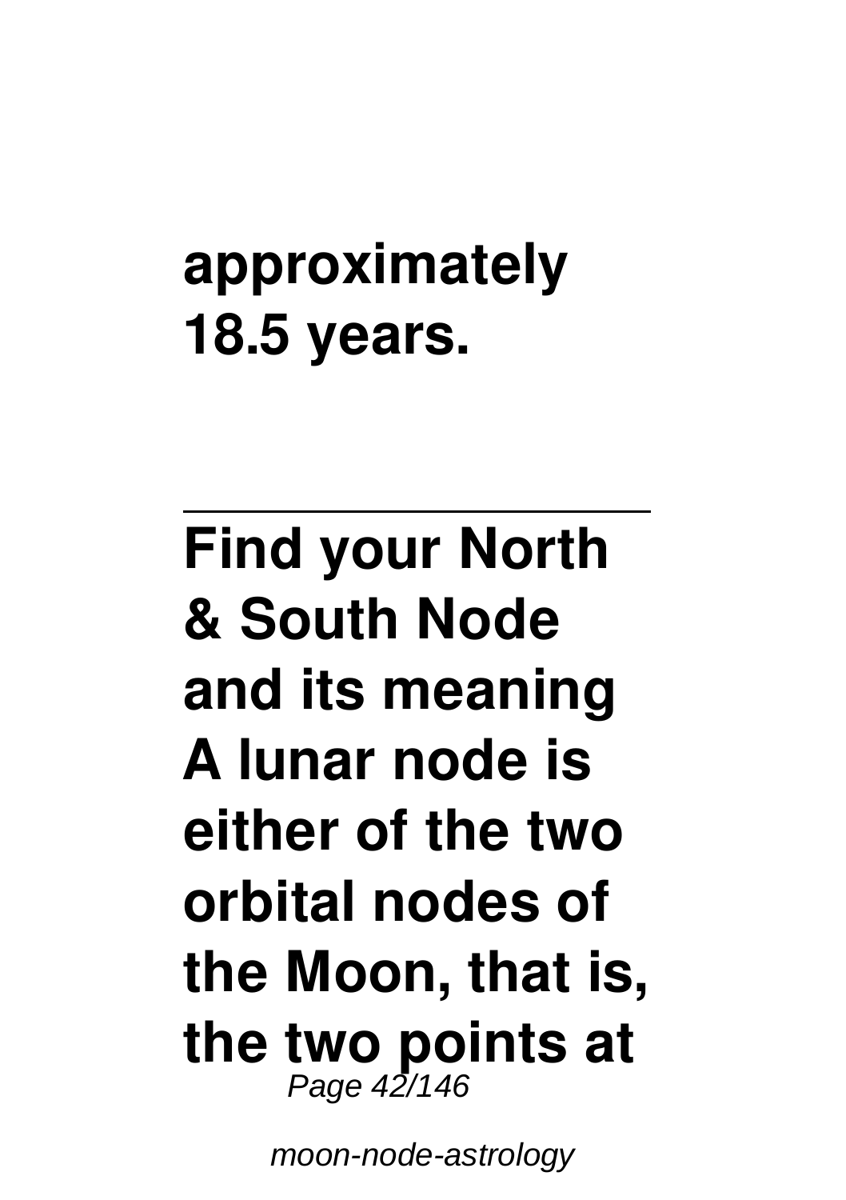**approximately 18.5 years.**

---

**Find your North & South Node and its meaning A lunar node is either of the two orbital nodes of the Moon, that is, the two points at**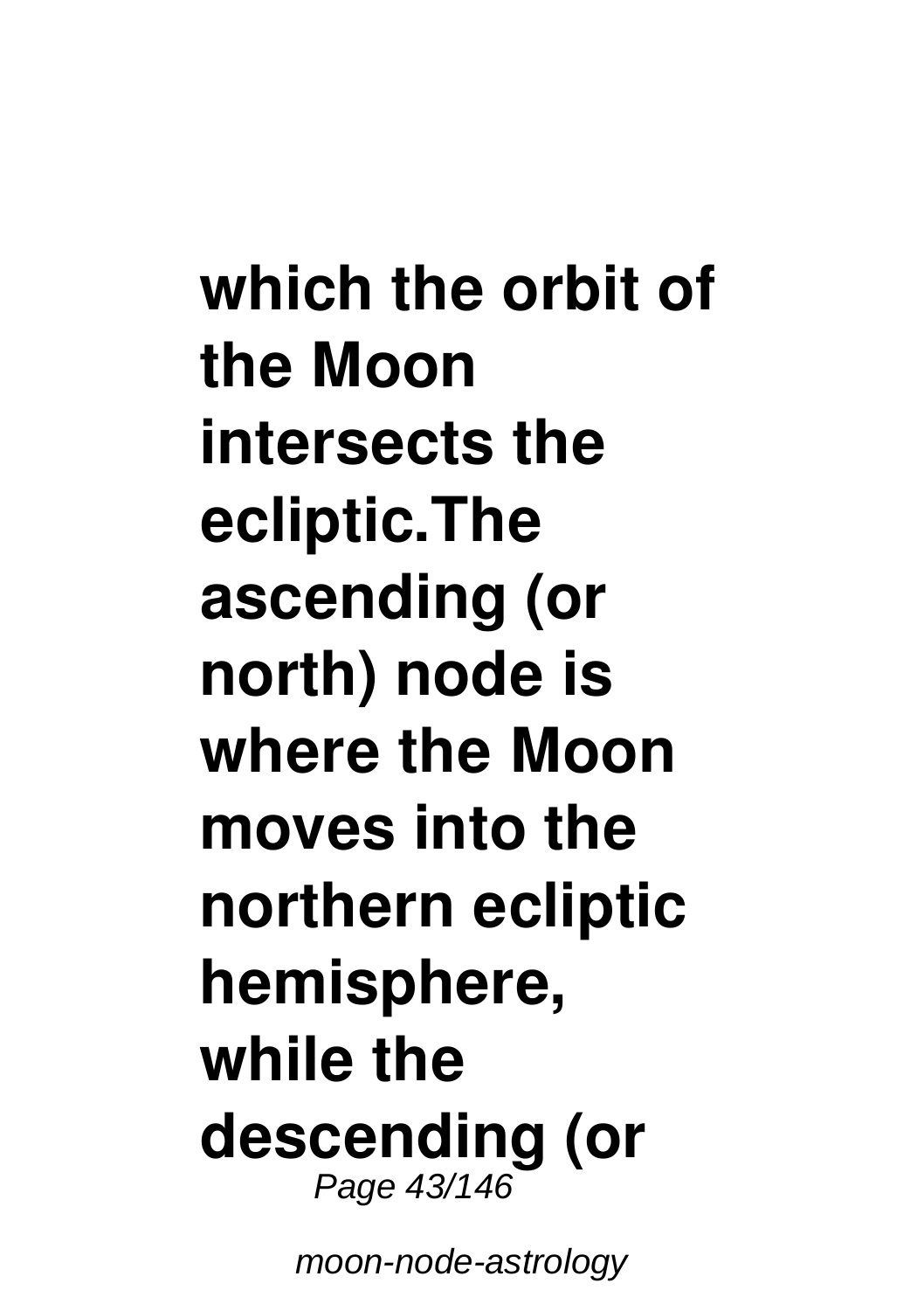**which the orbit of the Moon intersects the ecliptic.The ascending (or north) node is where the Moon moves into the northern ecliptic hemisphere, while the descending (or**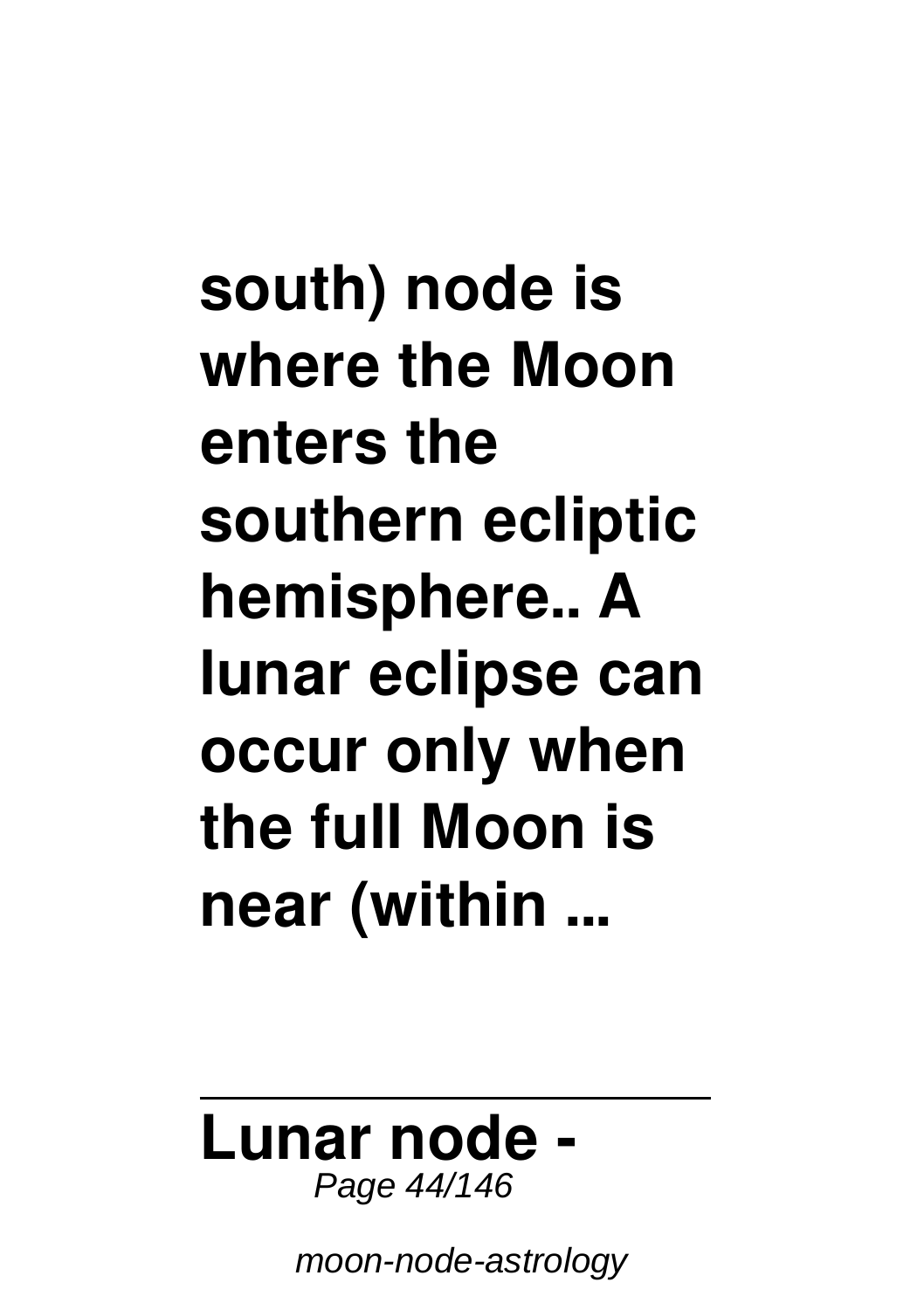**south) node is where the Moon enters the southern ecliptic hemisphere.. A lunar eclipse can occur only when the full Moon is near (within ...**

---

**Lunar node -**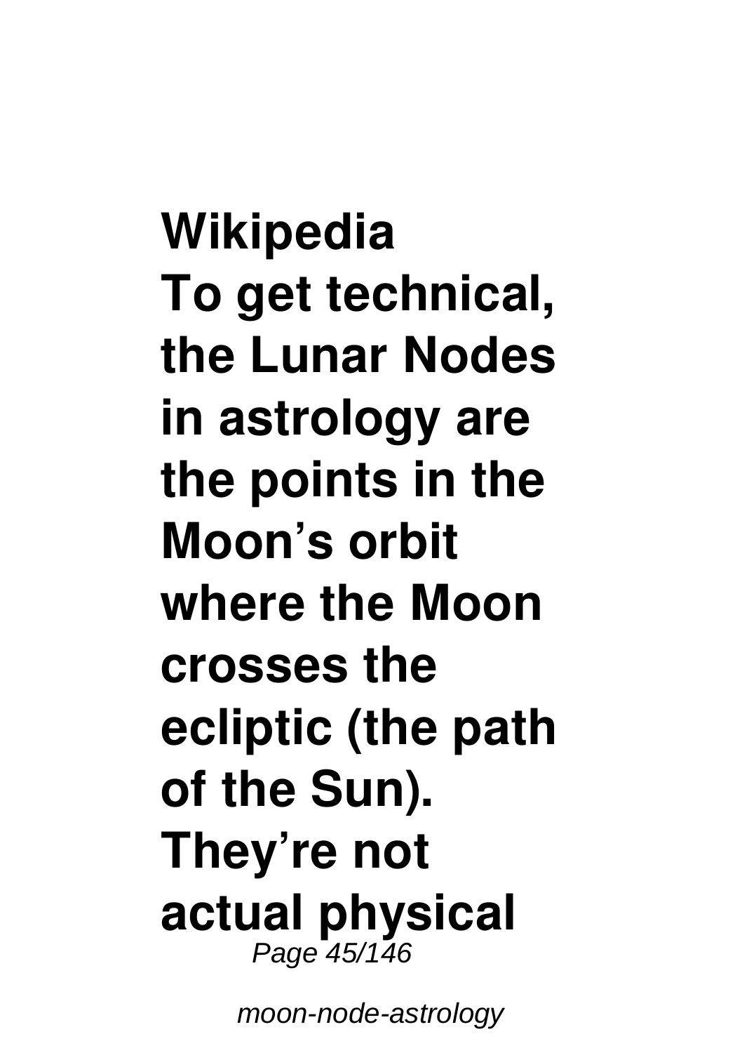**Wikipedia**
**To get technical, the Lunar Nodes in astrology are the points in the Moon's orbit where the Moon crosses the ecliptic (the path of the Sun). They're not actual physical**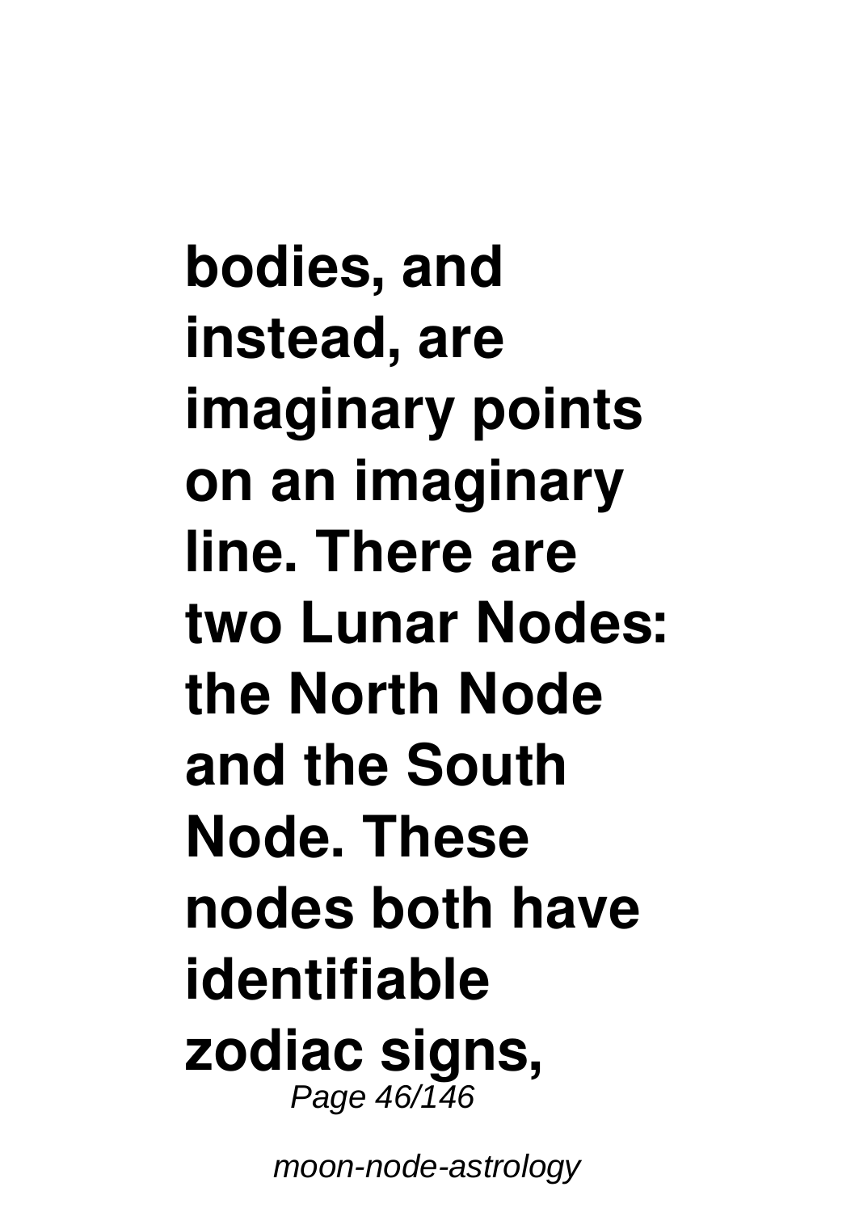**bodies, and instead, are imaginary points on an imaginary line. There are two Lunar Nodes: the North Node and the South Node. These nodes both have identifiable zodiac signs,**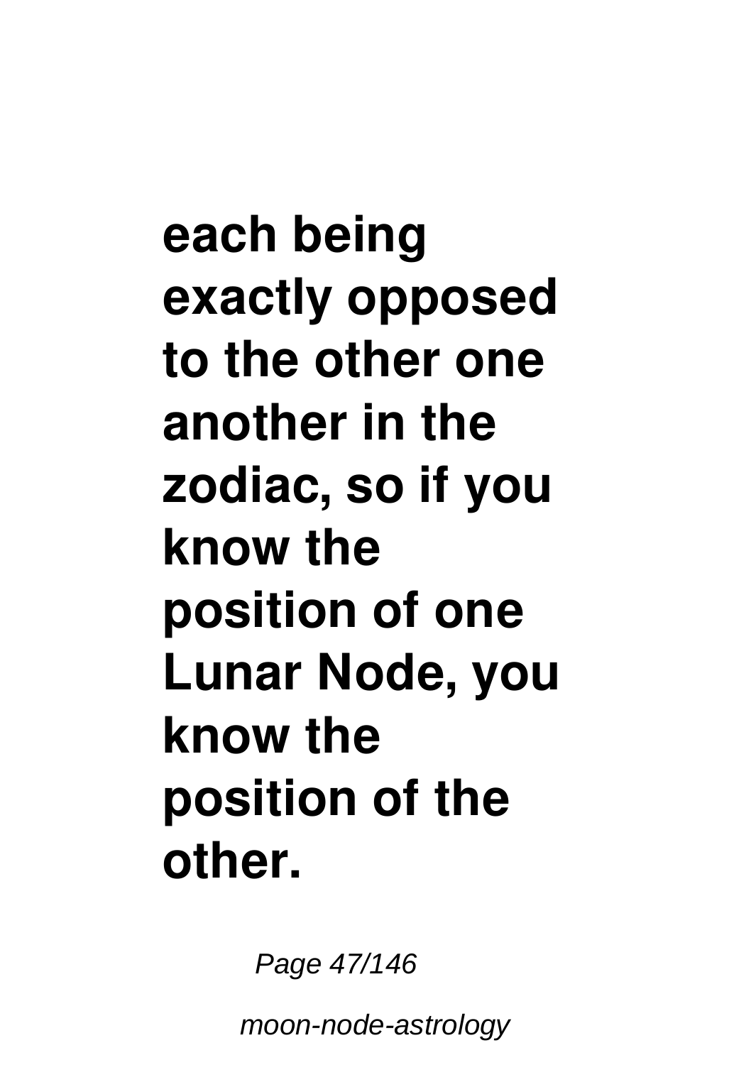**each being exactly opposed to the other one another in the zodiac, so if you know the position of one Lunar Node, you know the position of the other.**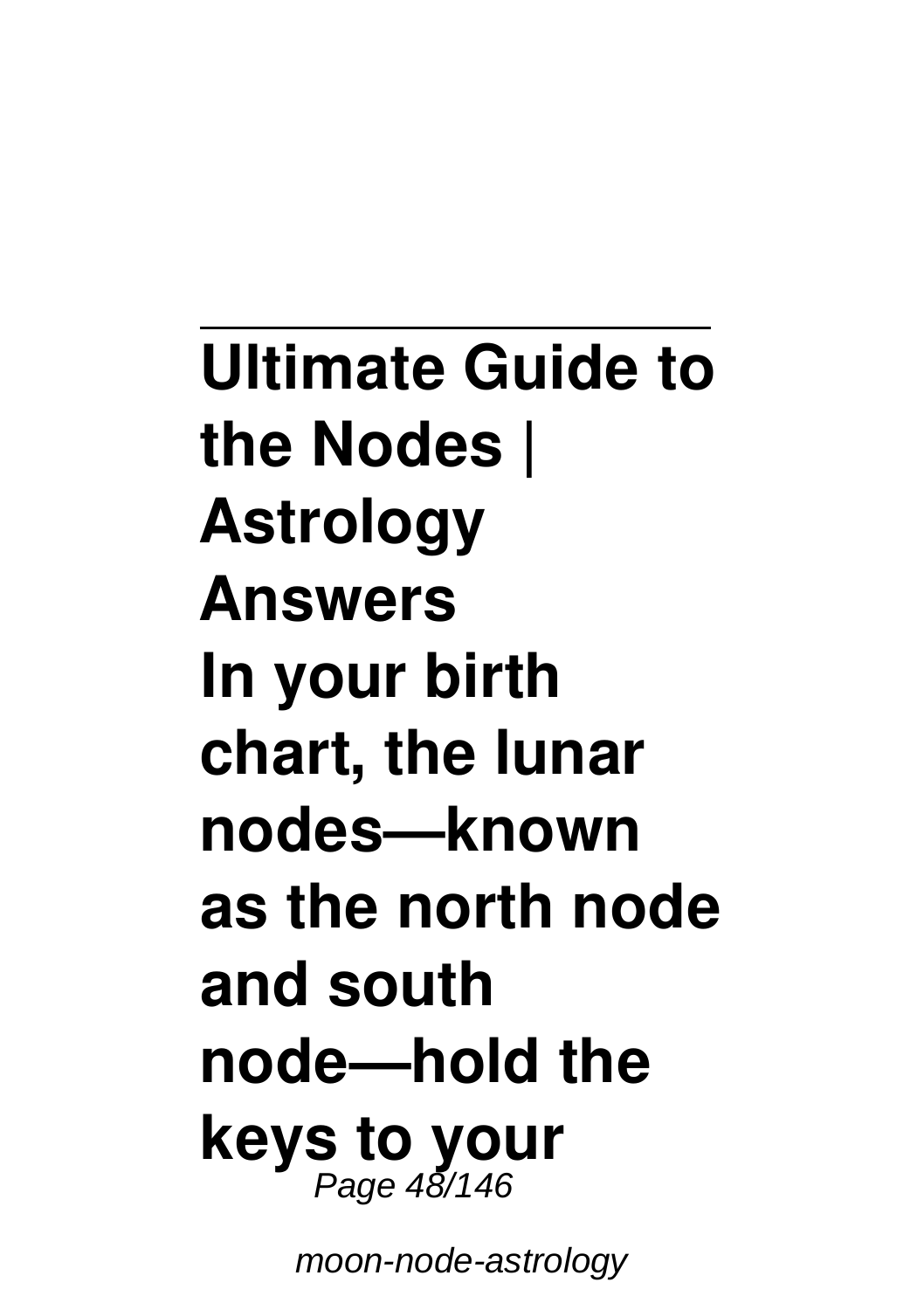## Ultimate Guide to the Nodes | Astrology Answers

**In your birth chart, the lunar nodes—known as the north node and south node—hold the keys to your**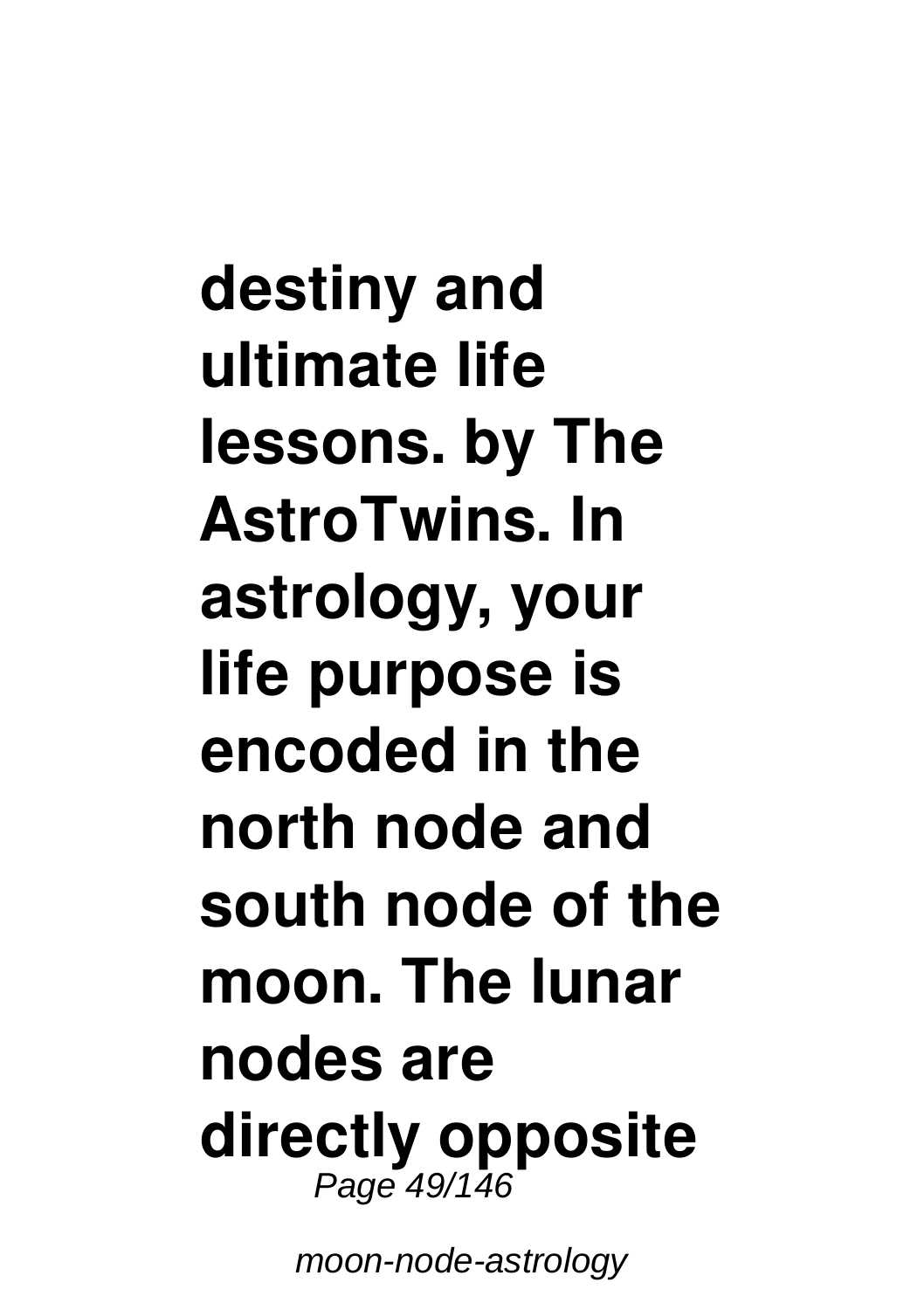**destiny and ultimate life lessons. by The AstroTwins. In astrology, your life purpose is encoded in the north node and south node of the moon. The lunar nodes are directly opposite**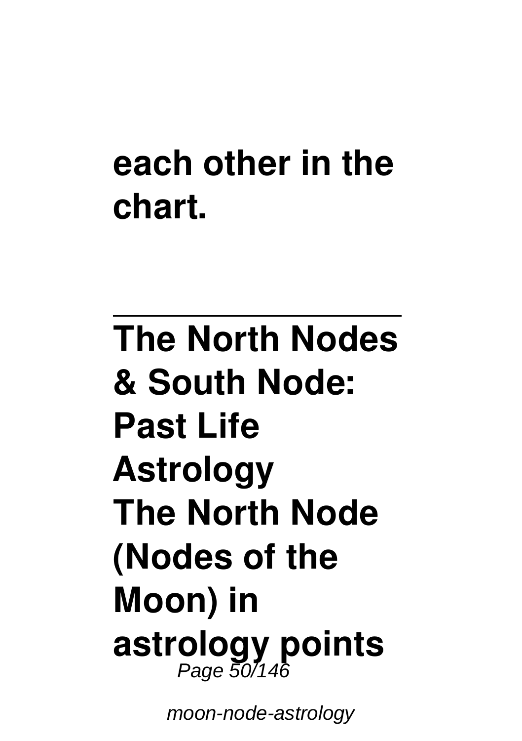**each other in the chart.**

---

**The North Nodes & South Node: Past Life Astrology**

**The North Node (Nodes of the Moon) in astrology points**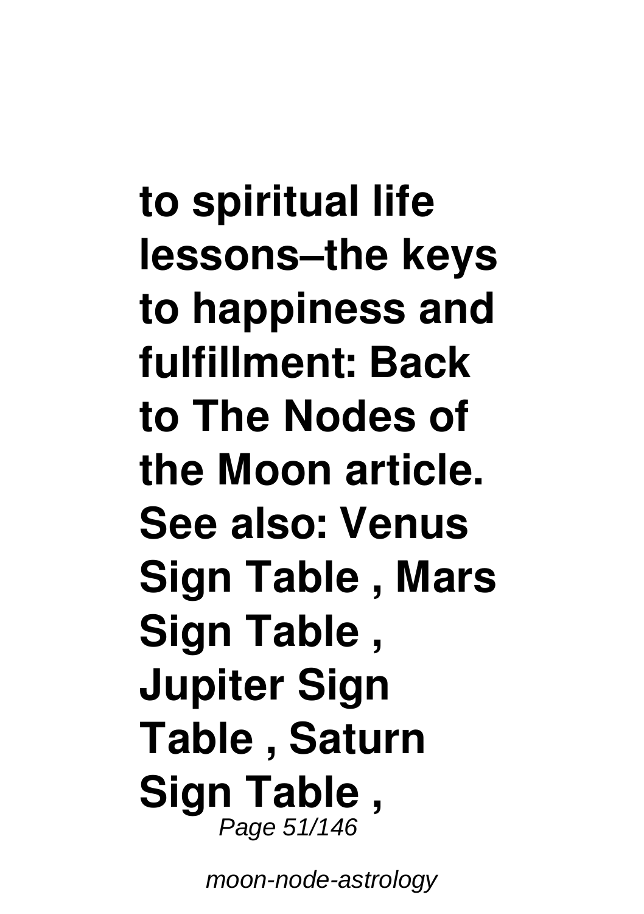**to spiritual life lessons–the keys to happiness and fulfillment: Back to The Nodes of the Moon article. See also: Venus Sign Table , Mars Sign Table , Jupiter Sign Table , Saturn Sign Table ,**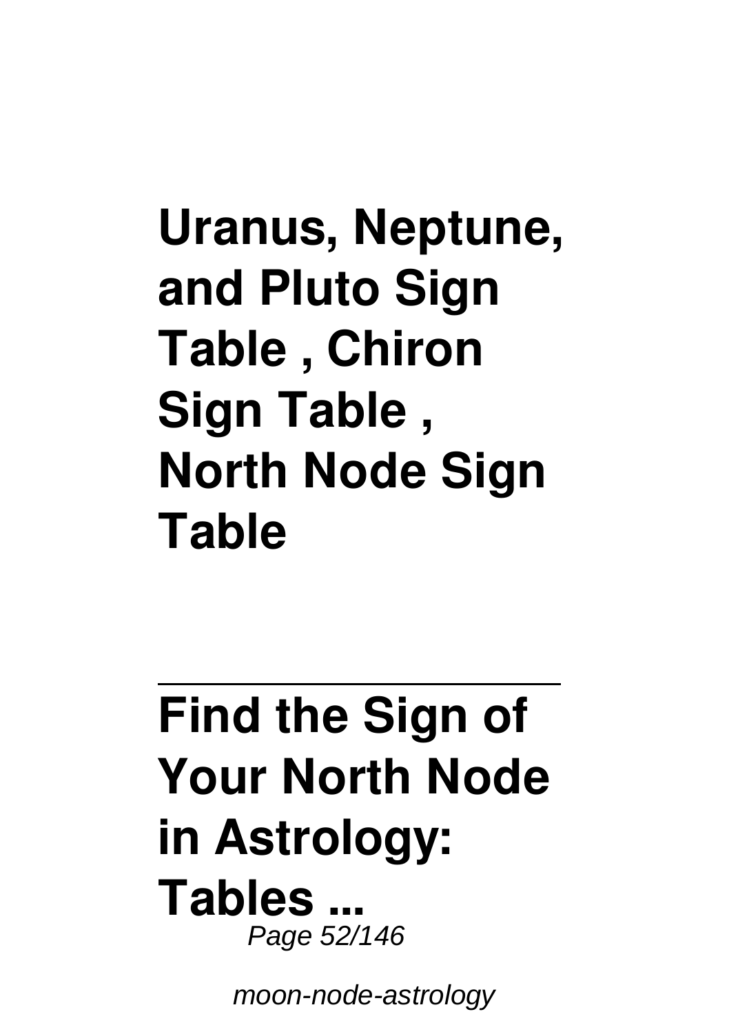## Uranus, Neptune, and Pluto Sign Table , Chiron Sign Table , North Node Sign Table

---

## Find the Sign of Your North Node in Astrology: Tables ...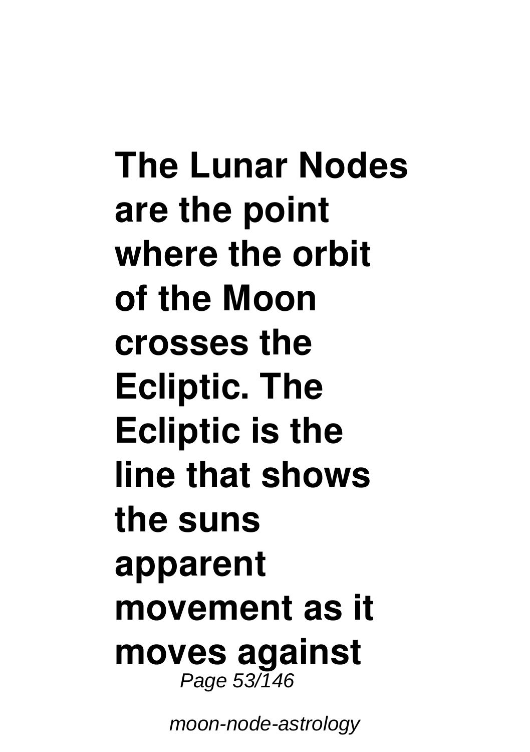**The Lunar Nodes are the point where the orbit of the Moon crosses the Ecliptic. The Ecliptic is the line that shows the suns apparent movement as it moves against**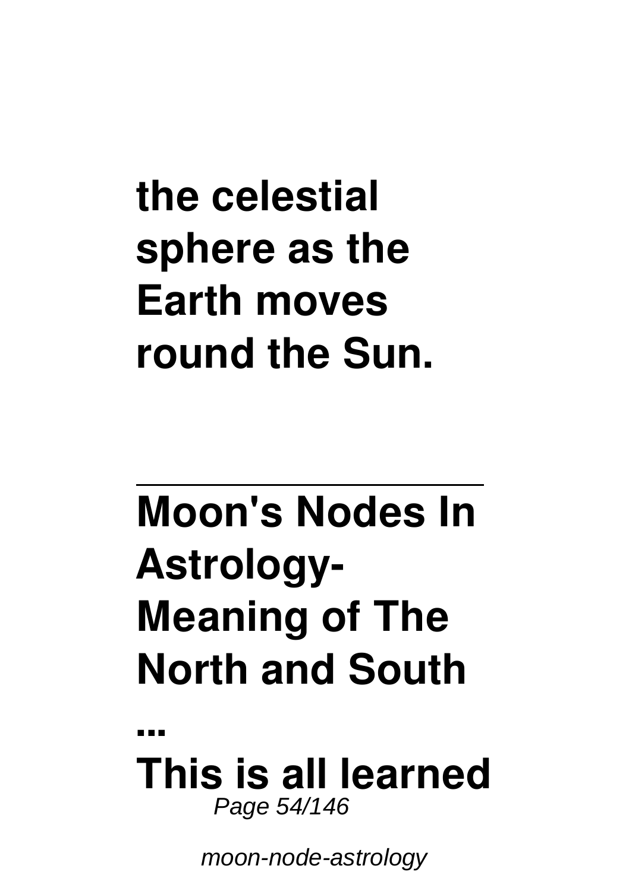**the celestial sphere as the Earth moves round the Sun.**

---

## Moon's Nodes In Astrology- Meaning of The North and South ...

**This is all learned**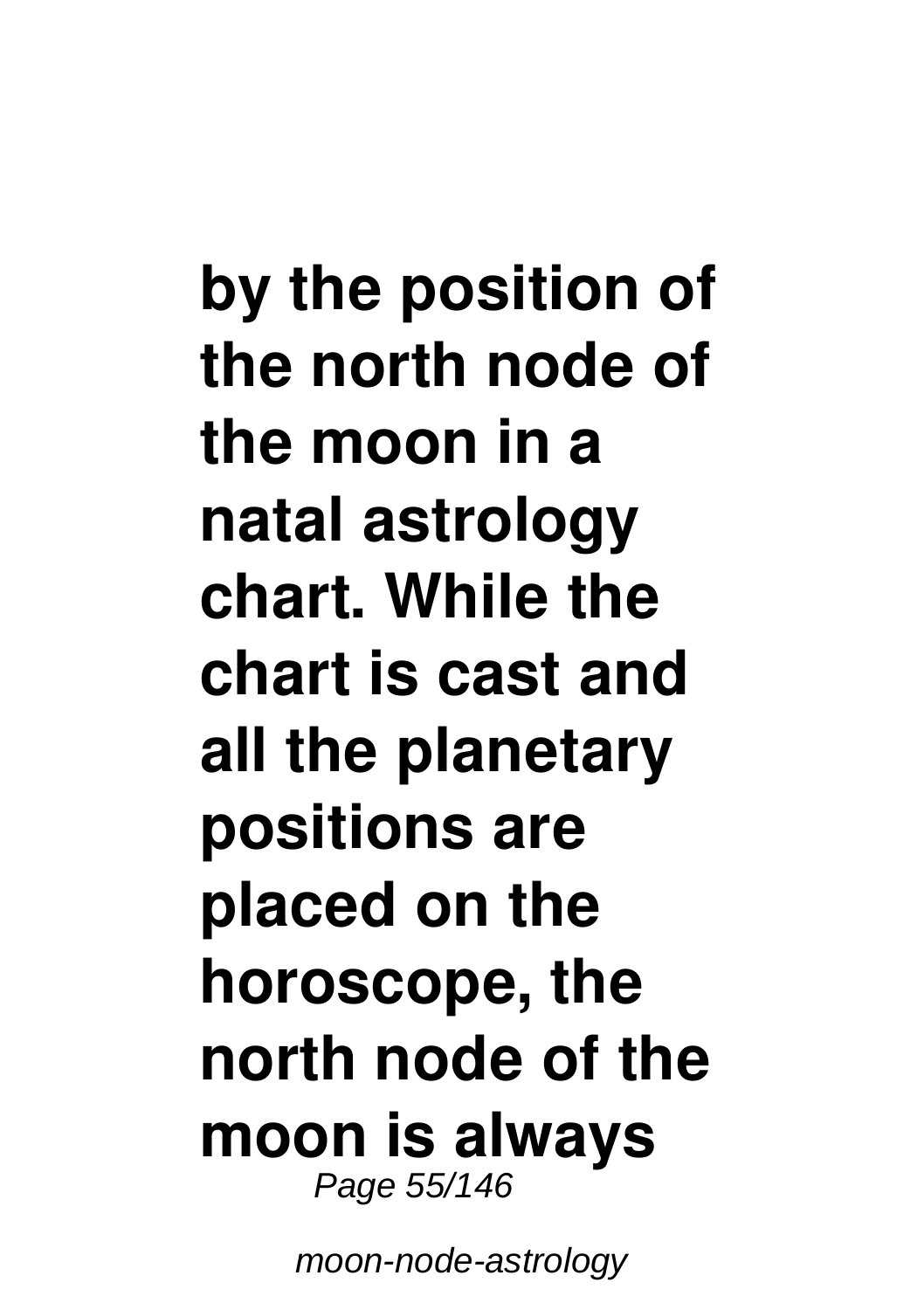**by the position of the north node of the moon in a natal astrology chart. While the chart is cast and all the planetary positions are placed on the horoscope, the north node of the moon is always**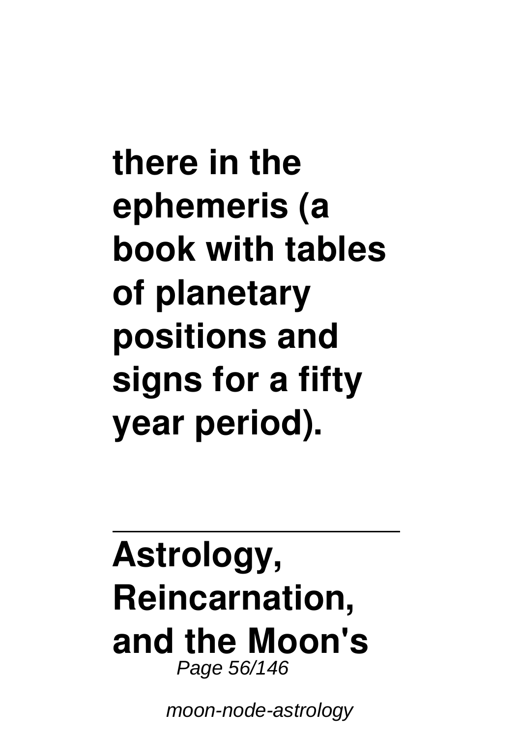**there in the ephemeris (a book with tables of planetary positions and signs for a fifty year period).**

---

**Astrology, Reincarnation, and the Moon's**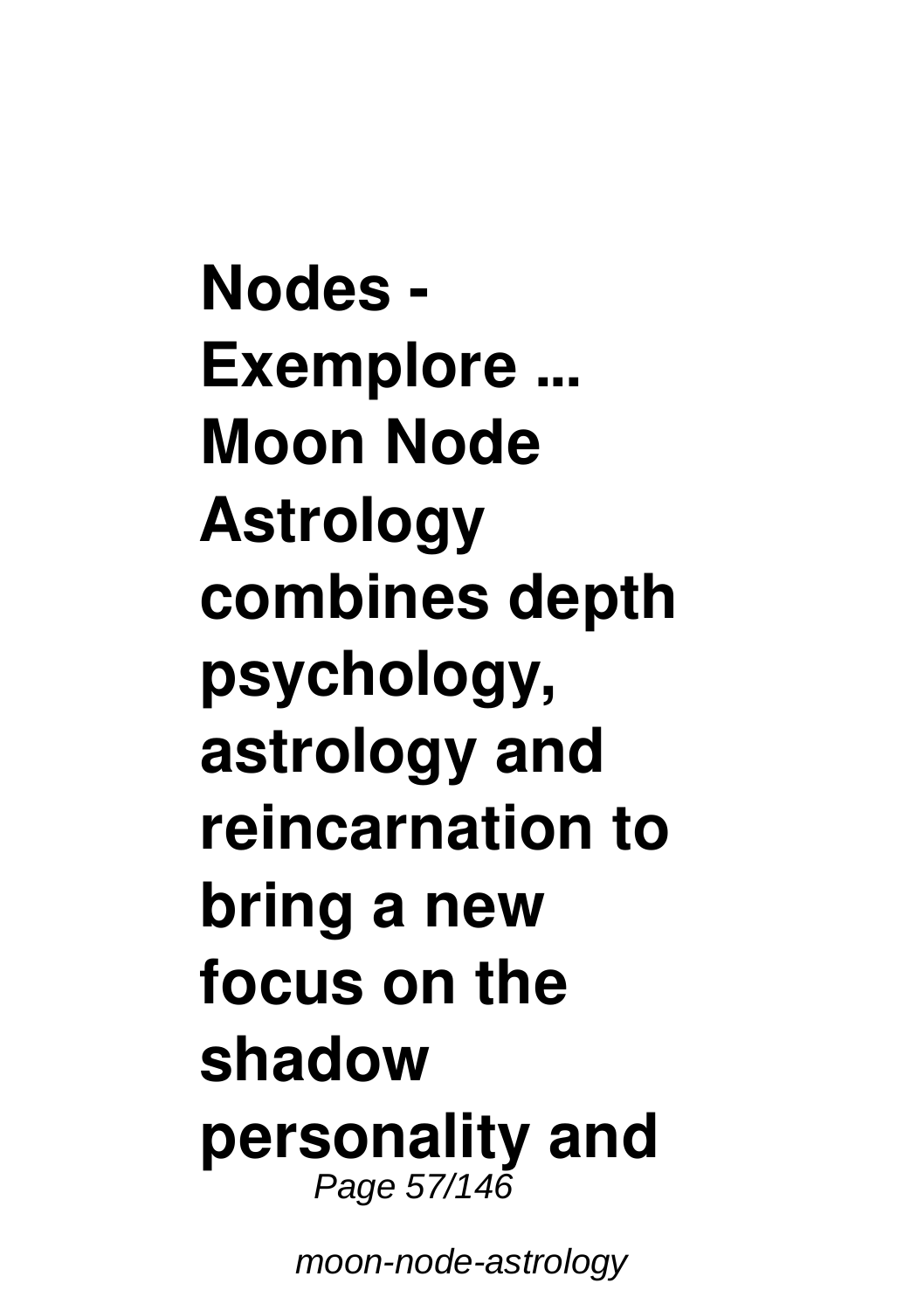**Nodes - Exemplore ... Moon Node Astrology combines depth psychology, astrology and reincarnation to bring a new focus on the shadow personality and**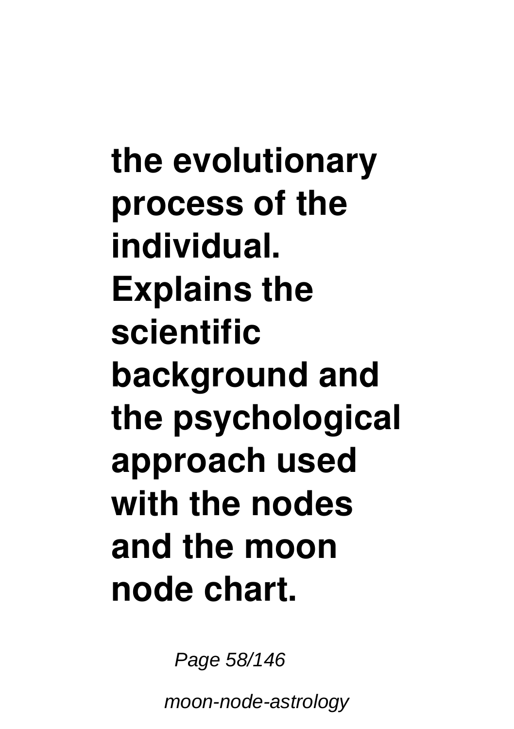**the evolutionary process of the individual. Explains the scientific background and the psychological approach used with the nodes and the moon node chart.**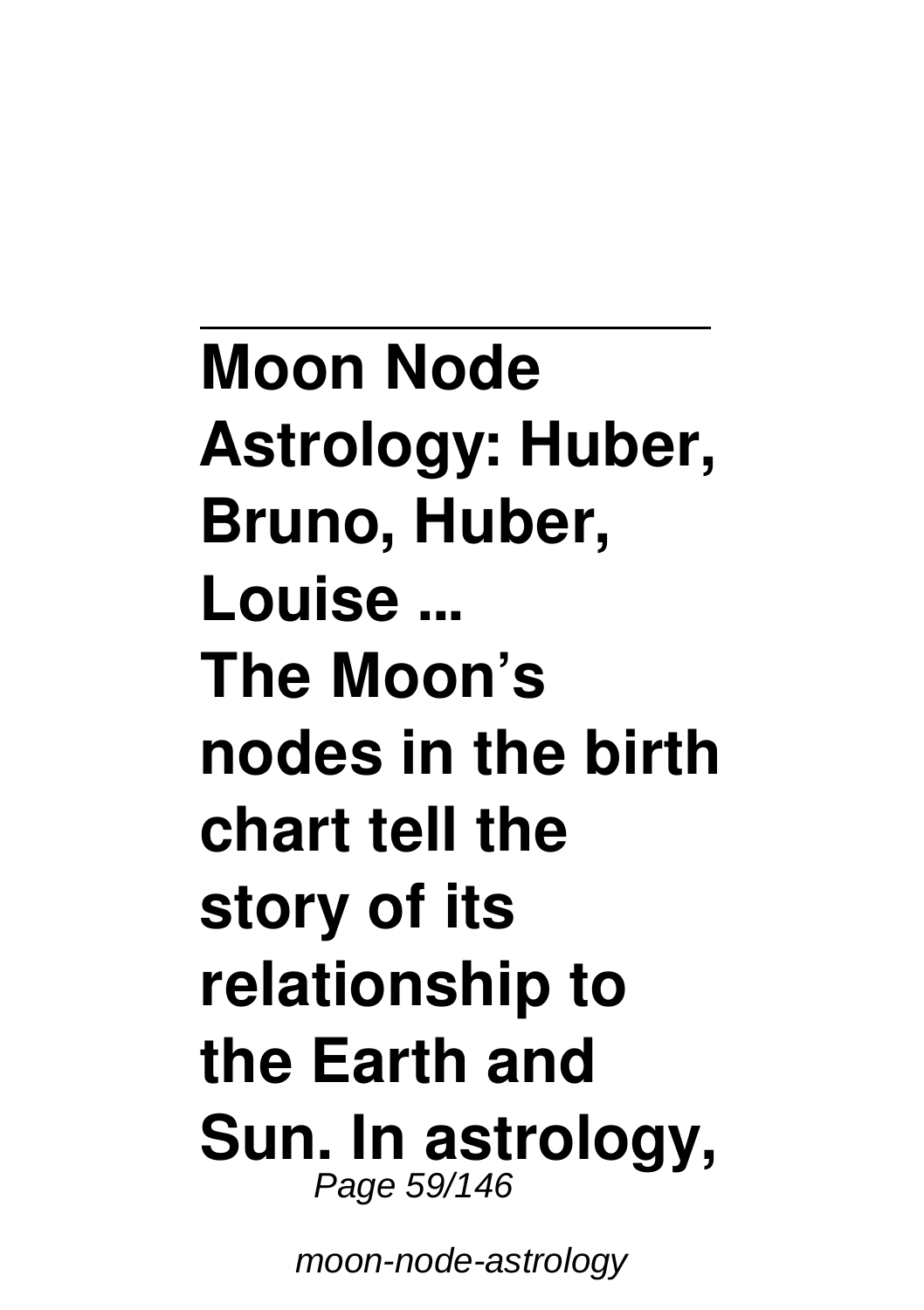**Moon Node Astrology: Huber, Bruno, Huber, Louise ...**

**The Moon's nodes in the birth chart tell the story of its relationship to the Earth and Sun. In astrology,**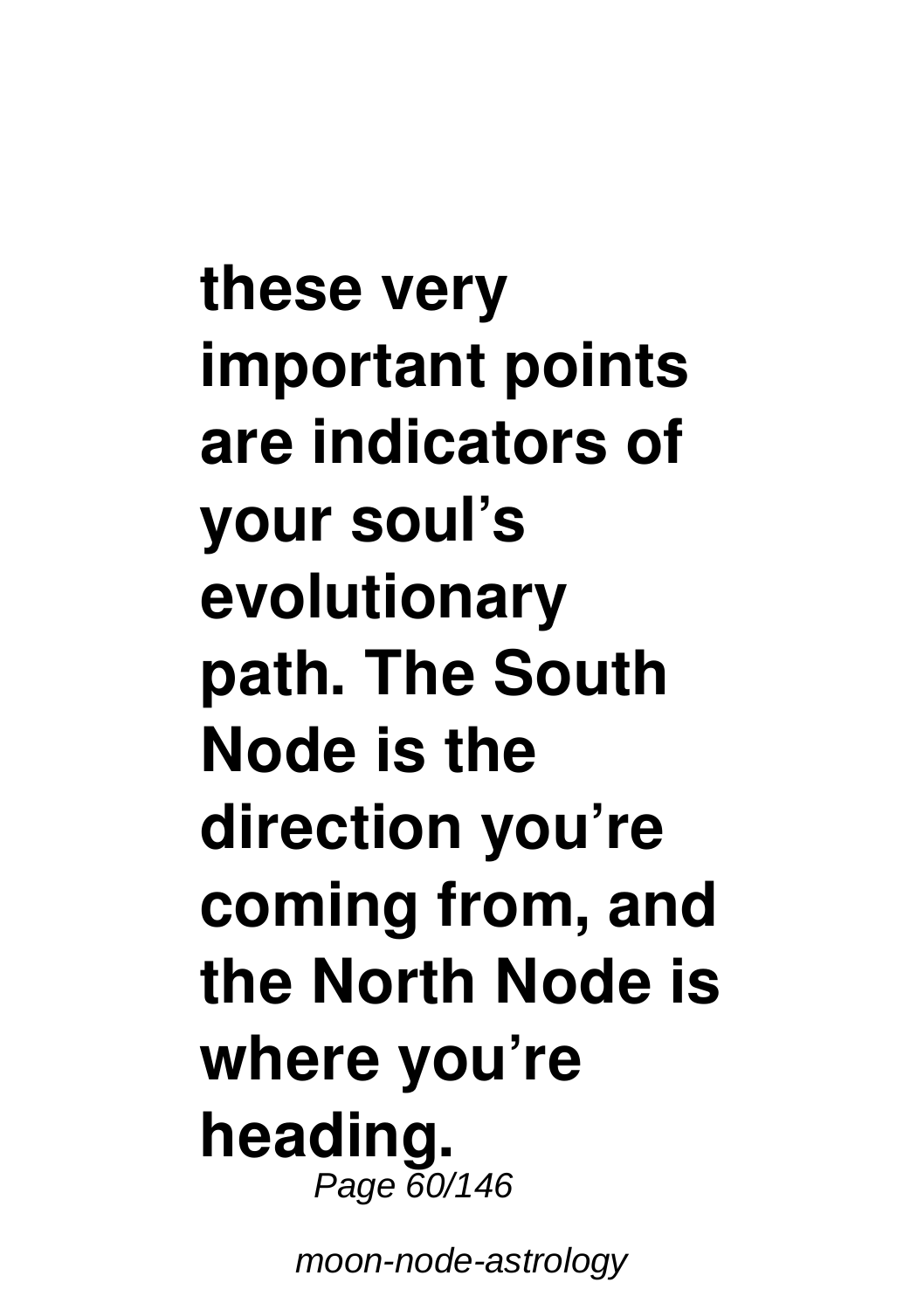**these very important points are indicators of your soul's evolutionary path. The South Node is the direction you're coming from, and the North Node is where you're heading.**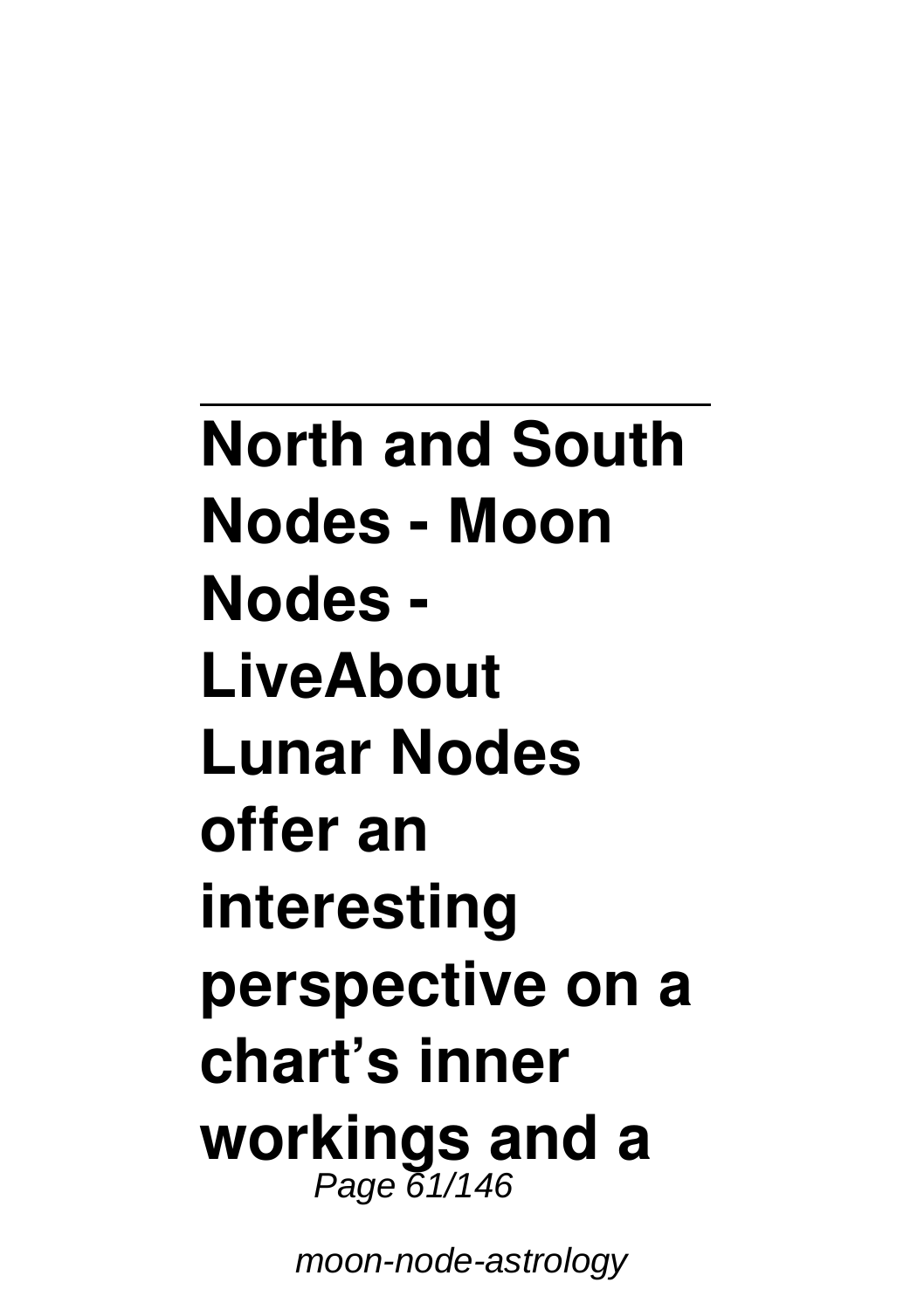---

**North and South Nodes - Moon Nodes - LiveAbout**

**Lunar Nodes offer an interesting perspective on a chart's inner workings and a**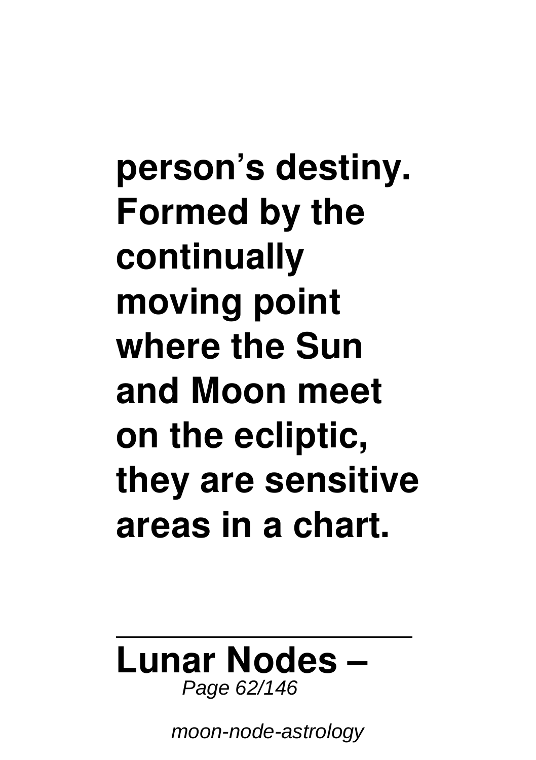**person's destiny. Formed by the continually moving point where the Sun and Moon meet on the ecliptic, they are sensitive areas in a chart.**

---

## Lunar Nodes –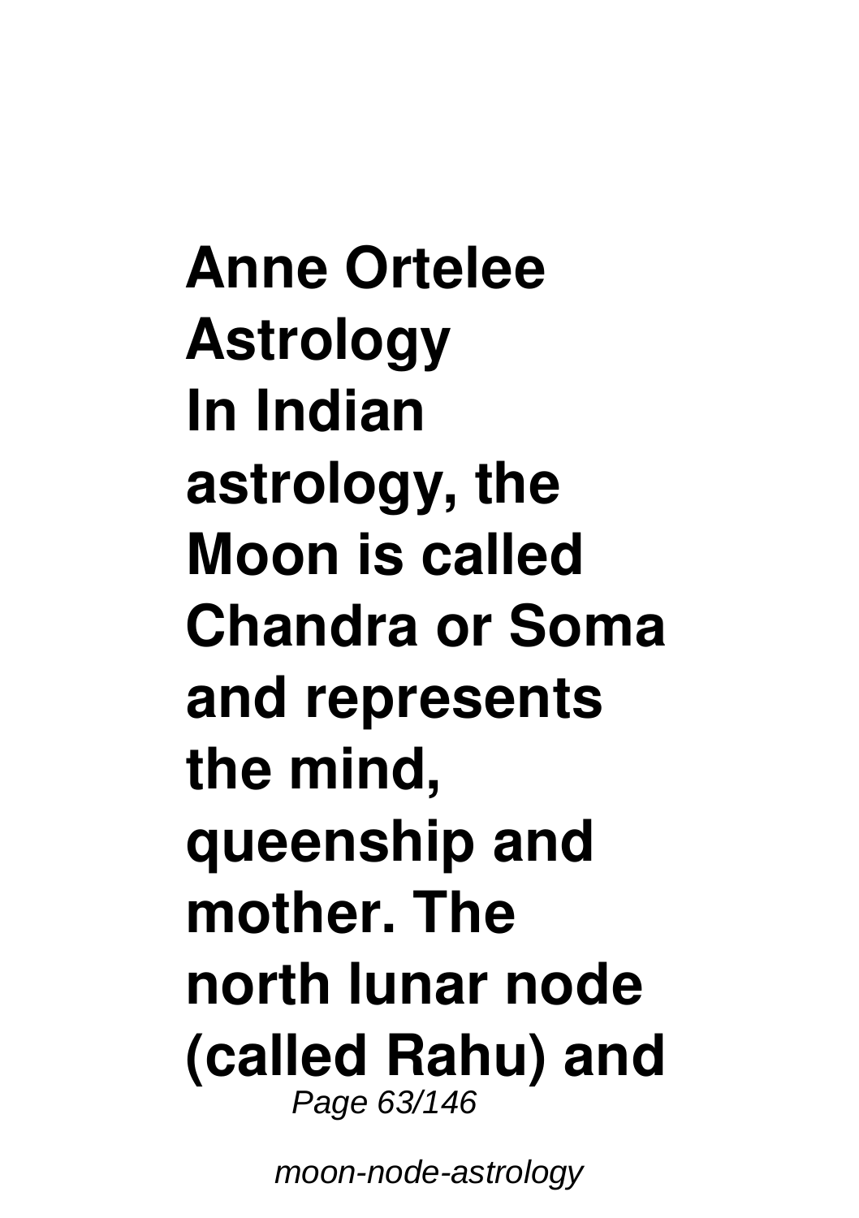**Anne Ortelee Astrology**

**In Indian astrology, the Moon is called Chandra or Soma and represents the mind, queenship and mother. The north lunar node (called Rahu) and**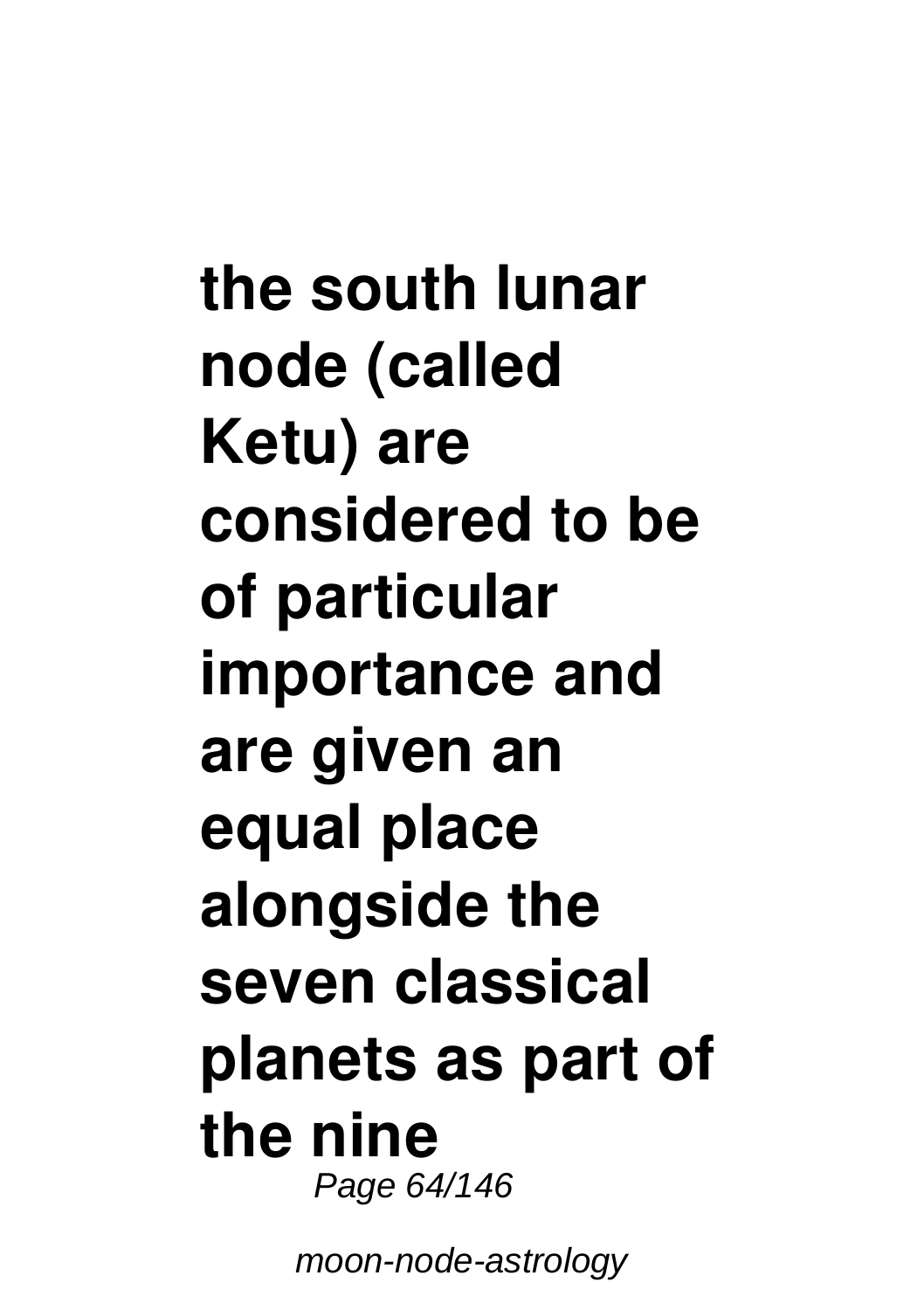**the south lunar node (called Ketu) are considered to be of particular importance and are given an equal place alongside the seven classical planets as part of the nine**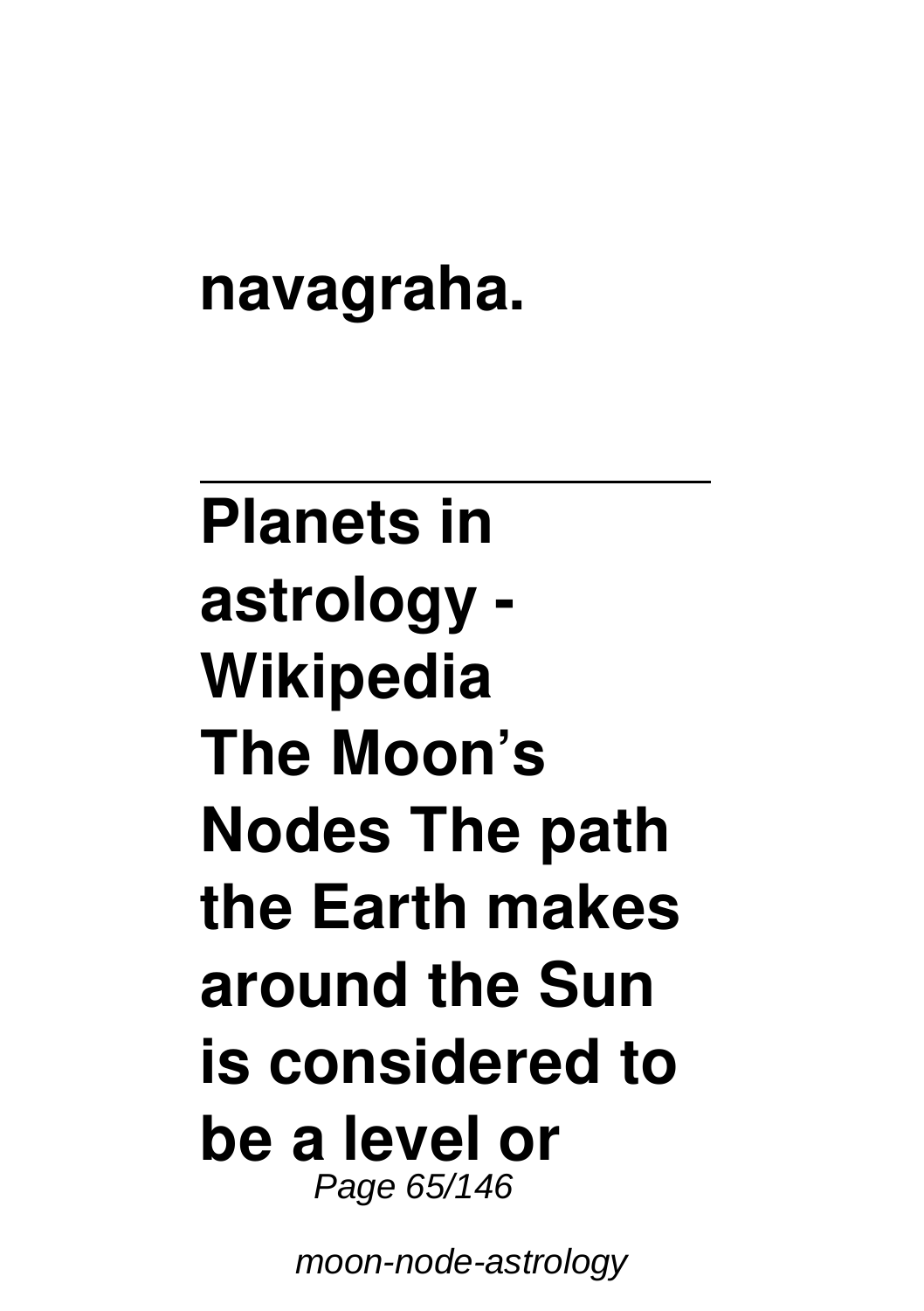**navagraha.**

---

**Planets in astrology - Wikipedia**
**The Moon's Nodes The path the Earth makes around the Sun is considered to be a level or**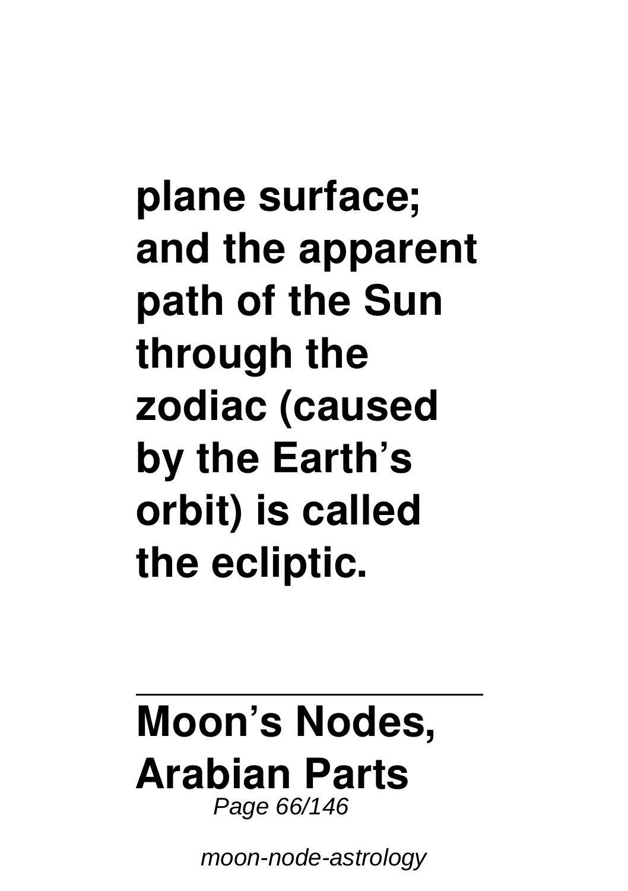**plane surface; and the apparent path of the Sun through the zodiac (caused by the Earth's orbit) is called the ecliptic.**

---

## Moon's Nodes, Arabian Parts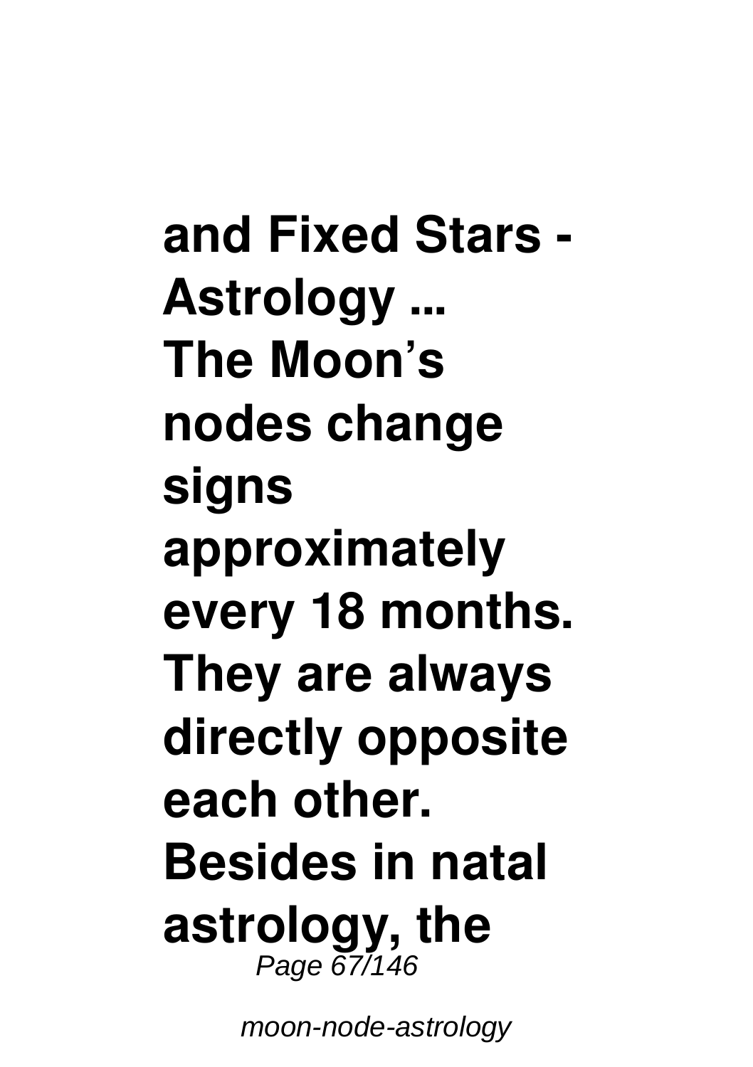**and Fixed Stars - Astrology ...**

**The Moon's nodes change signs approximately every 18 months. They are always directly opposite each other. Besides in natal astrology, the**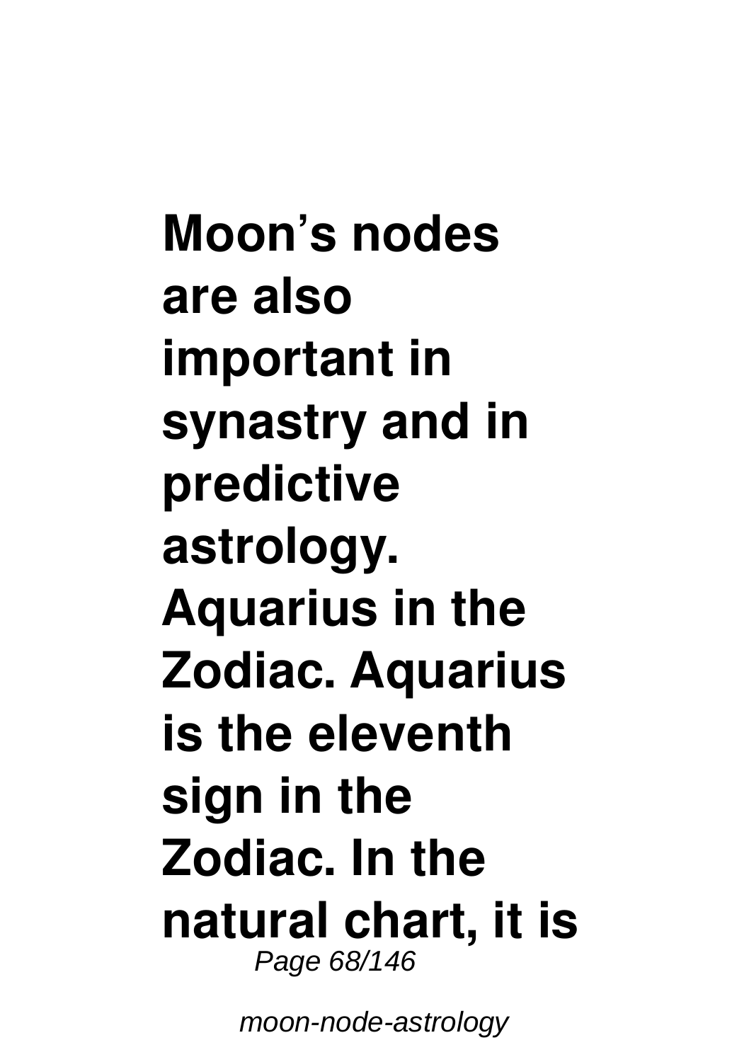**Moon's nodes are also important in synastry and in predictive astrology. Aquarius in the Zodiac. Aquarius is the eleventh sign in the Zodiac. In the natural chart, it is**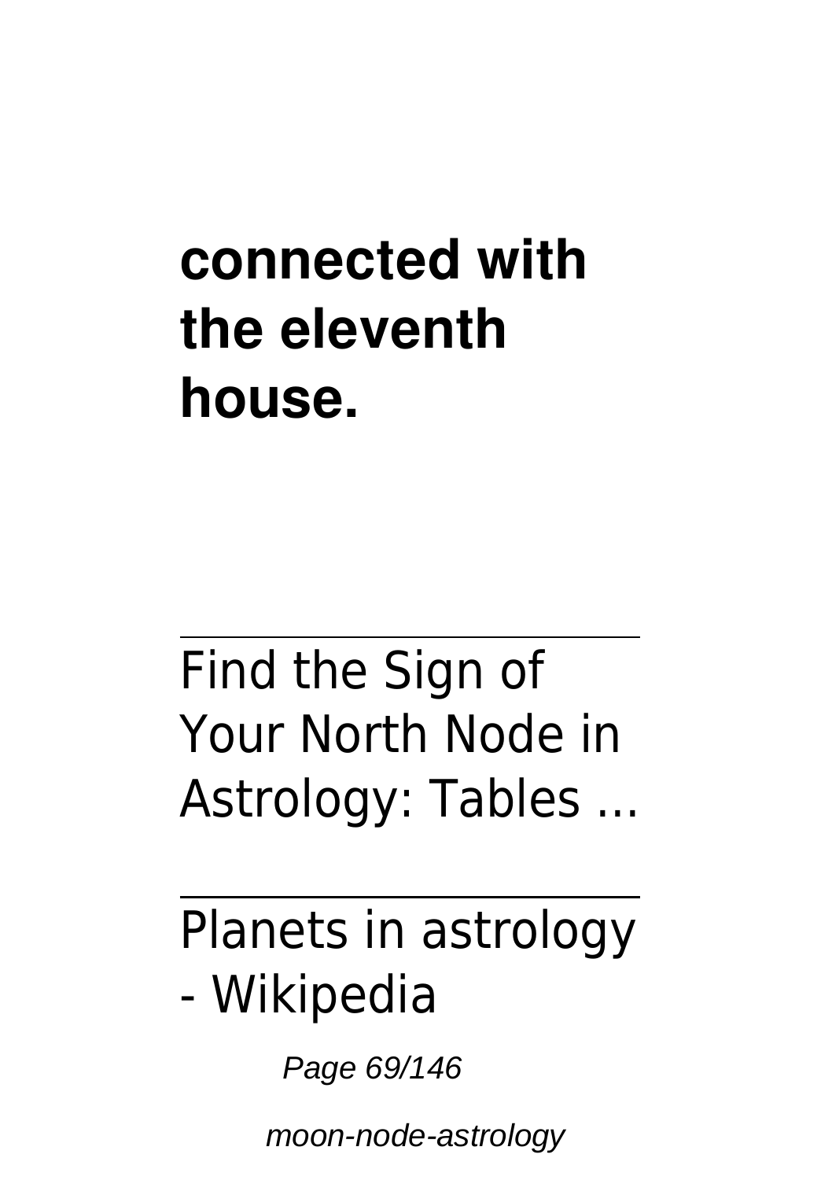**connected with the eleventh house.**

---

## Find the Sign of Your North Node in Astrology: Tables ...

---

## Planets in astrology - Wikipedia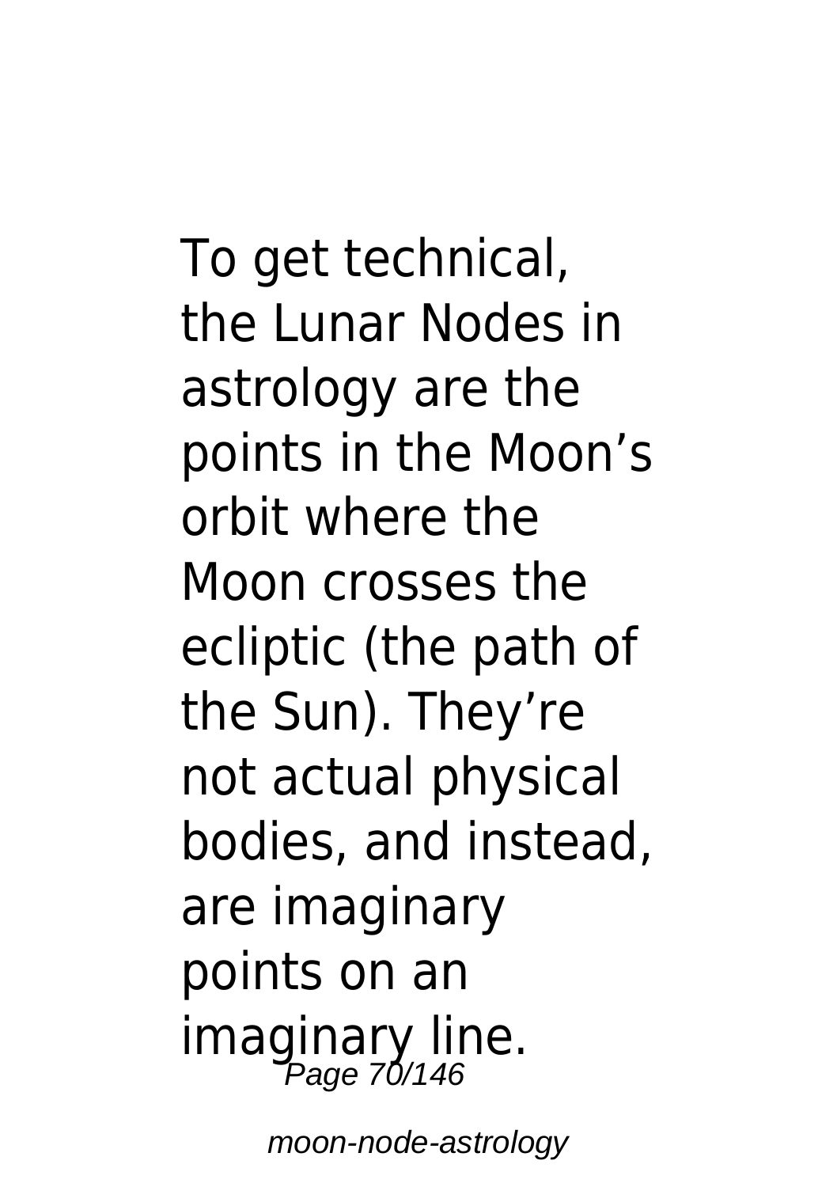To get technical, the Lunar Nodes in astrology are the points in the Moon's orbit where the Moon crosses the ecliptic (the path of the Sun). They're not actual physical bodies, and instead, are imaginary points on an imaginary line.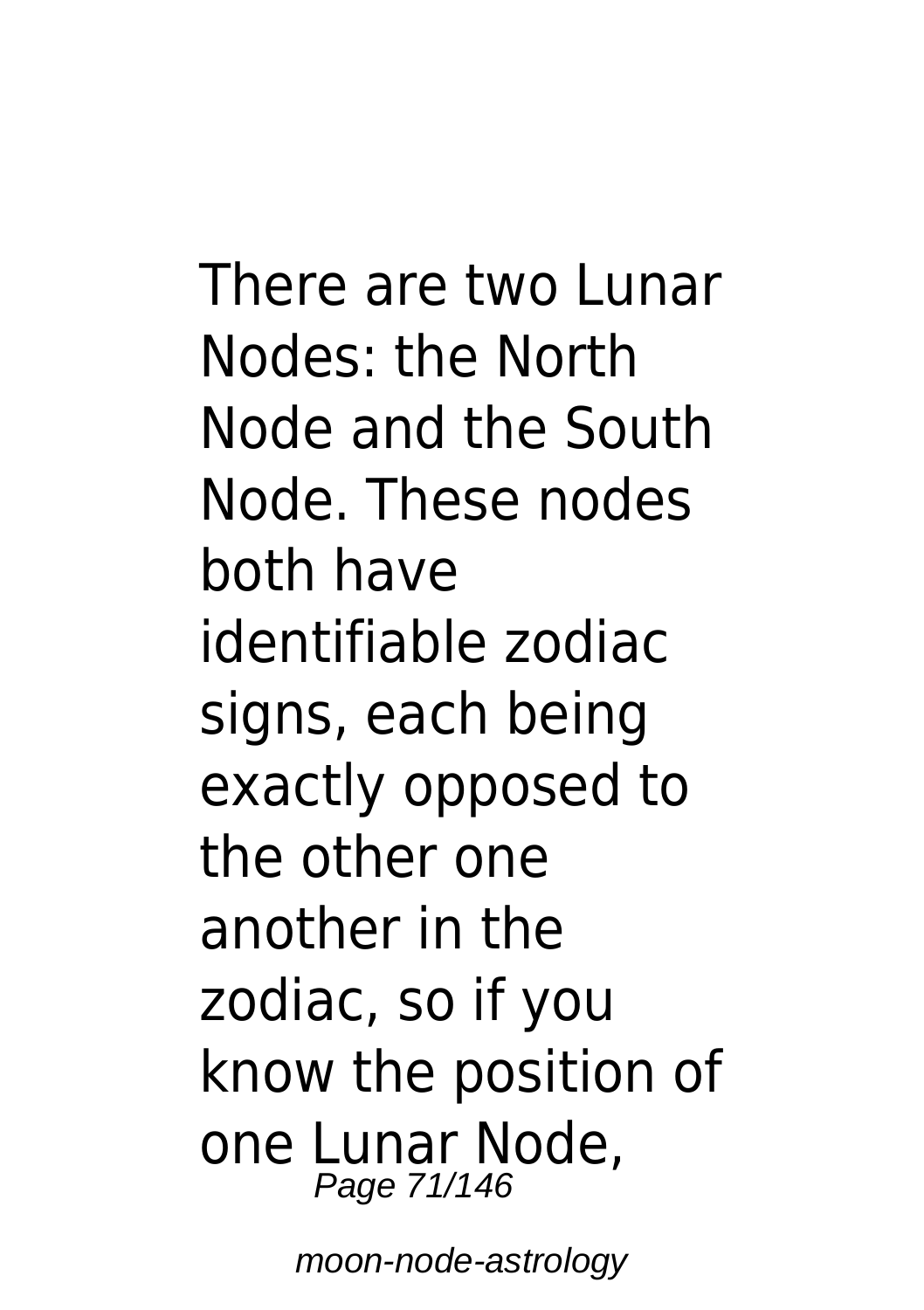There are two Lunar Nodes: the North Node and the South Node. These nodes both have identifiable zodiac signs, each being exactly opposed to the other one another in the zodiac, so if you know the position of one Lunar Node,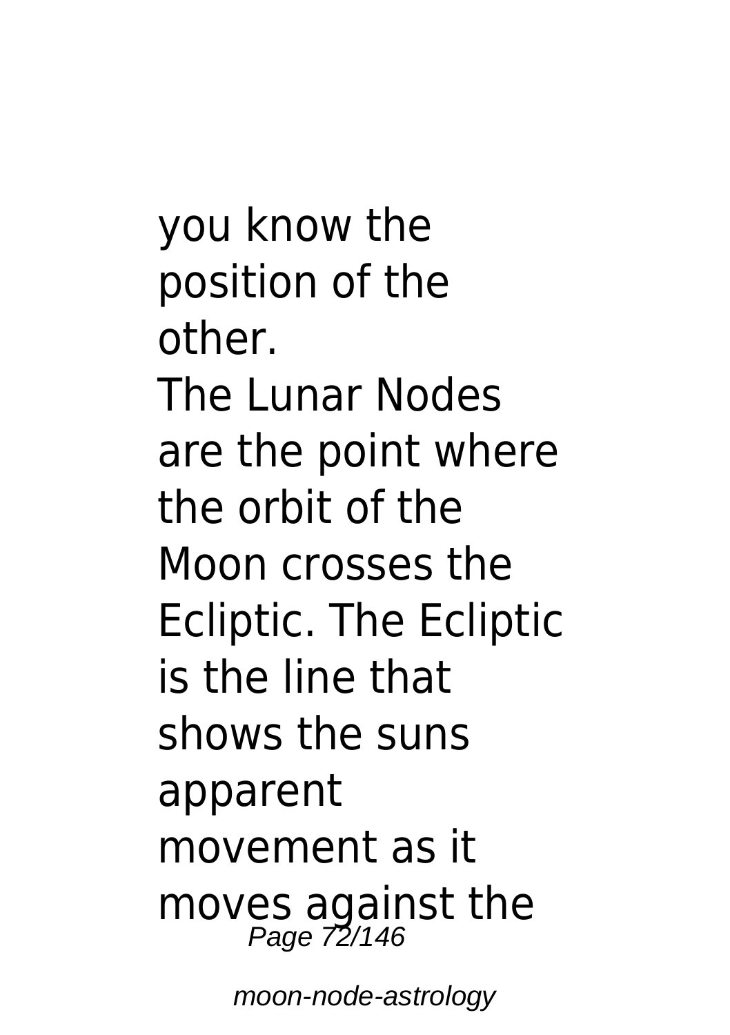you know the position of the other.

The Lunar Nodes are the point where the orbit of the Moon crosses the Ecliptic. The Ecliptic is the line that shows the suns apparent movement as it moves against the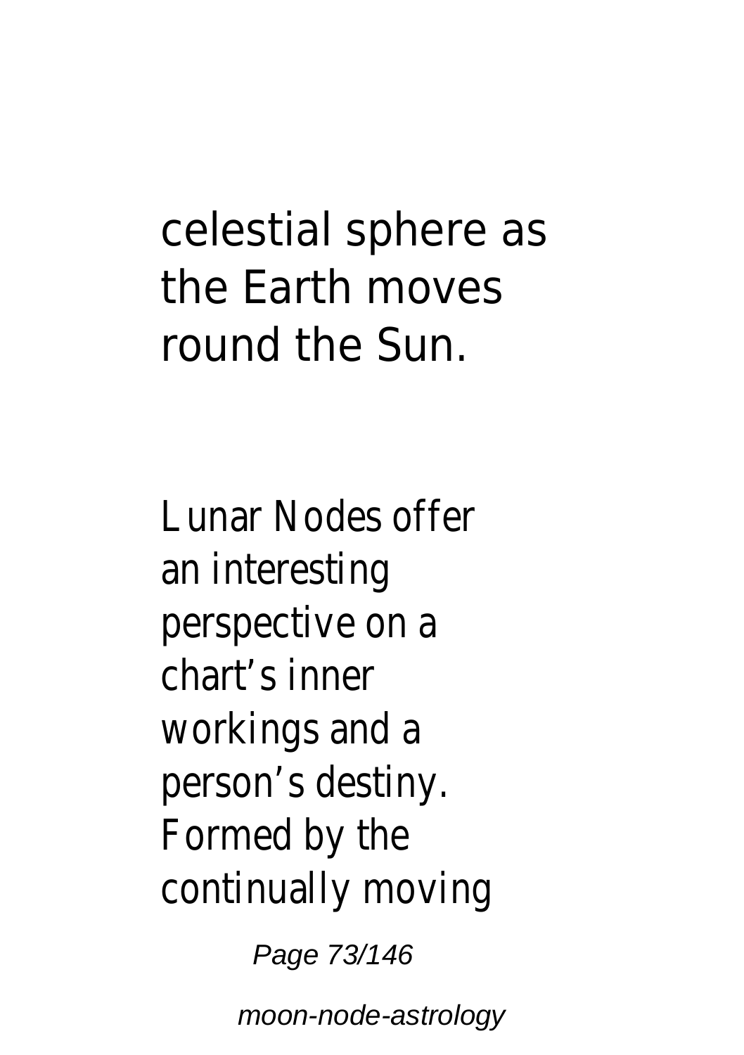celestial sphere as the Earth moves round the Sun.

Lunar Nodes offer an interesting perspective on a chart’s inner workings and a person’s destiny. Formed by the continually moving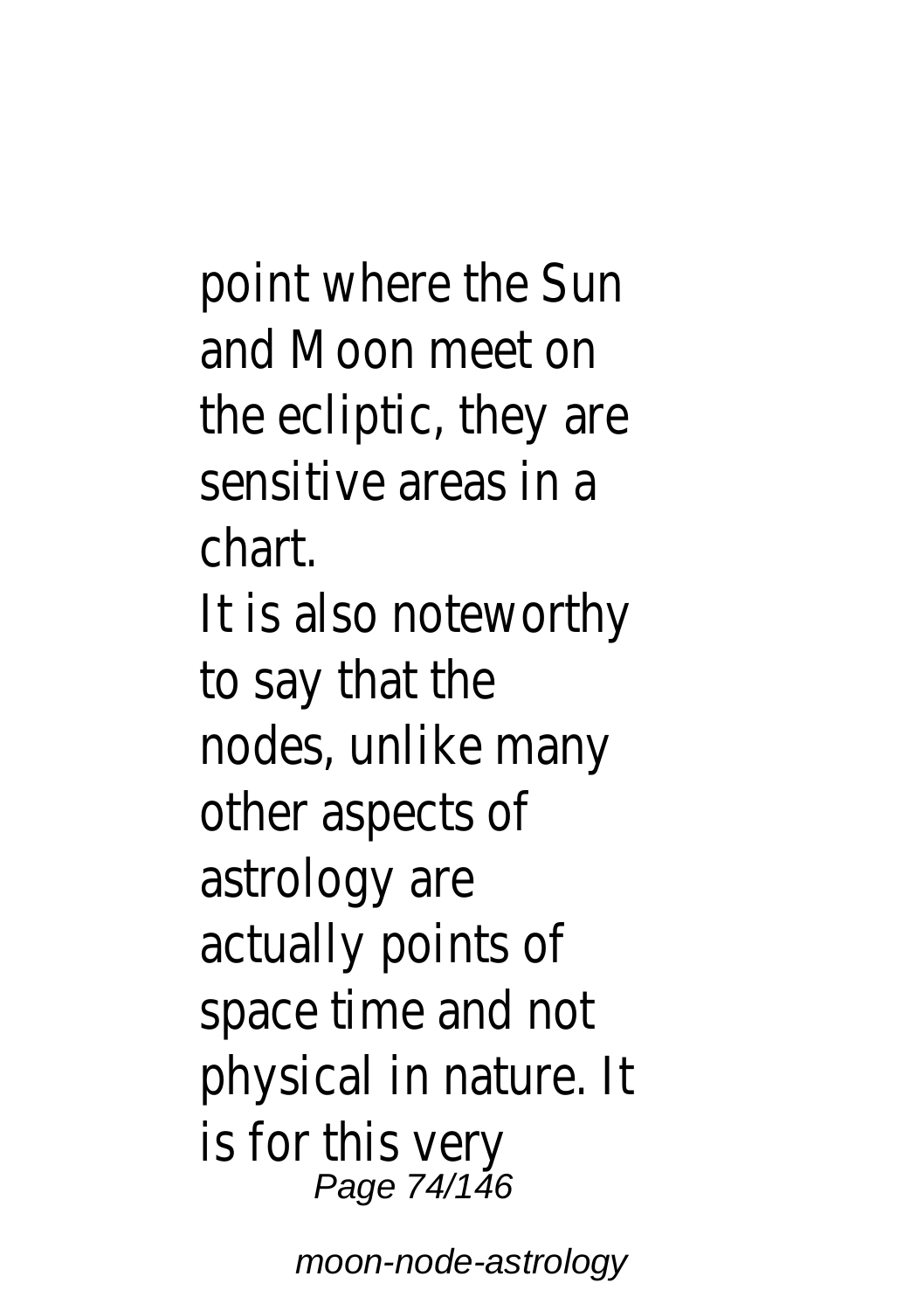point where the Sun and Moon meet on the ecliptic, they are sensitive areas in a chart.

It is also noteworthy to say that the nodes, unlike many other aspects of astrology are actually points of space time and not physical in nature. It is for this very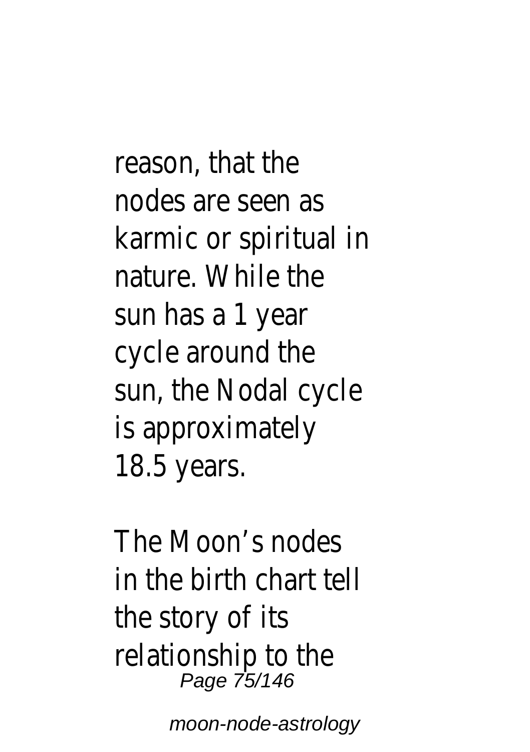reason, that the nodes are seen as karmic or spiritual in nature. While the sun has a 1 year cycle around the sun, the Nodal cycle is approximately 18.5 years.

The Moon's nodes in the birth chart tell the story of its relationship to the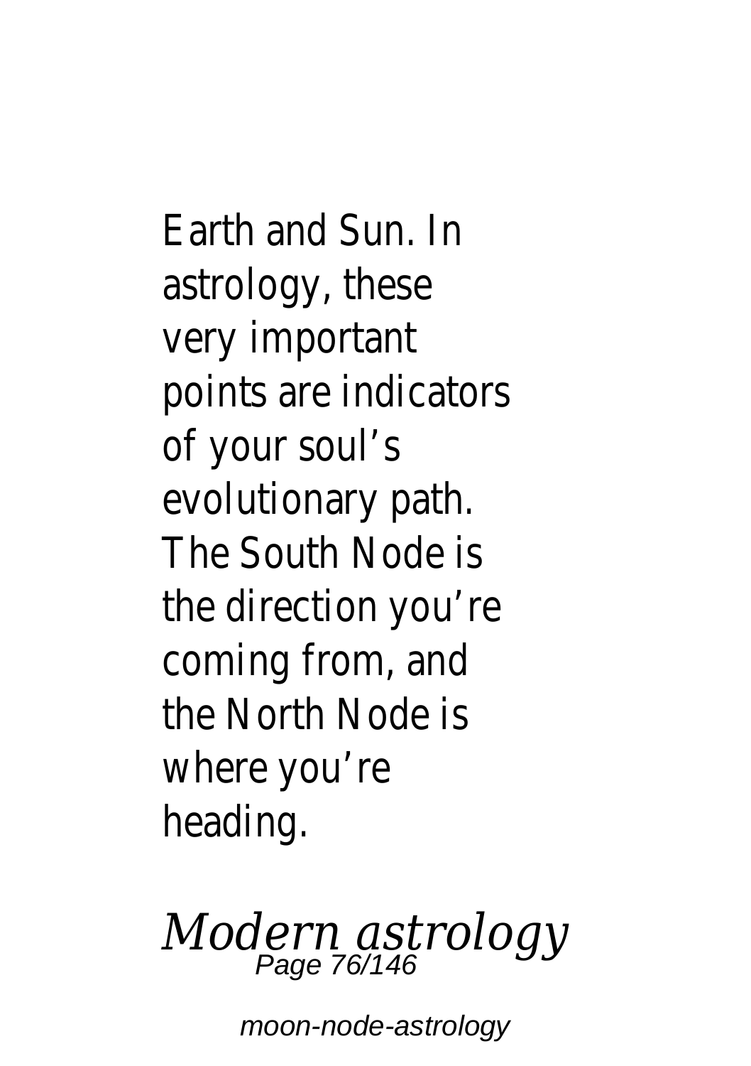Earth and Sun. In astrology, these very important points are indicators of your soul's evolutionary path. The South Node is the direction you're coming from, and the North Node is where you're heading.

## *Modern astrology*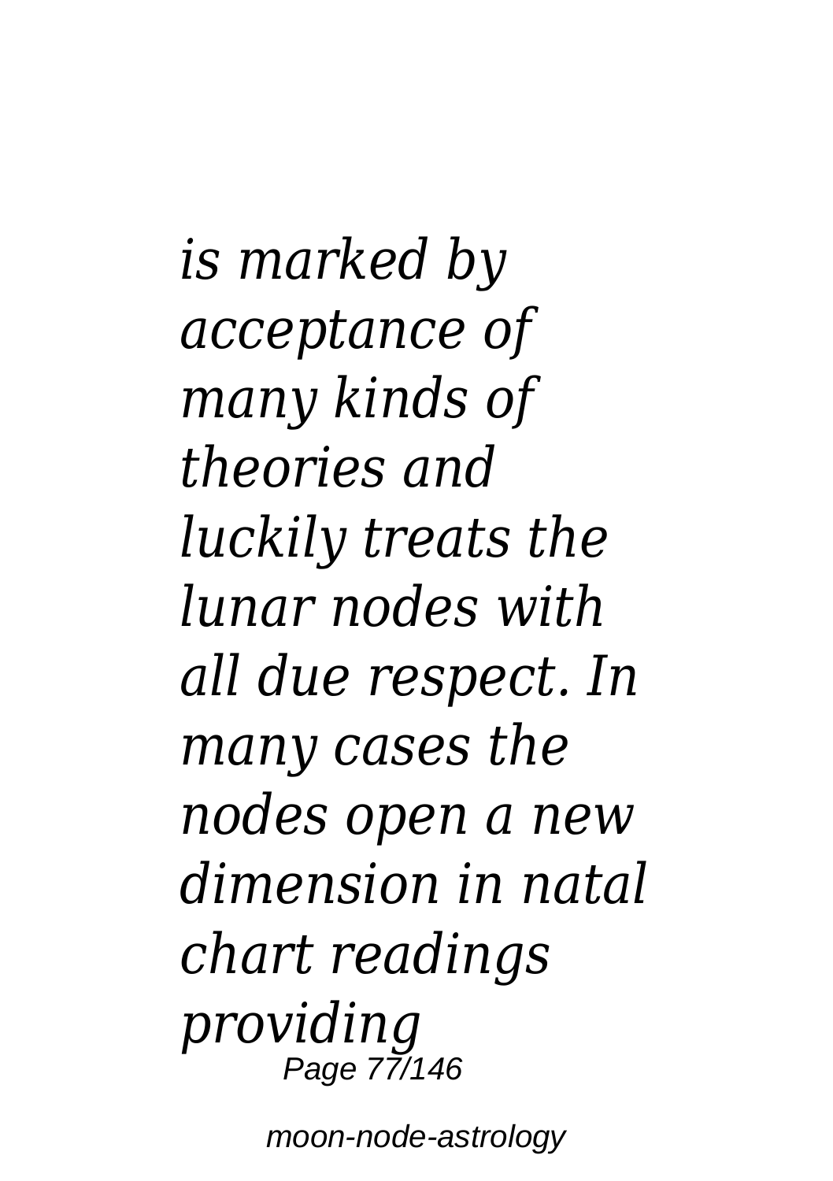*is marked by acceptance of many kinds of theories and luckily treats the lunar nodes with all due respect. In many cases the nodes open a new dimension in natal chart readings providing*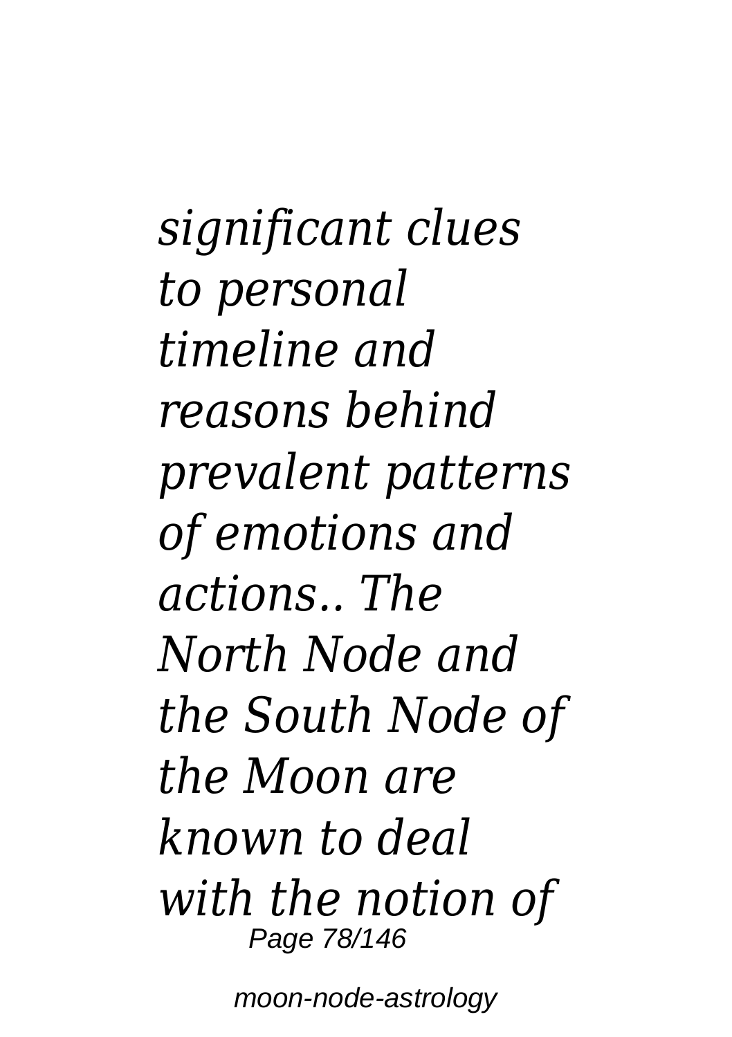*significant clues to personal timeline and reasons behind prevalent patterns of emotions and actions.. The North Node and the South Node of the Moon are known to deal with the notion of*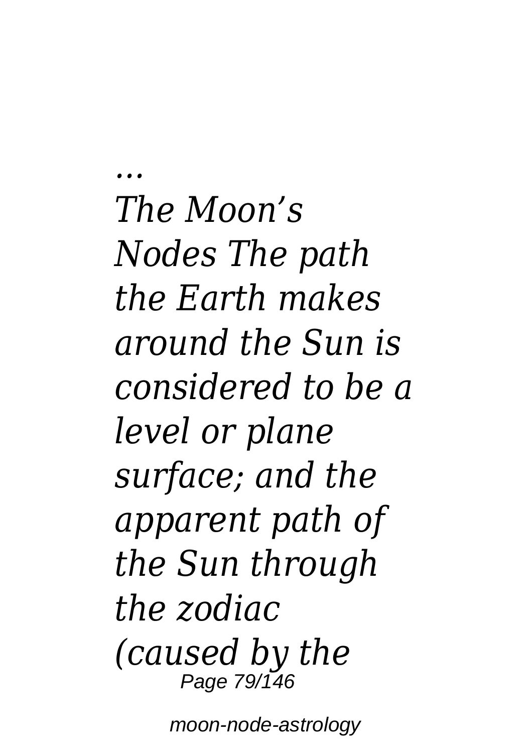*...*

*The Moon’s Nodes The path the Earth makes around the Sun is considered to be a level or plane surface; and the apparent path of the Sun through the zodiac (caused by the*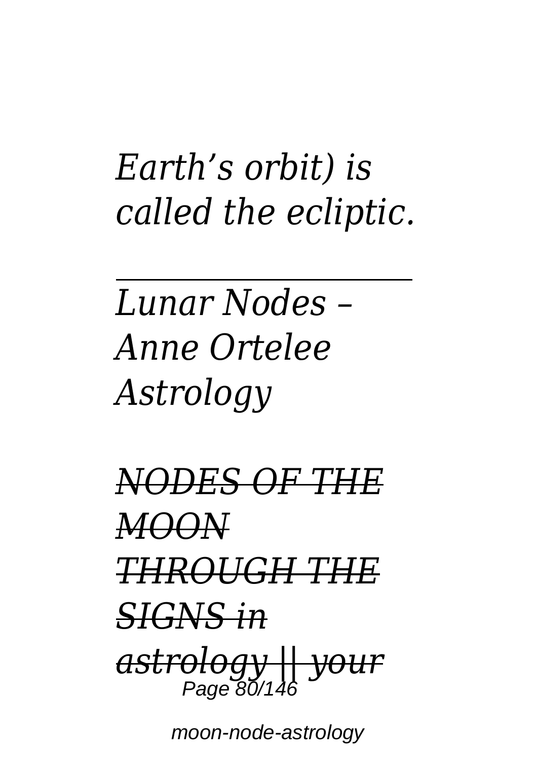*Earth's orbit) is called the ecliptic.*

---

*Lunar Nodes – Anne Ortelee Astrology*

*NODES OF THE MOON THROUGH THE SIGNS in astrology || your*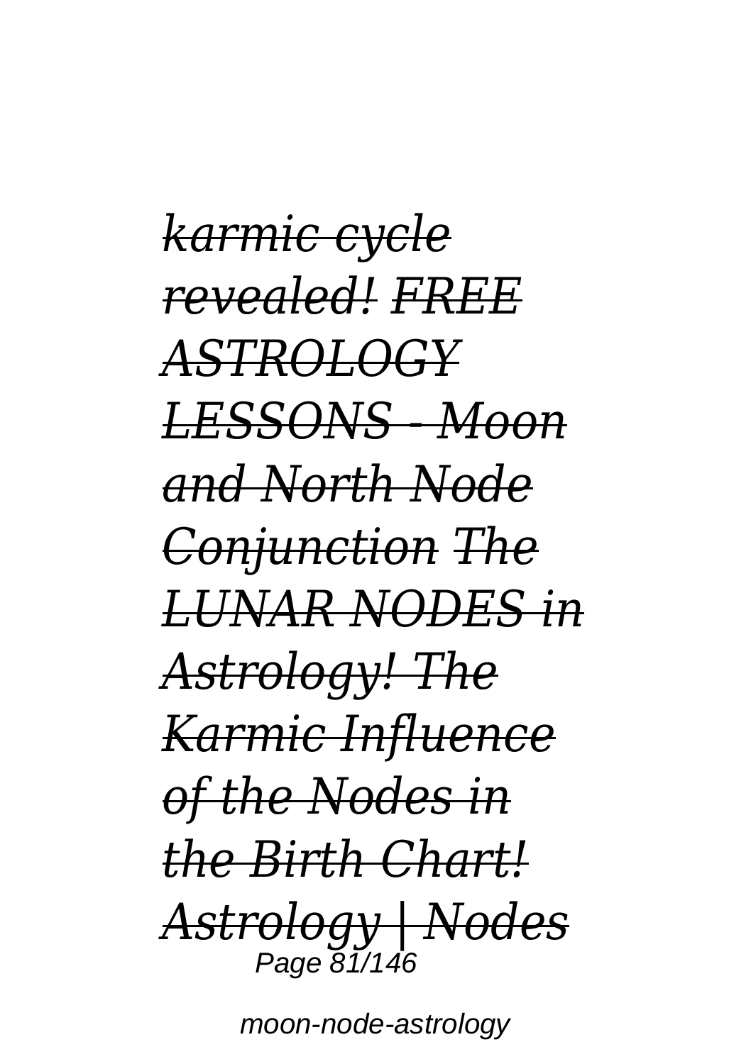*karmic cycle revealed! FREE ASTROLOGY LESSONS - Moon and North Node Conjunction The LUNAR NODES in Astrology! The Karmic Influence of the Nodes in the Birth Chart! Astrology | Nodes*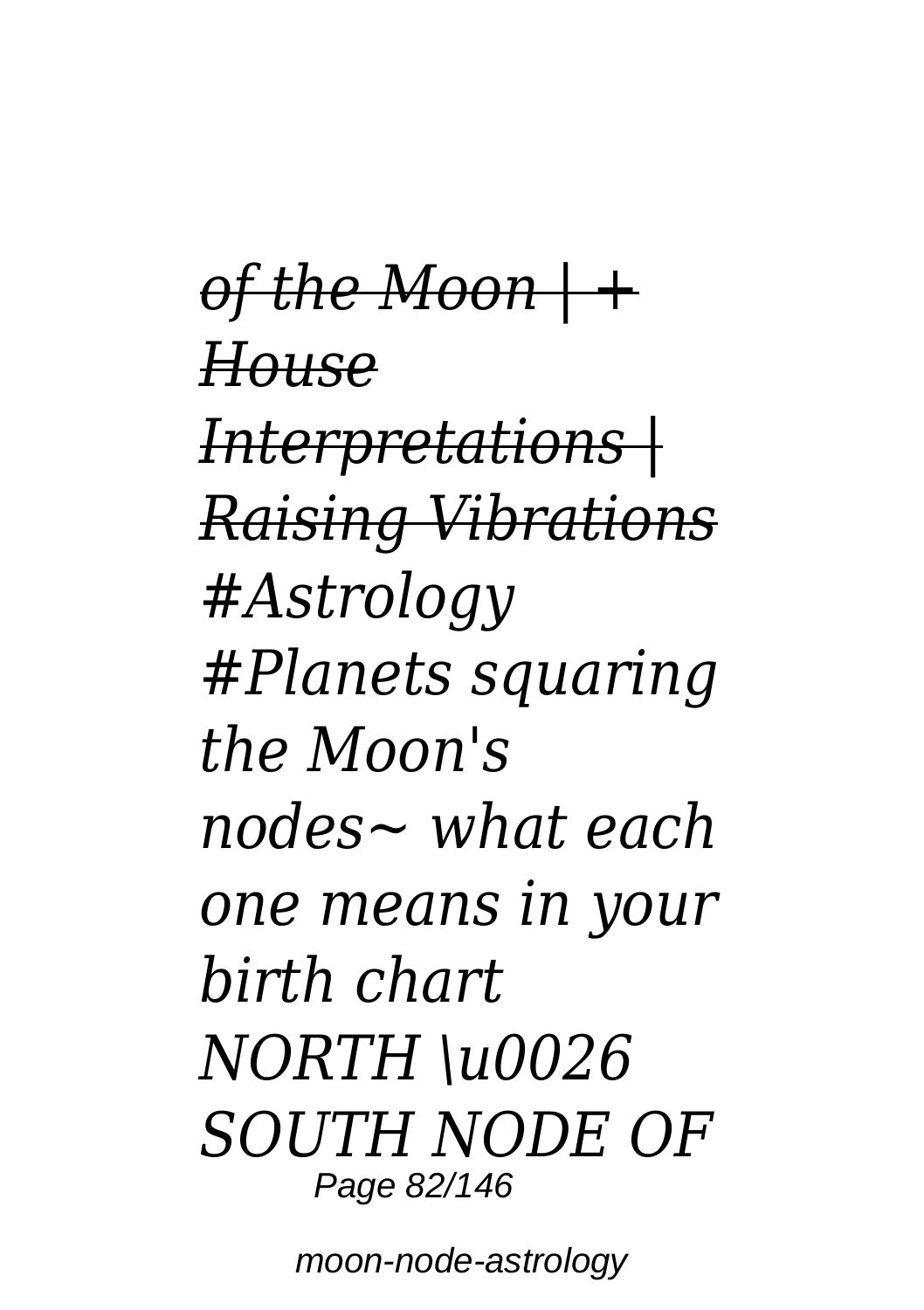*of the Moon | + House Interpretations | Raising Vibrations #Astrology #Planets squaring the Moon's nodes~ what each one means in your birth chart NORTH \u0026 SOUTH NODE OF*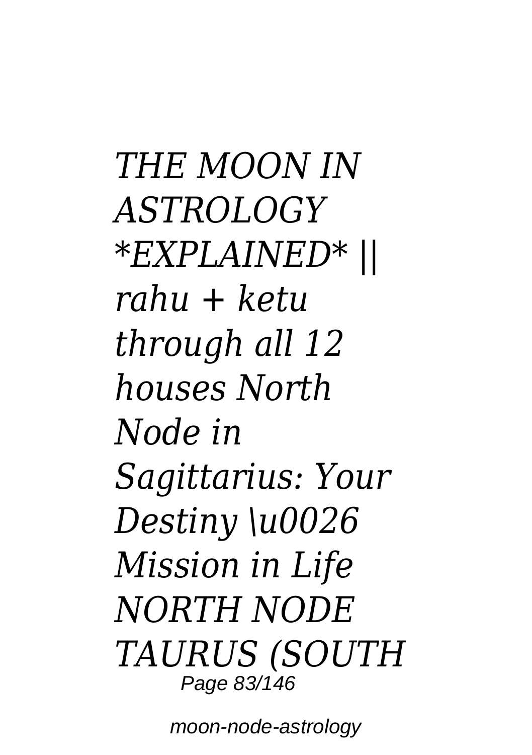*THE MOON IN ASTROLOGY *EXPLAINED* || rahu + ketu through all 12 houses North Node in Sagittarius: Your Destiny \u0026 Mission in Life NORTH NODE TAURUS (SOUTH*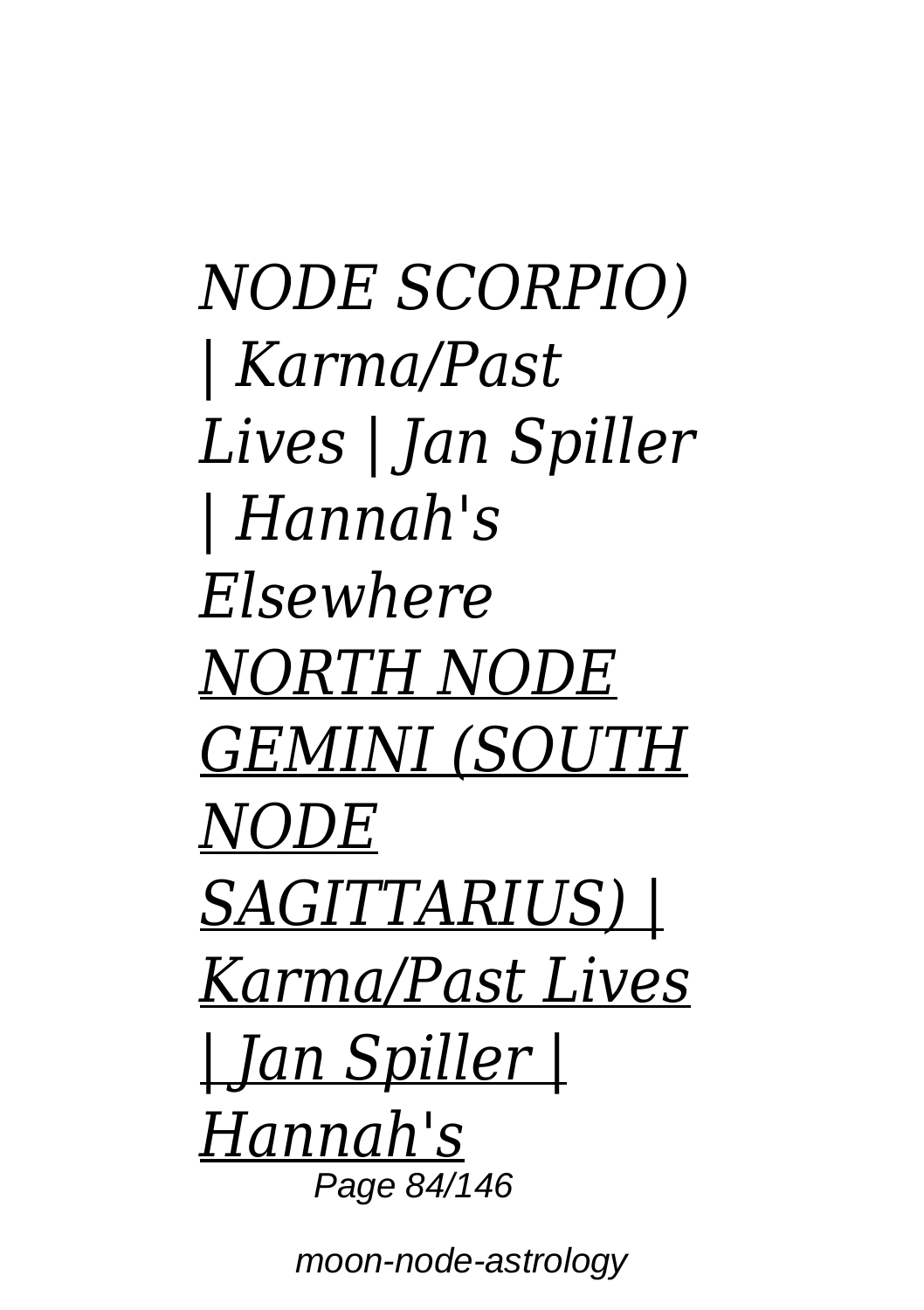*NODE SCORPIO) | Karma/Past Lives | Jan Spiller | Hannah's Elsewhere*

*NORTH NODE GEMINI (SOUTH NODE SAGITTARIUS) | Karma/Past Lives | Jan Spiller | Hannah's*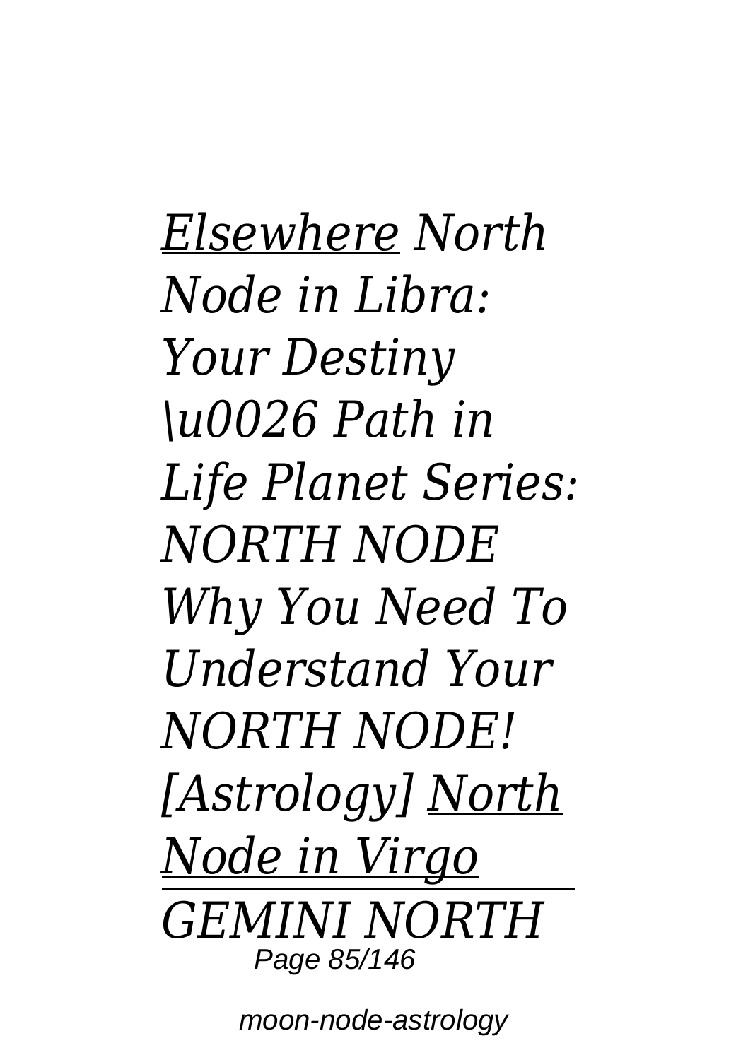*Elsewhere North Node in Libra: Your Destiny \u0026 Path in Life Planet Series: NORTH NODE Why You Need To Understand Your NORTH NODE! [Astrology] North Node in Virgo*

---

*GEMINI NORTH*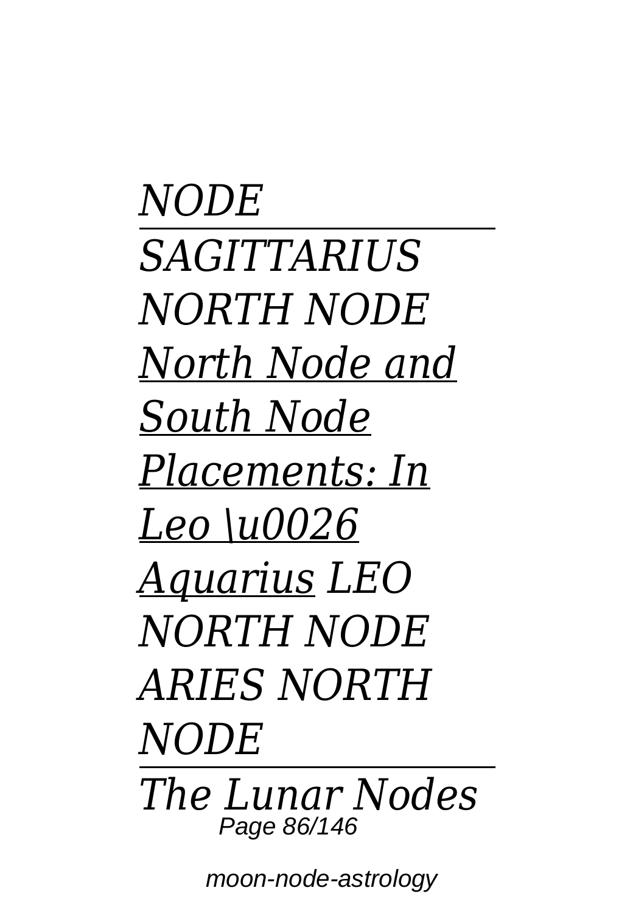*NODE*

---

*SAGITTARIUS NORTH NODE* *North Node and South Node Placements: In Leo \u0026 Aquarius* *LEO NORTH NODE* *ARIES NORTH NODE*

---

*The Lunar Nodes*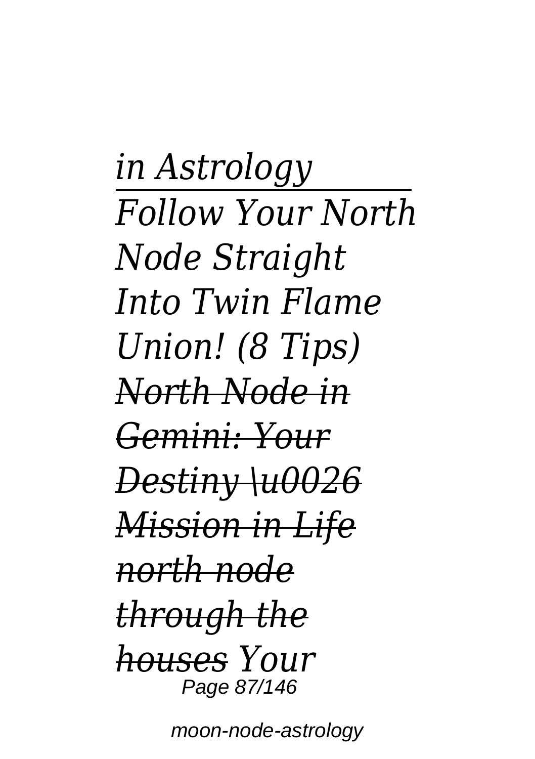*in Astrology*

---

*Follow Your North Node Straight Into Twin Flame Union! (8 Tips)* *North Node in Gemini: Your Destiny \u0026 Mission in Life* *north node through the houses* *Your*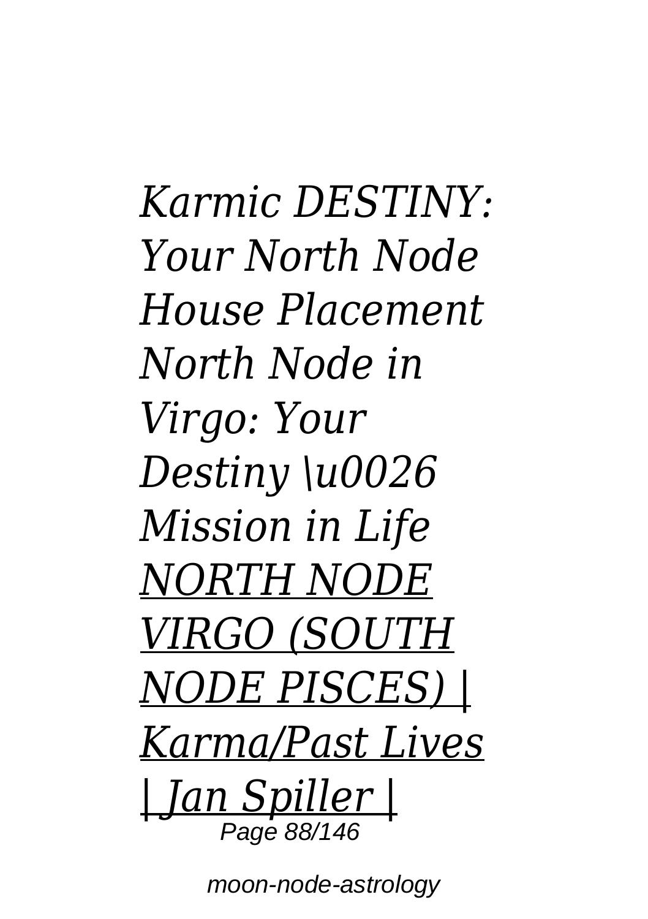*Karmic DESTINY: Your North Node House Placement North Node in Virgo: Your Destiny \u0026 Mission in Life* *NORTH NODE VIRGO (SOUTH NODE PISCES) | Karma/Past Lives | Jan Spiller |*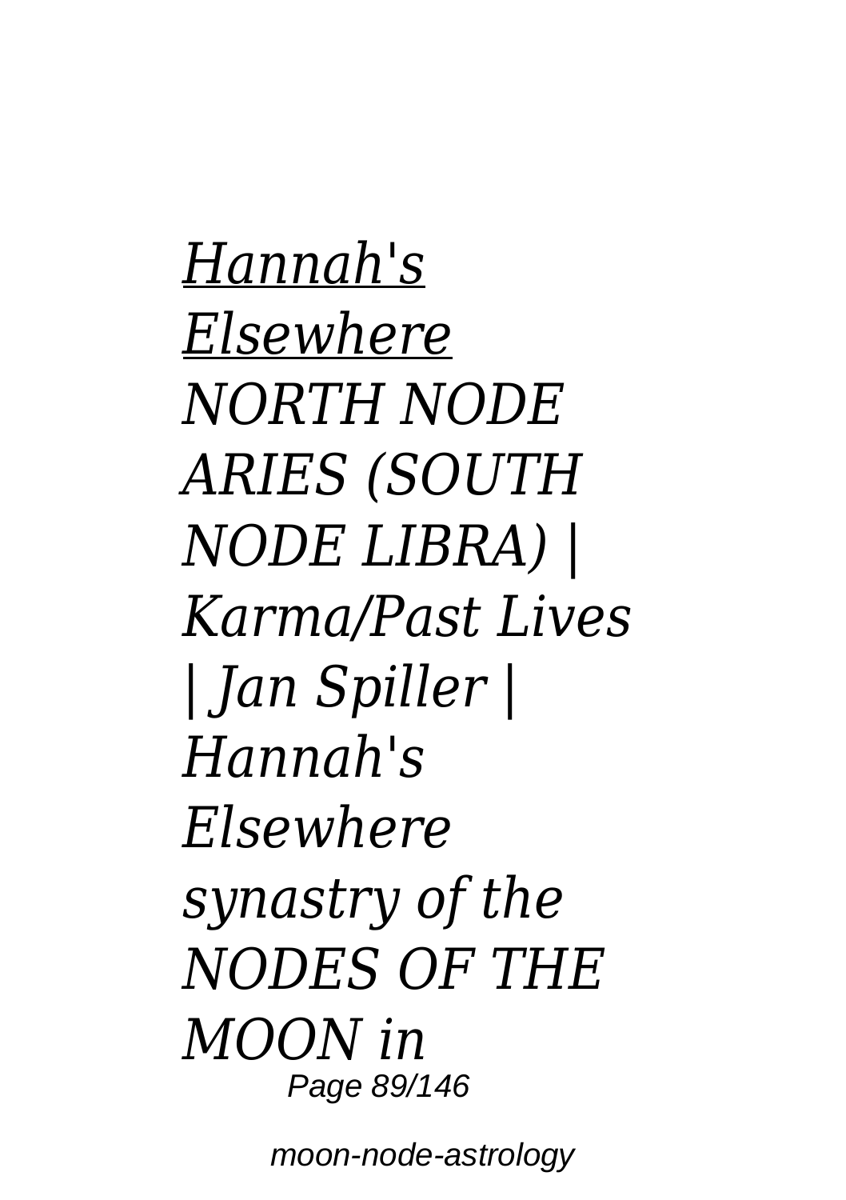*Hannah's Elsewhere* *NORTH NODE ARIES (SOUTH NODE LIBRA) | Karma/Past Lives | Jan Spiller | Hannah's Elsewhere synastry of the NODES OF THE MOON in*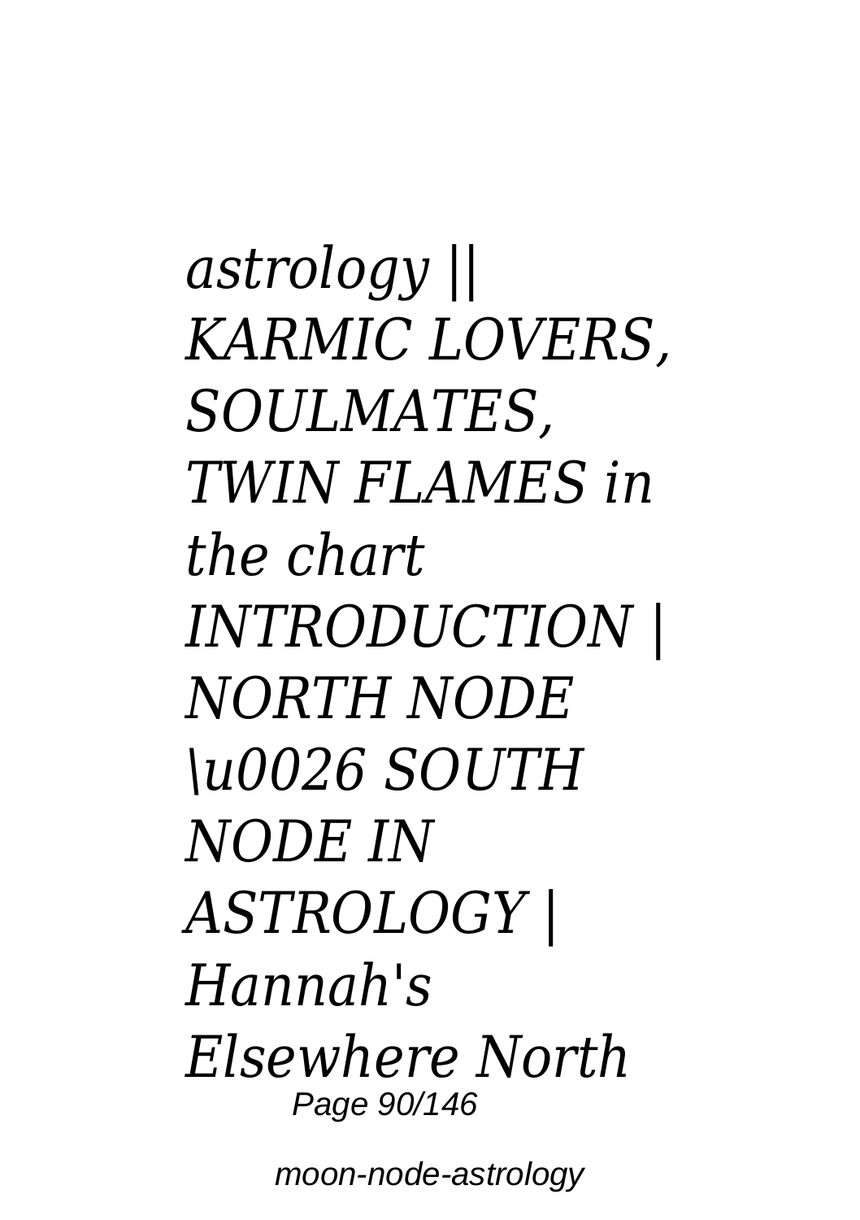*astrology || KARMIC LOVERS, SOULMATES, TWIN FLAMES in the chart INTRODUCTION | NORTH NODE \u0026 SOUTH NODE IN ASTROLOGY | Hannah's Elsewhere North*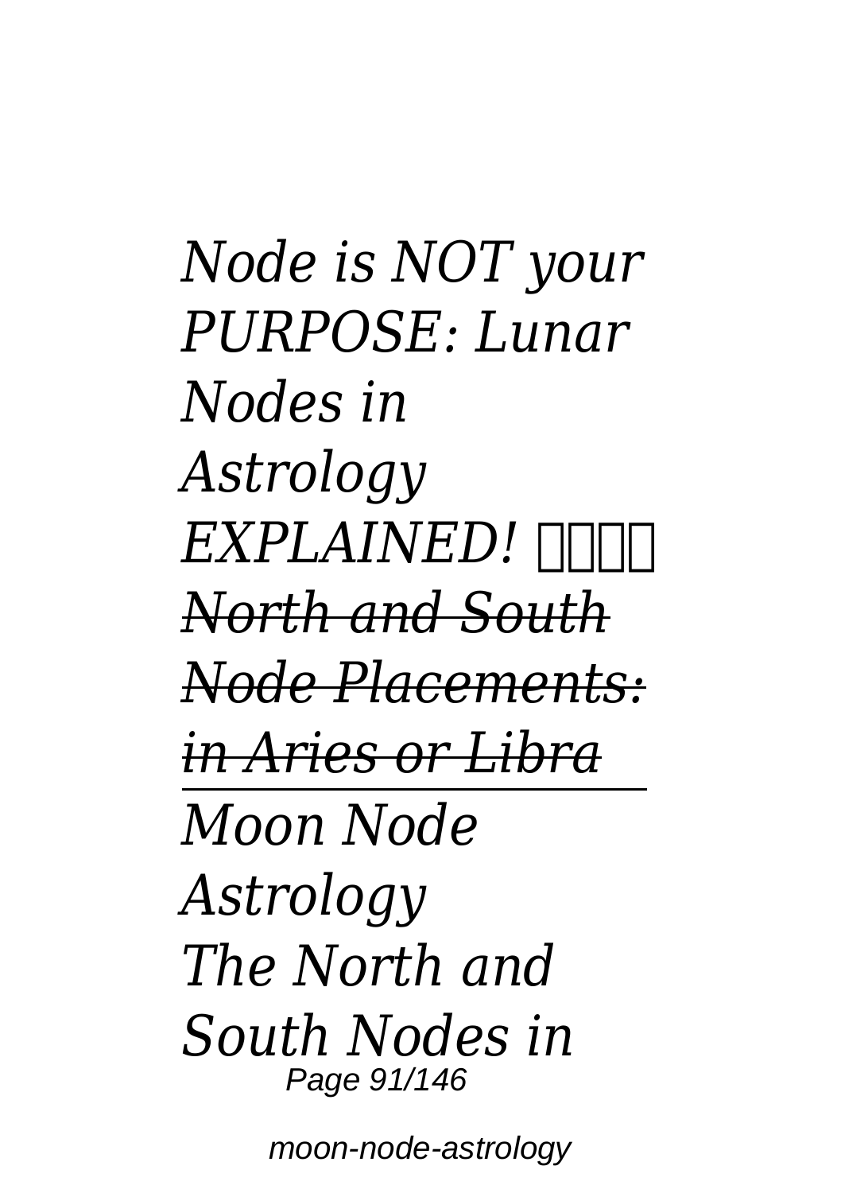*Node is NOT your PURPOSE: Lunar Nodes in Astrology EXPLAINED! ����*

*~~North and South Node Placements: in Aries or Libra~~*

---

*Moon Node Astrology*

*The North and South Nodes in*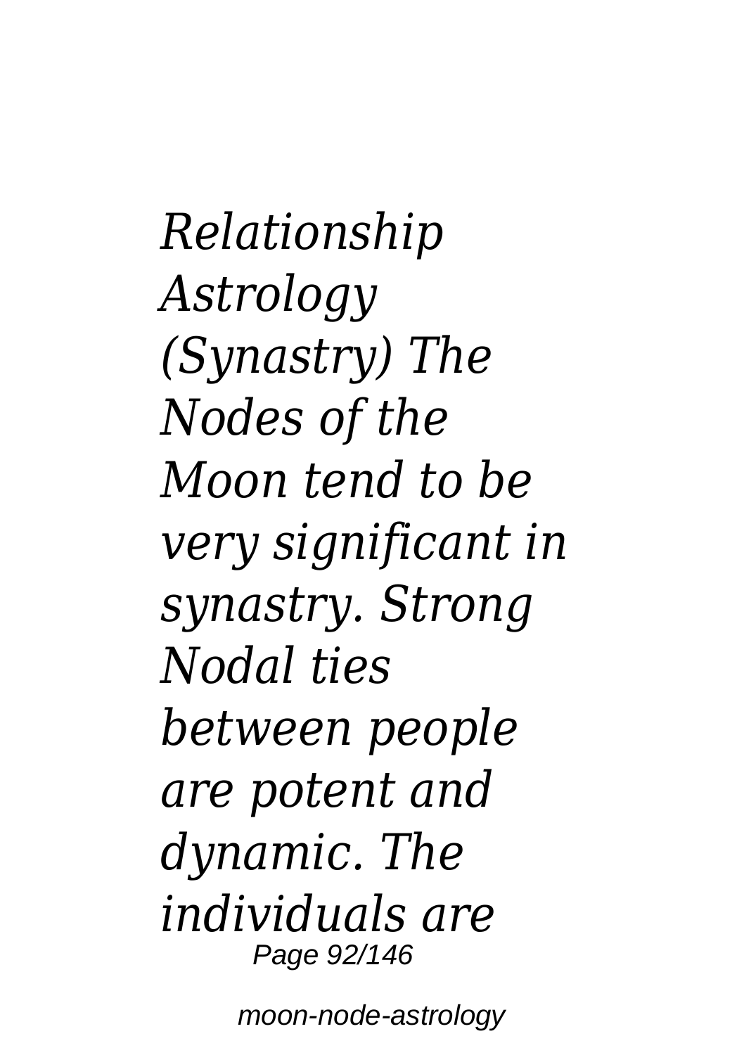*Relationship Astrology (Synastry) The Nodes of the Moon tend to be very significant in synastry. Strong Nodal ties between people are potent and dynamic. The individuals are*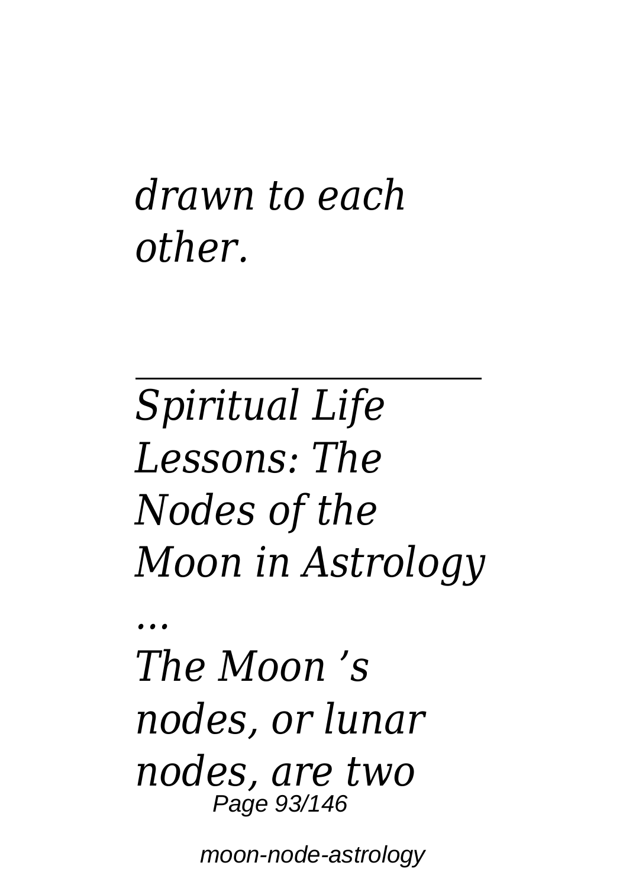*drawn to each other.*

---

## *Spiritual Life Lessons: The Nodes of the Moon in Astrology ...*

*The Moon 's nodes, or lunar nodes, are two*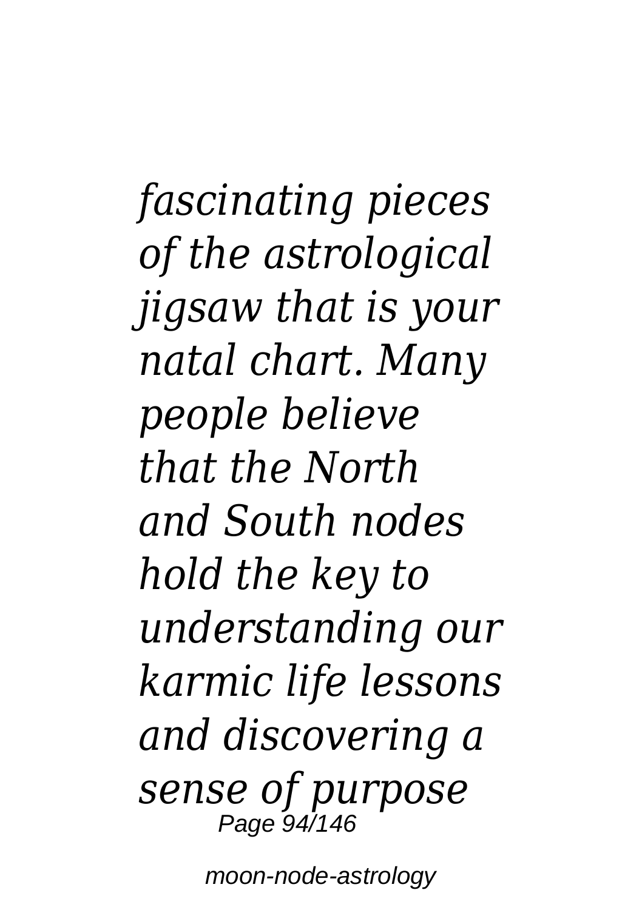*fascinating pieces of the astrological jigsaw that is your natal chart. Many people believe that the North and South nodes hold the key to understanding our karmic life lessons and discovering a sense of purpose*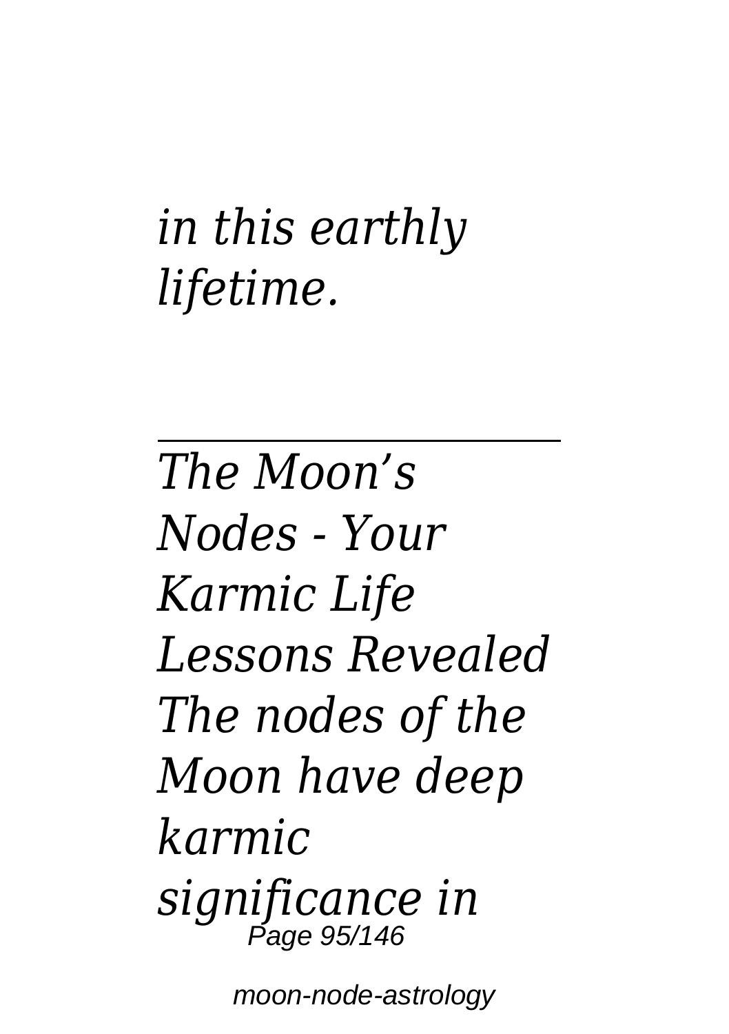*in this earthly lifetime.*

---

*The Moon's Nodes - Your Karmic Life Lessons Revealed The nodes of the Moon have deep karmic significance in*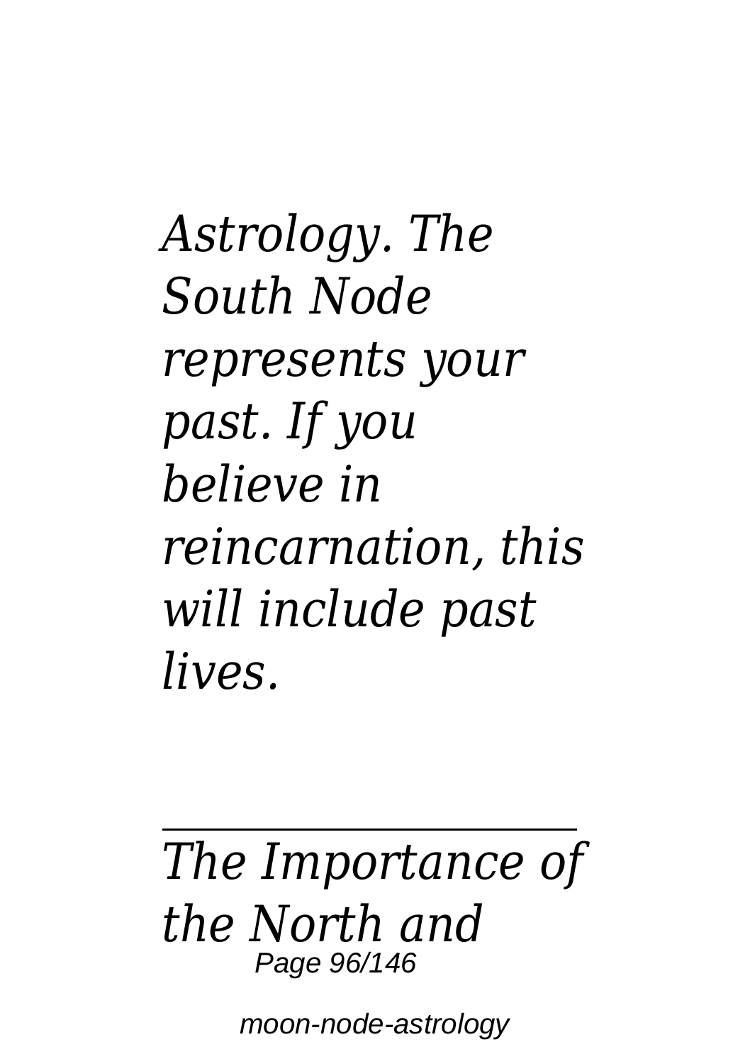*Astrology. The South Node represents your past. If you believe in reincarnation, this will include past lives.*

---

*The Importance of the North and*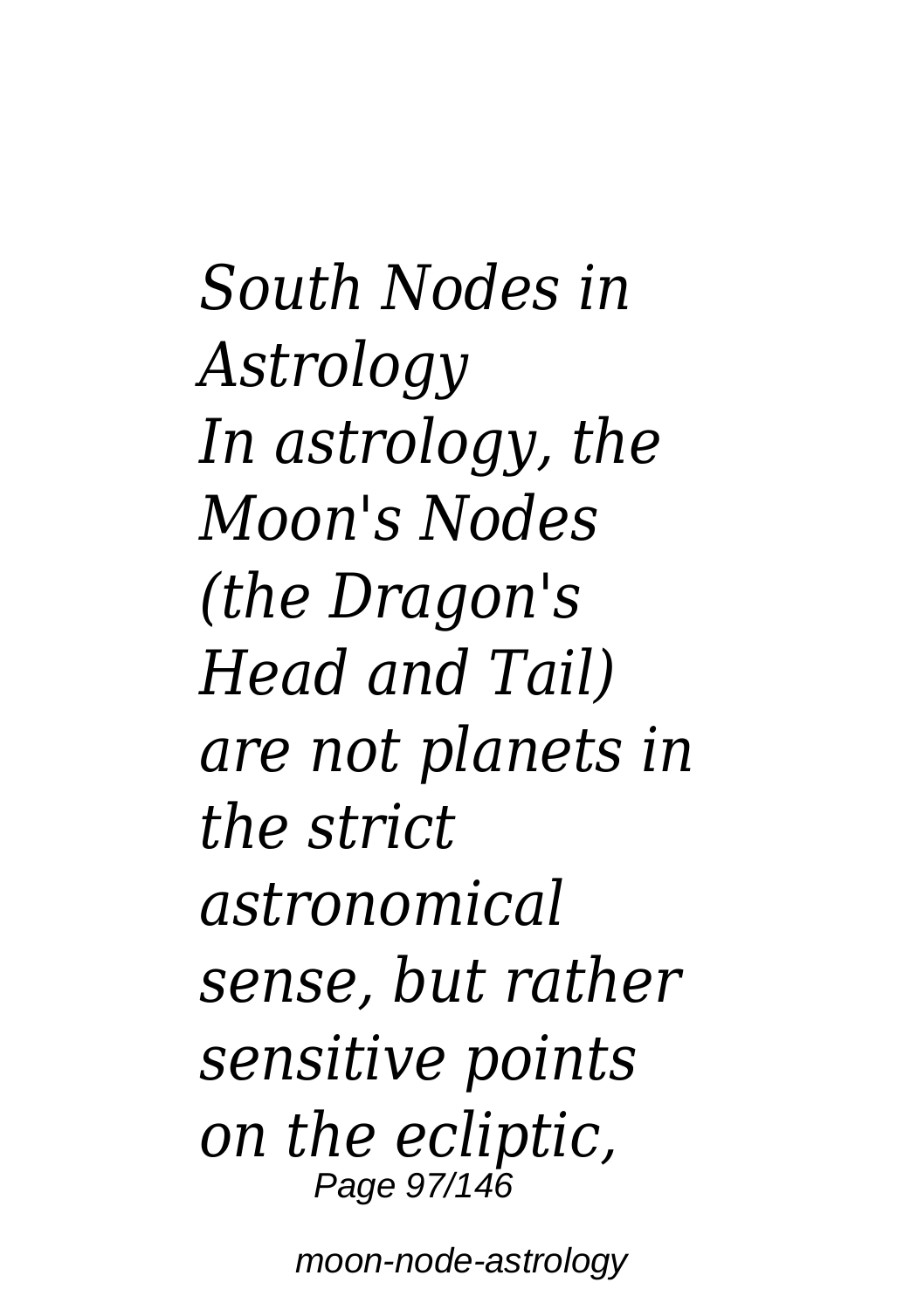*South Nodes in Astrology*

*In astrology, the Moon's Nodes (the Dragon's Head and Tail) are not planets in the strict astronomical sense, but rather sensitive points on the ecliptic,*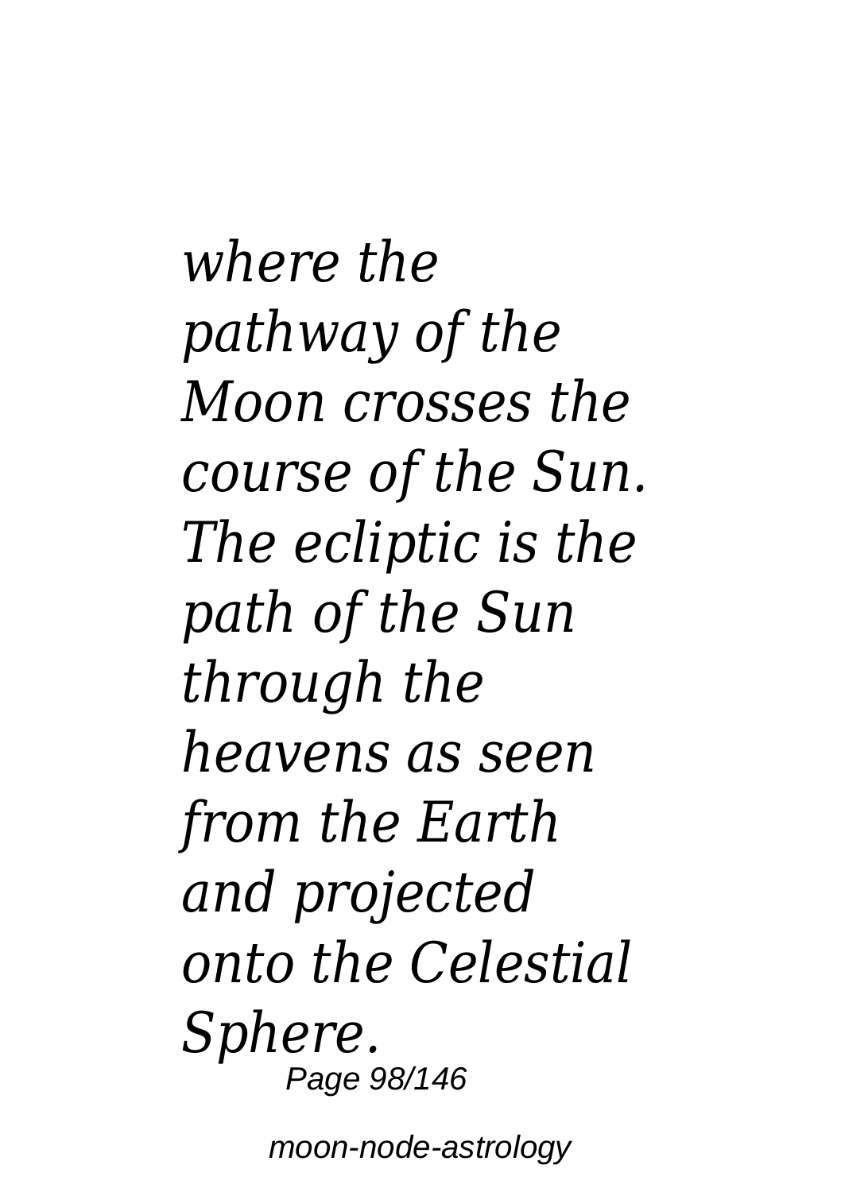*where the pathway of the Moon crosses the course of the Sun. The ecliptic is the path of the Sun through the heavens as seen from the Earth and projected onto the Celestial Sphere.*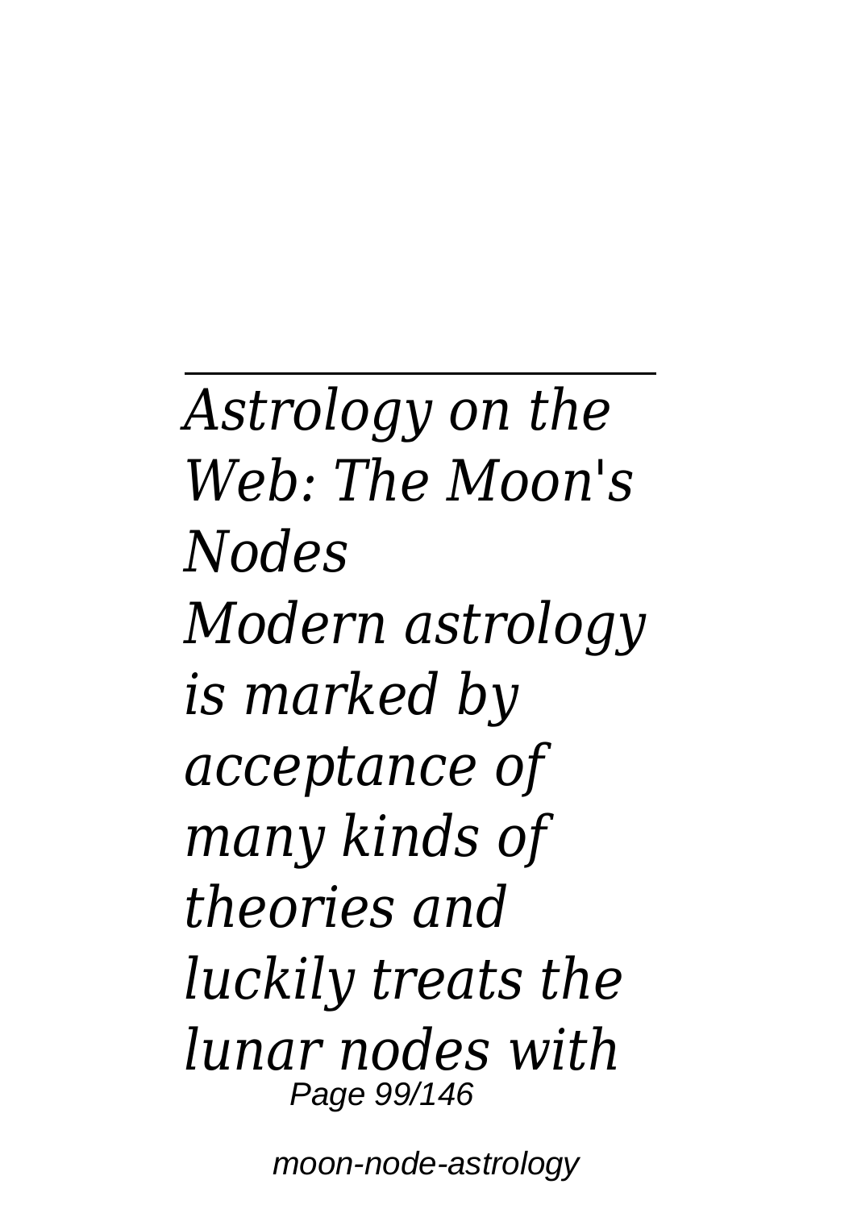*Astrology on the Web: The Moon's Nodes*

*Modern astrology is marked by acceptance of many kinds of theories and luckily treats the lunar nodes with*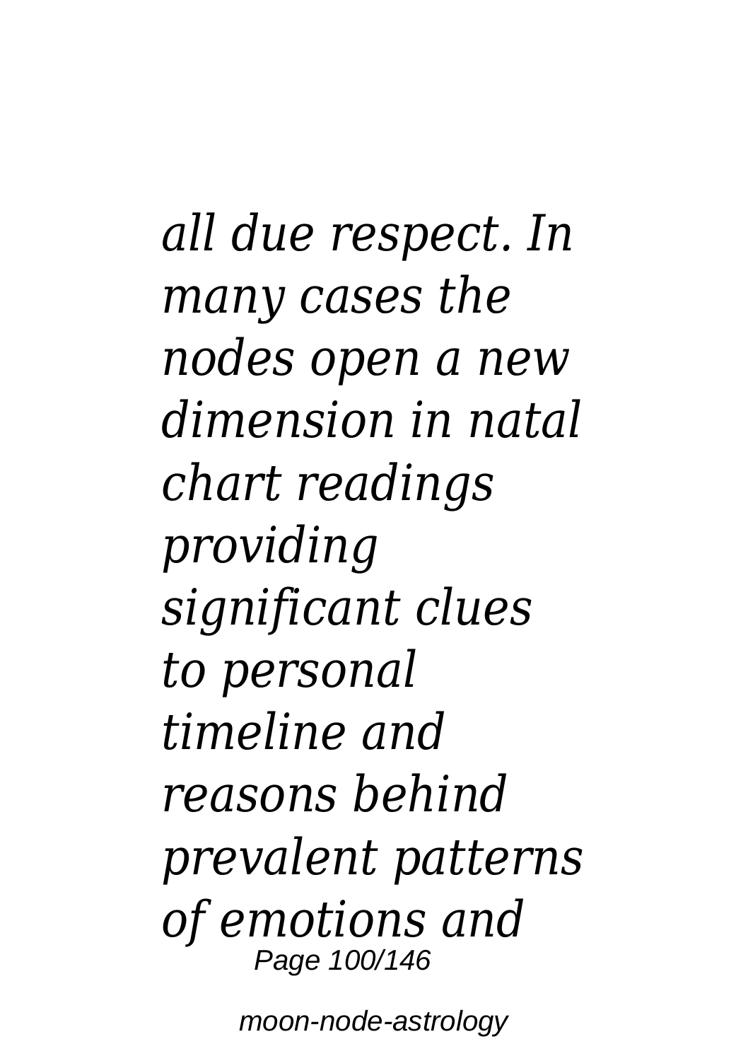*all due respect. In many cases the nodes open a new dimension in natal chart readings providing significant clues to personal timeline and reasons behind prevalent patterns of emotions and*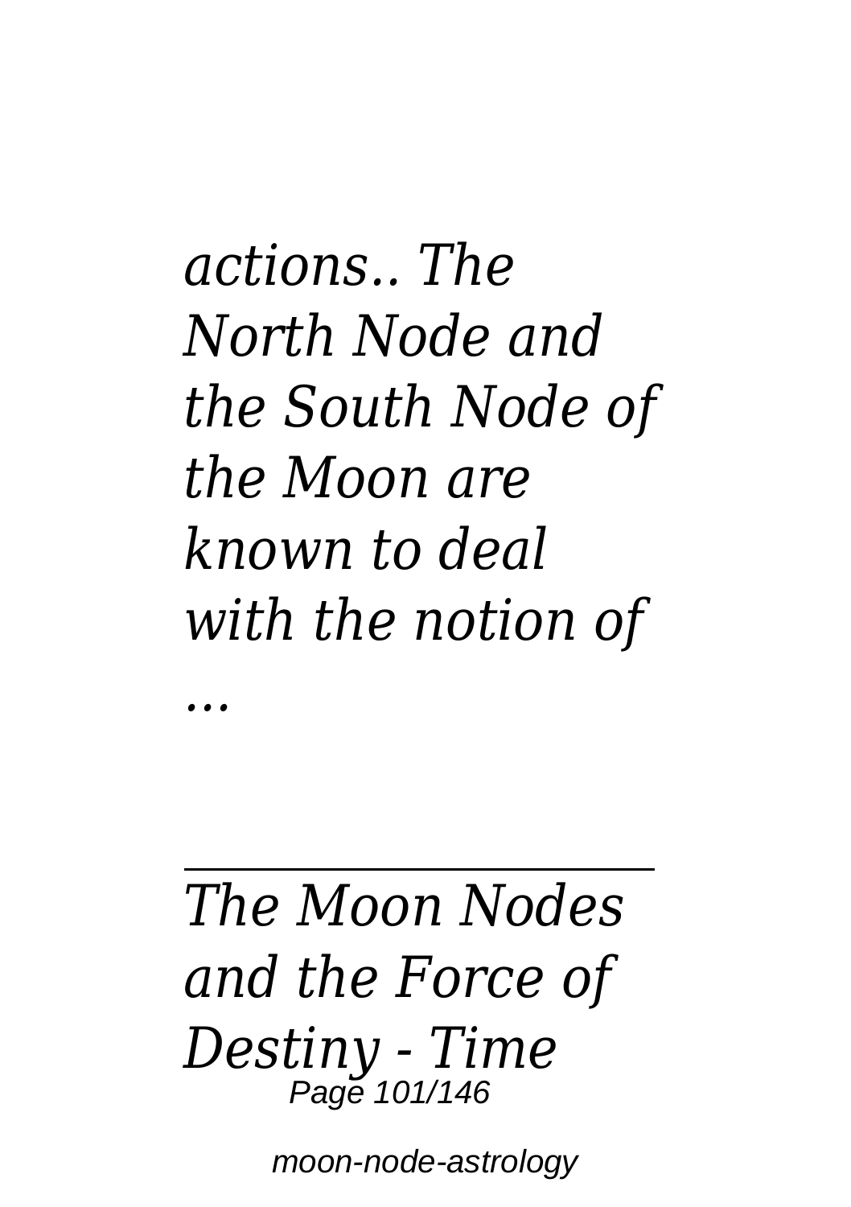*actions.. The North Node and the South Node of the Moon are known to deal with the notion of ...*

---

*The Moon Nodes and the Force of Destiny - Time*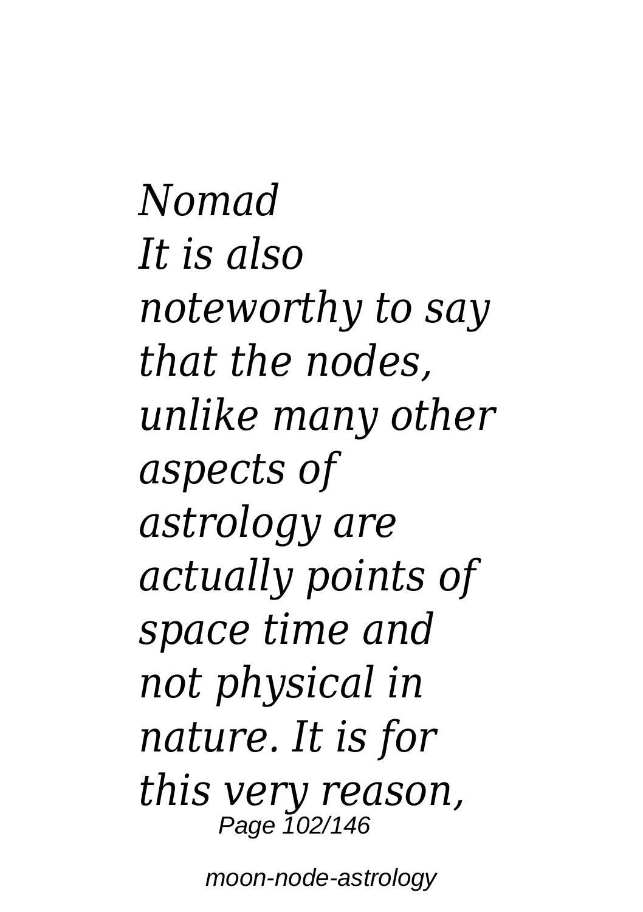*Nomad*

*It is also noteworthy to say that the nodes, unlike many other aspects of astrology are actually points of space time and not physical in nature. It is for this very reason,*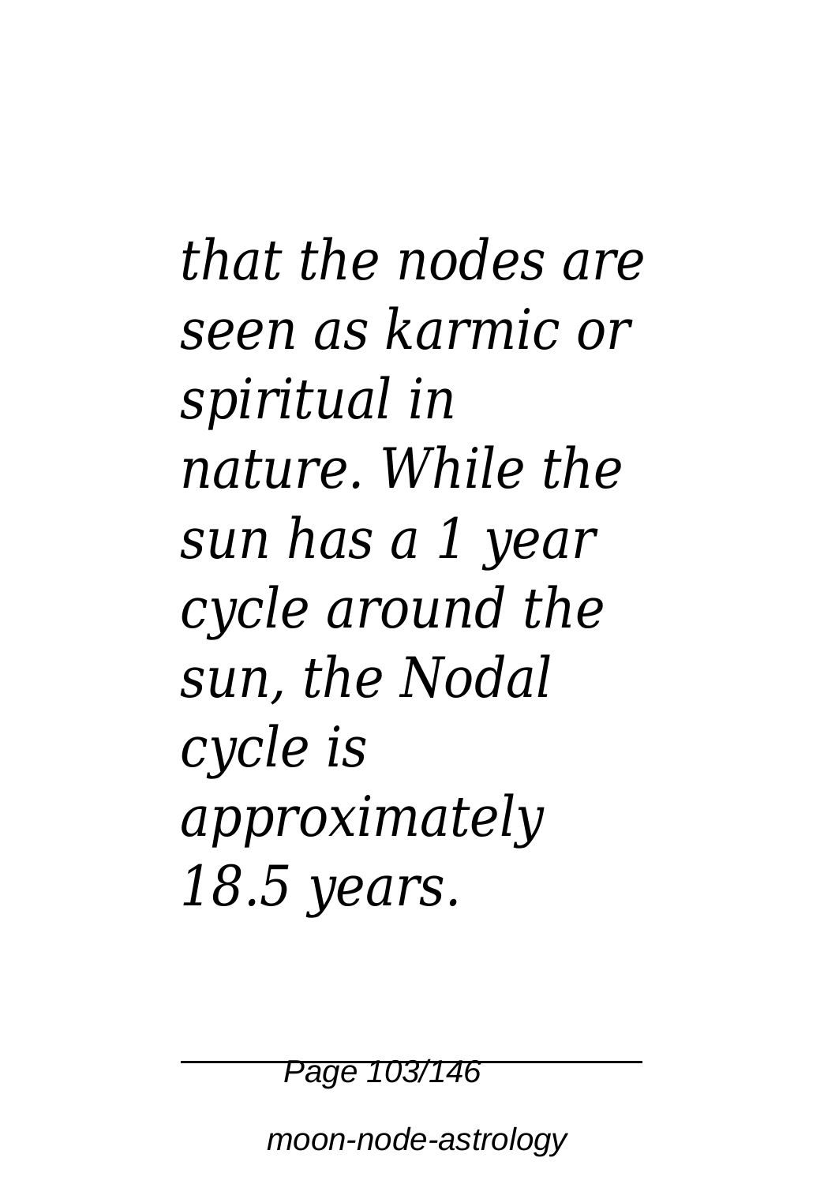*that the nodes are seen as karmic or spiritual in nature. While the sun has a 1 year cycle around the sun, the Nodal cycle is approximately 18.5 years.*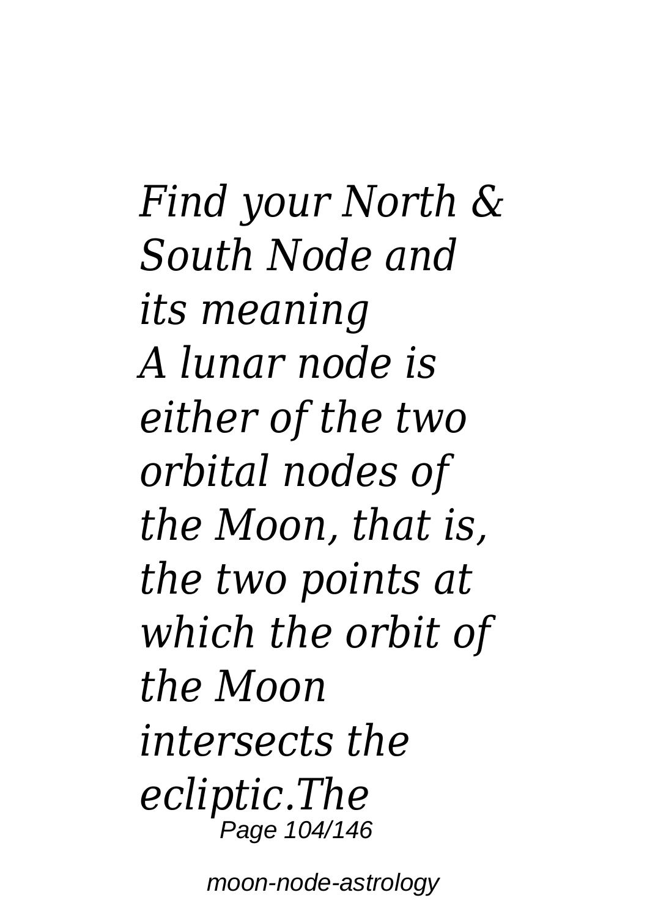*Find your North & South Node and its meaning*
*A lunar node is either of the two orbital nodes of the Moon, that is, the two points at which the orbit of the Moon intersects the ecliptic.The*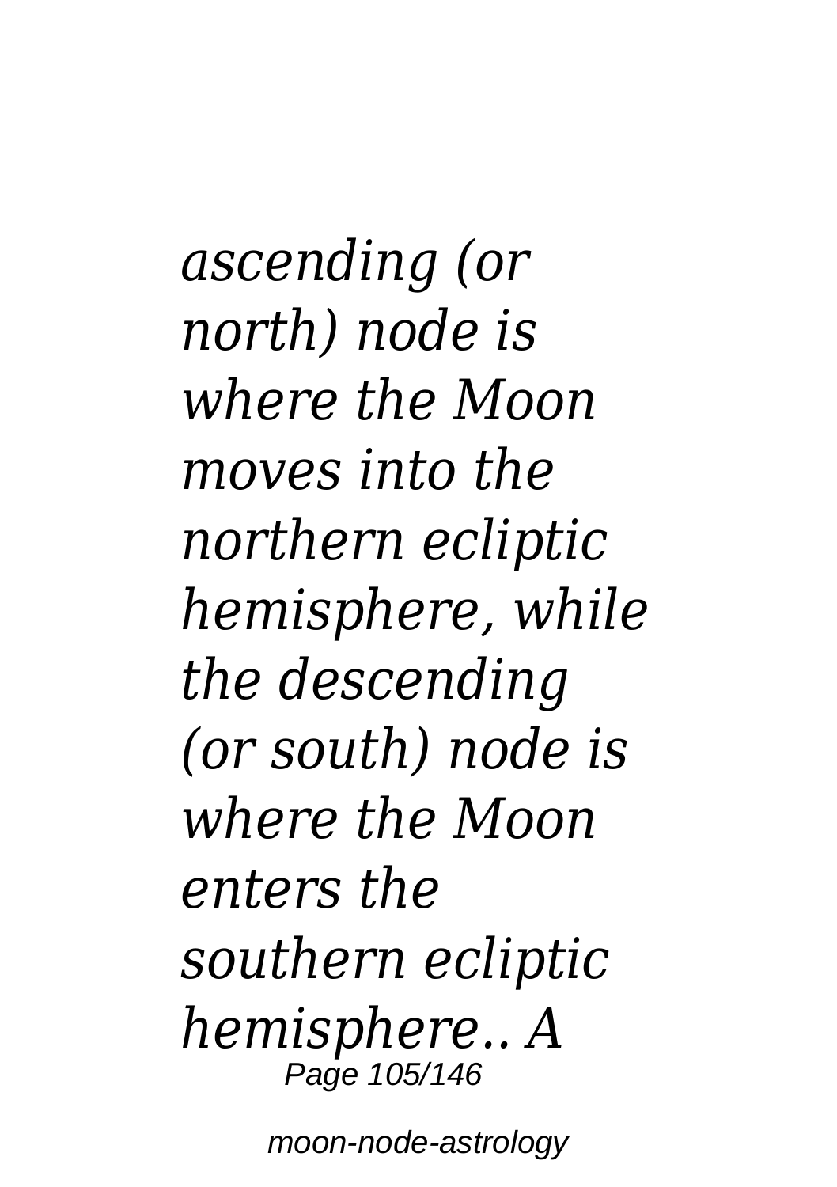*ascending (or north) node is where the Moon moves into the northern ecliptic hemisphere, while the descending (or south) node is where the Moon enters the southern ecliptic hemisphere.. A*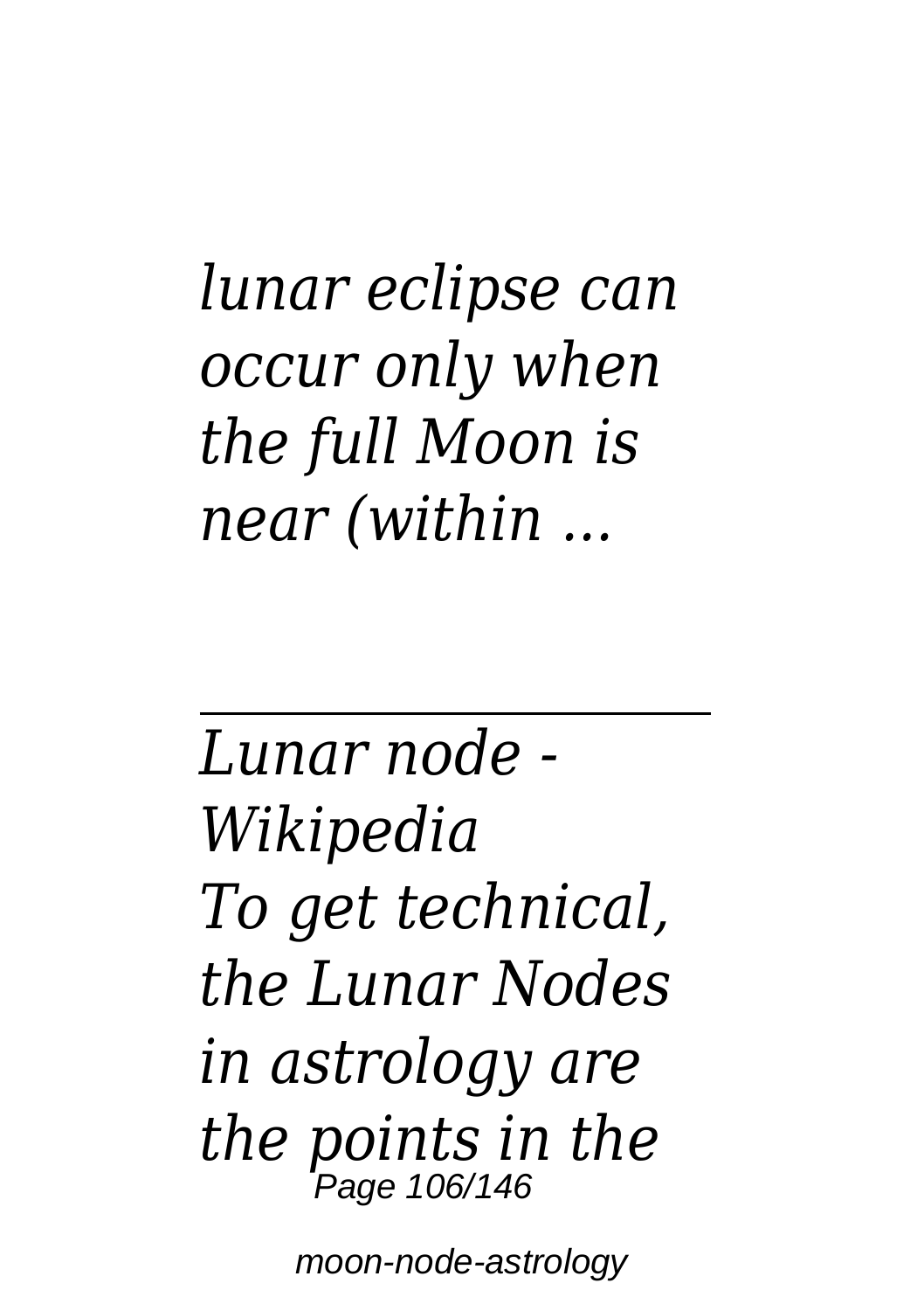*lunar eclipse can occur only when the full Moon is near (within ...*

---

*Lunar node - Wikipedia*
*To get technical, the Lunar Nodes in astrology are the points in the*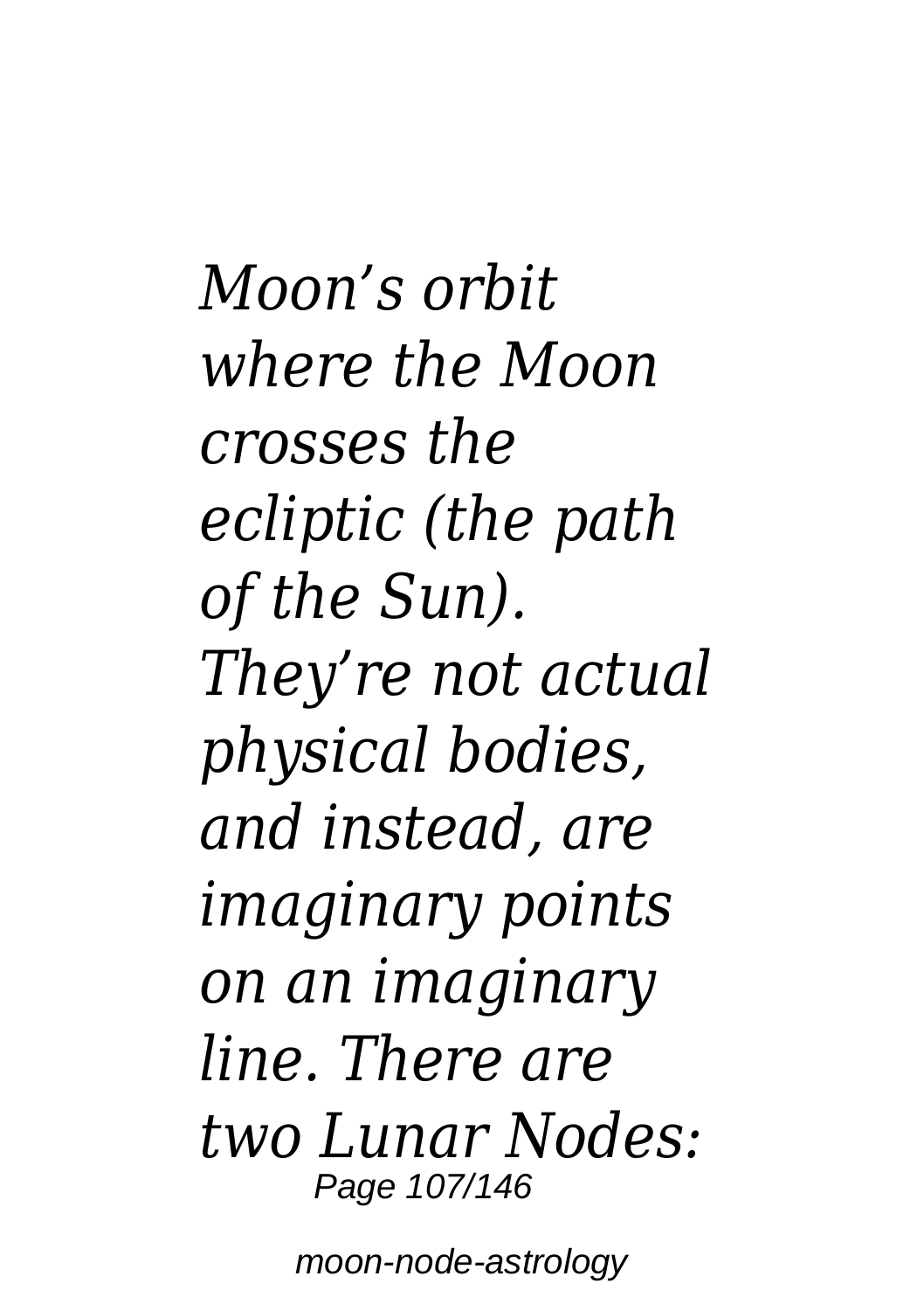*Moon's orbit where the Moon crosses the ecliptic (the path of the Sun). They're not actual physical bodies, and instead, are imaginary points on an imaginary line. There are two Lunar Nodes:*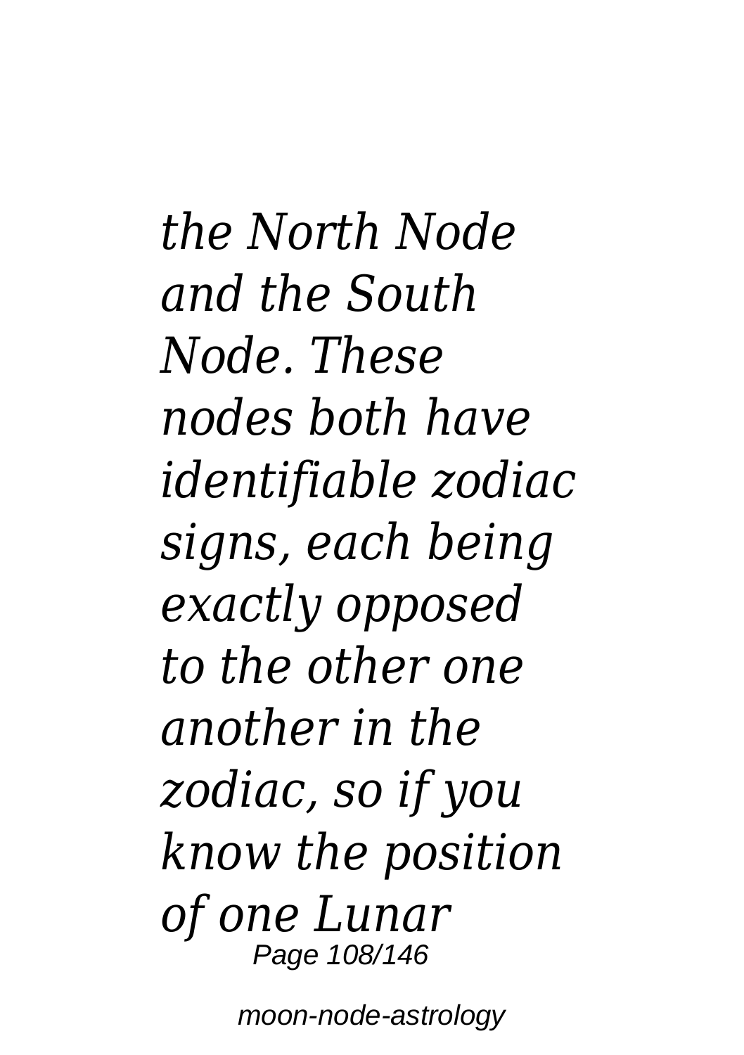*the North Node and the South Node. These nodes both have identifiable zodiac signs, each being exactly opposed to the other one another in the zodiac, so if you know the position of one Lunar*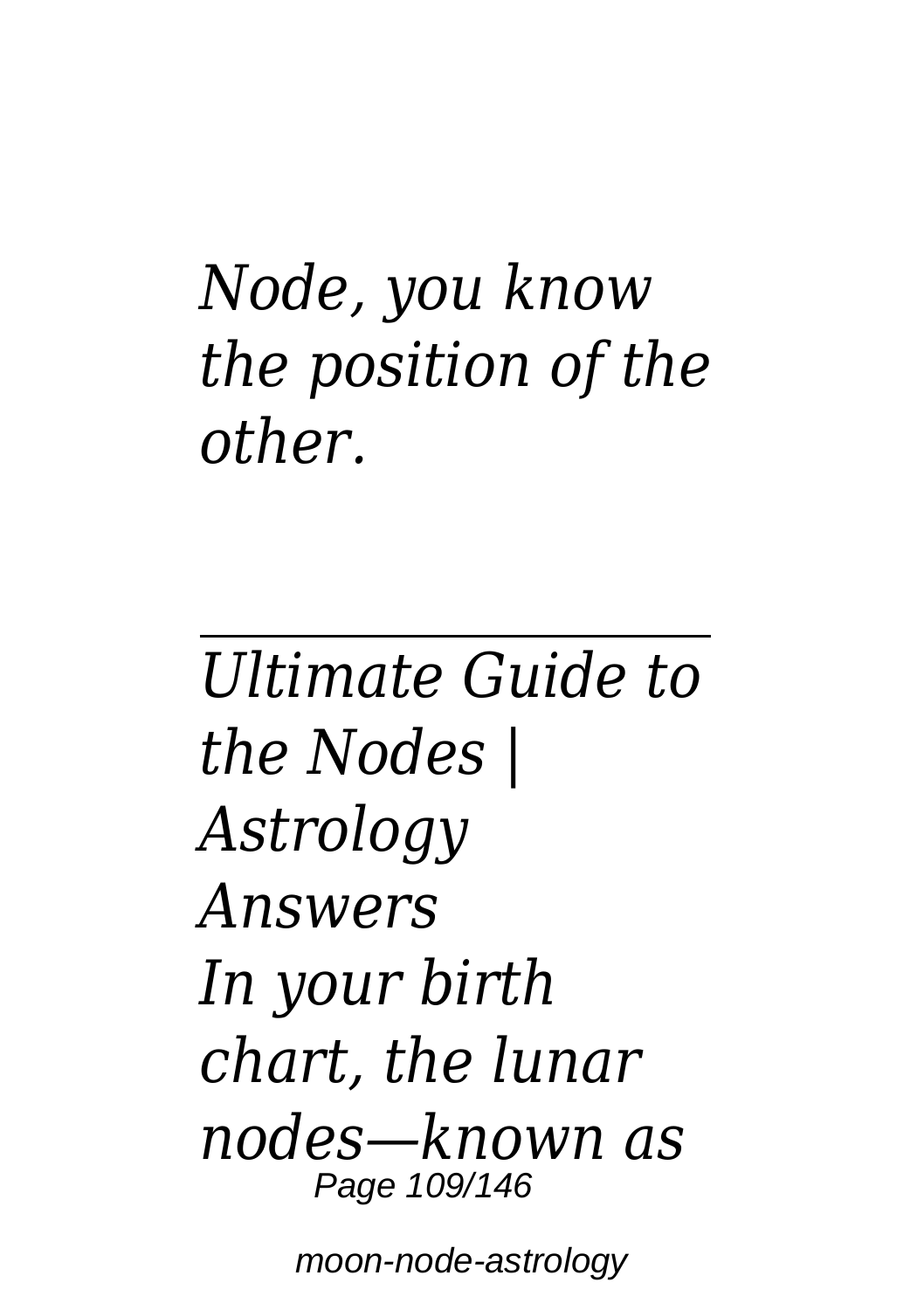*Node, you know the position of the other.*

---

*Ultimate Guide to the Nodes | Astrology Answers*
*In your birth chart, the lunar nodes—known as*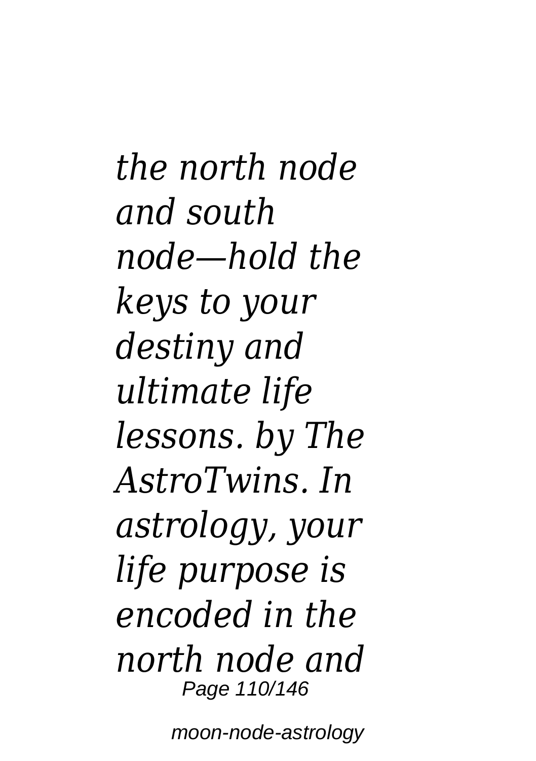*the north node and south node—hold the keys to your destiny and ultimate life lessons. by The AstroTwins. In astrology, your life purpose is encoded in the north node and*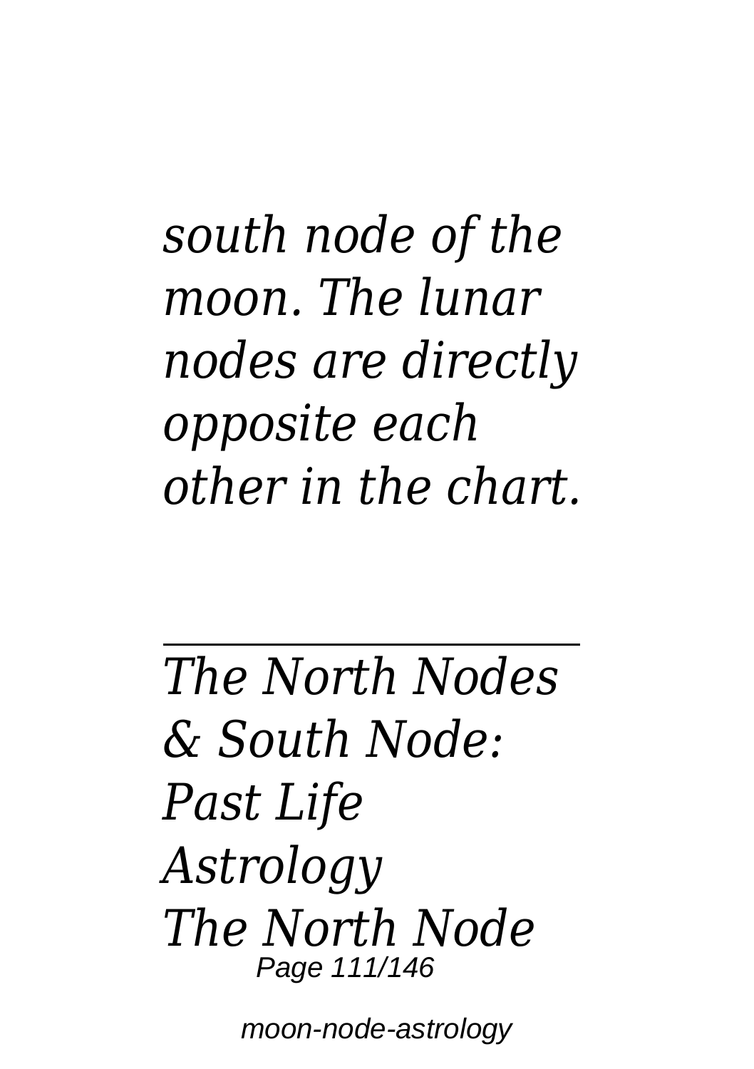*south node of the moon. The lunar nodes are directly opposite each other in the chart.*

---

*The North Nodes & South Node: Past Life Astrology*

*The North Node*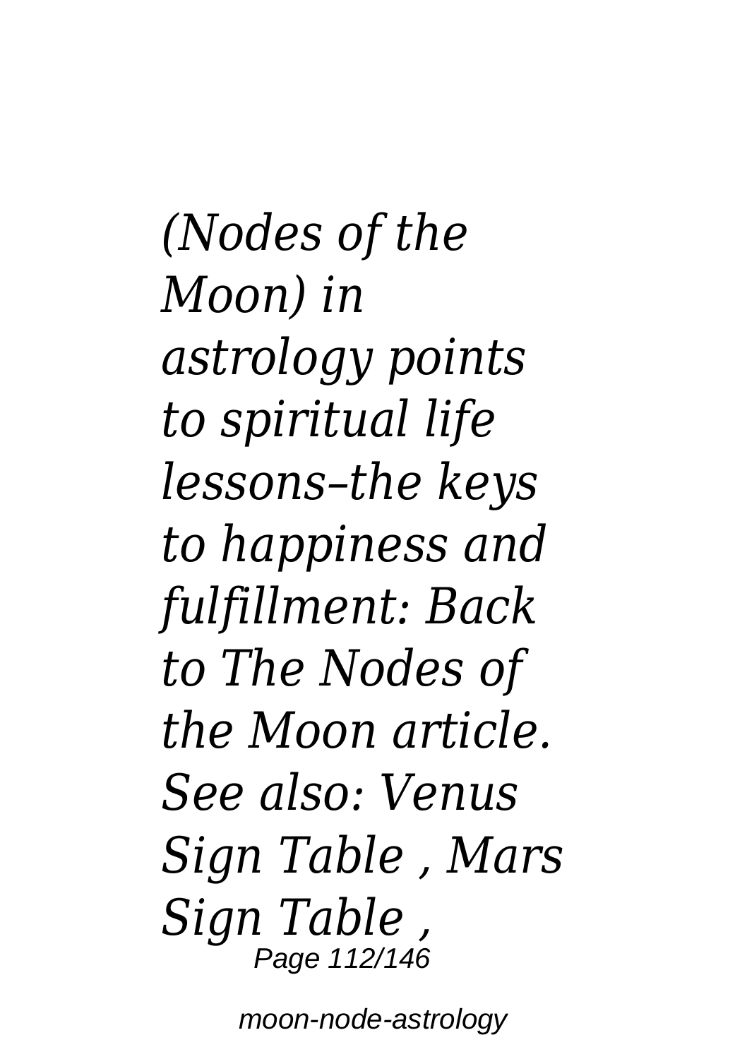*(Nodes of the Moon) in astrology points to spiritual life lessons–the keys to happiness and fulfillment: Back to The Nodes of the Moon article. See also: Venus Sign Table , Mars Sign Table ,*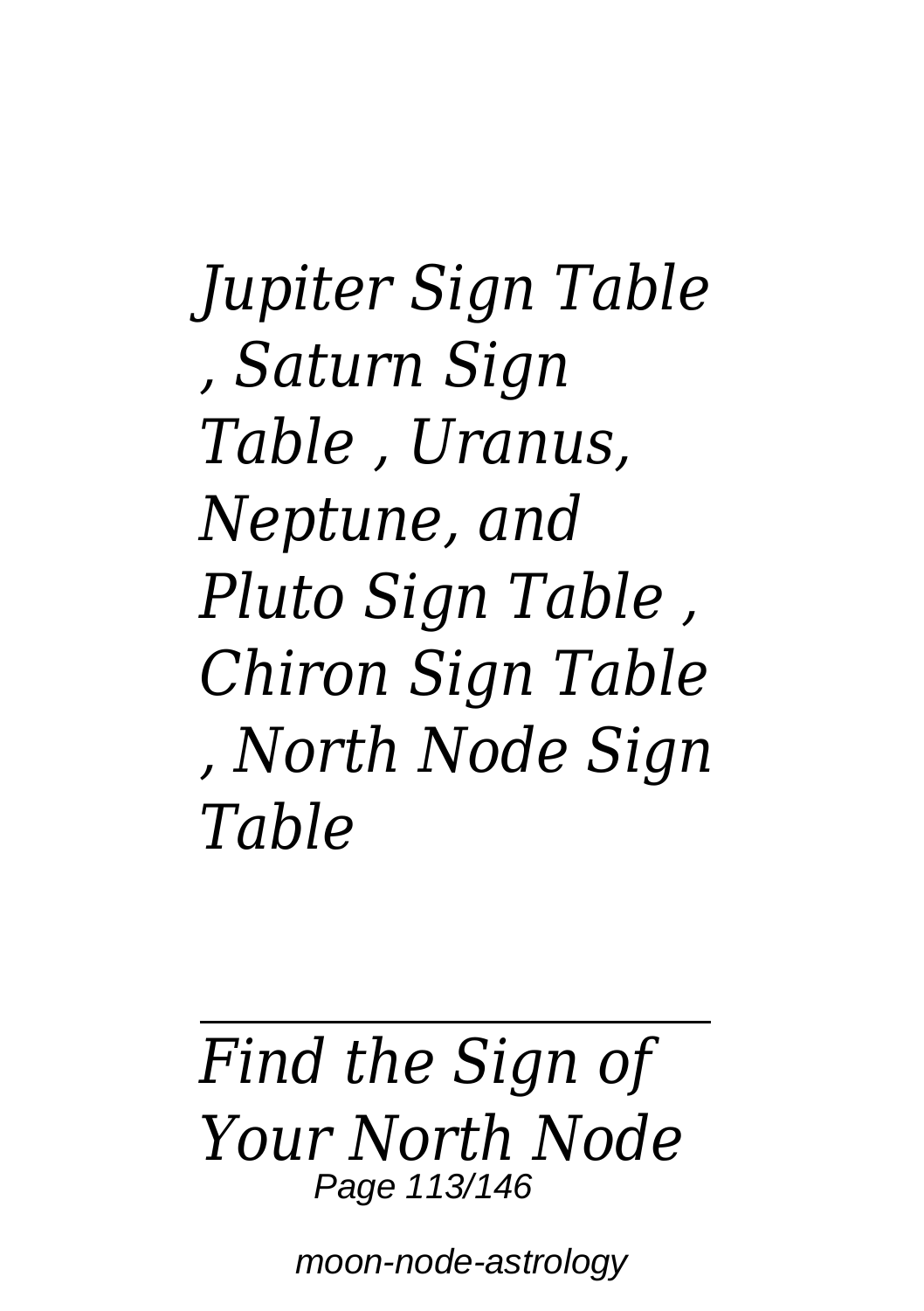*Jupiter Sign Table , Saturn Sign Table , Uranus, Neptune, and Pluto Sign Table , Chiron Sign Table , North Node Sign Table*

---

## *Find the Sign of Your North Node*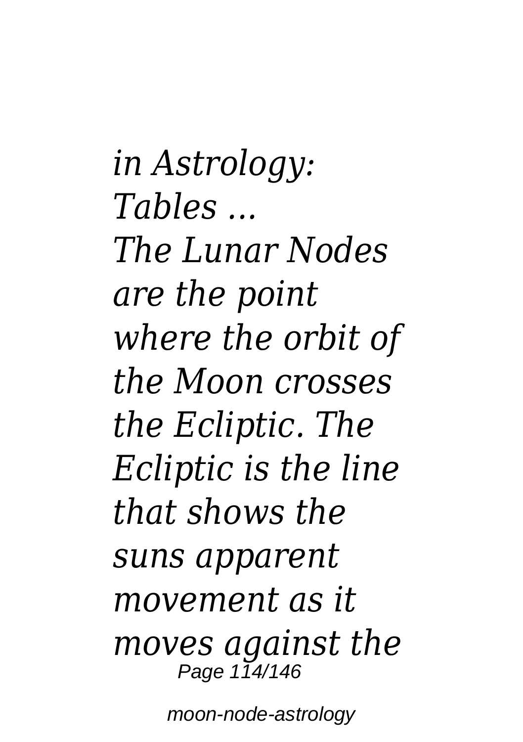*in Astrology: Tables ...*

*The Lunar Nodes are the point where the orbit of the Moon crosses the Ecliptic. The Ecliptic is the line that shows the suns apparent movement as it moves against the*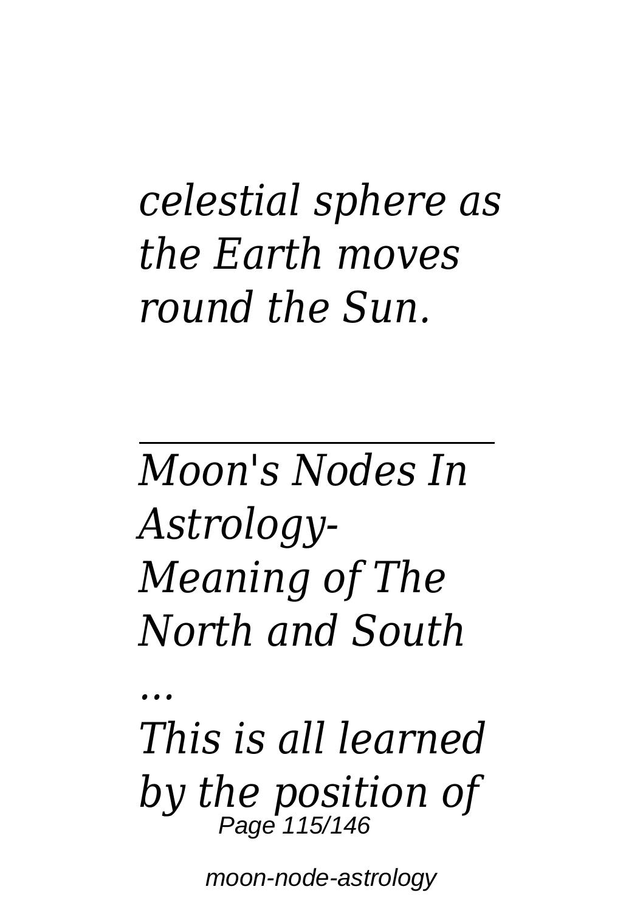*celestial sphere as the Earth moves round the Sun.*

---

*Moon's Nodes In Astrology- Meaning of The North and South ...*

*This is all learned by the position of*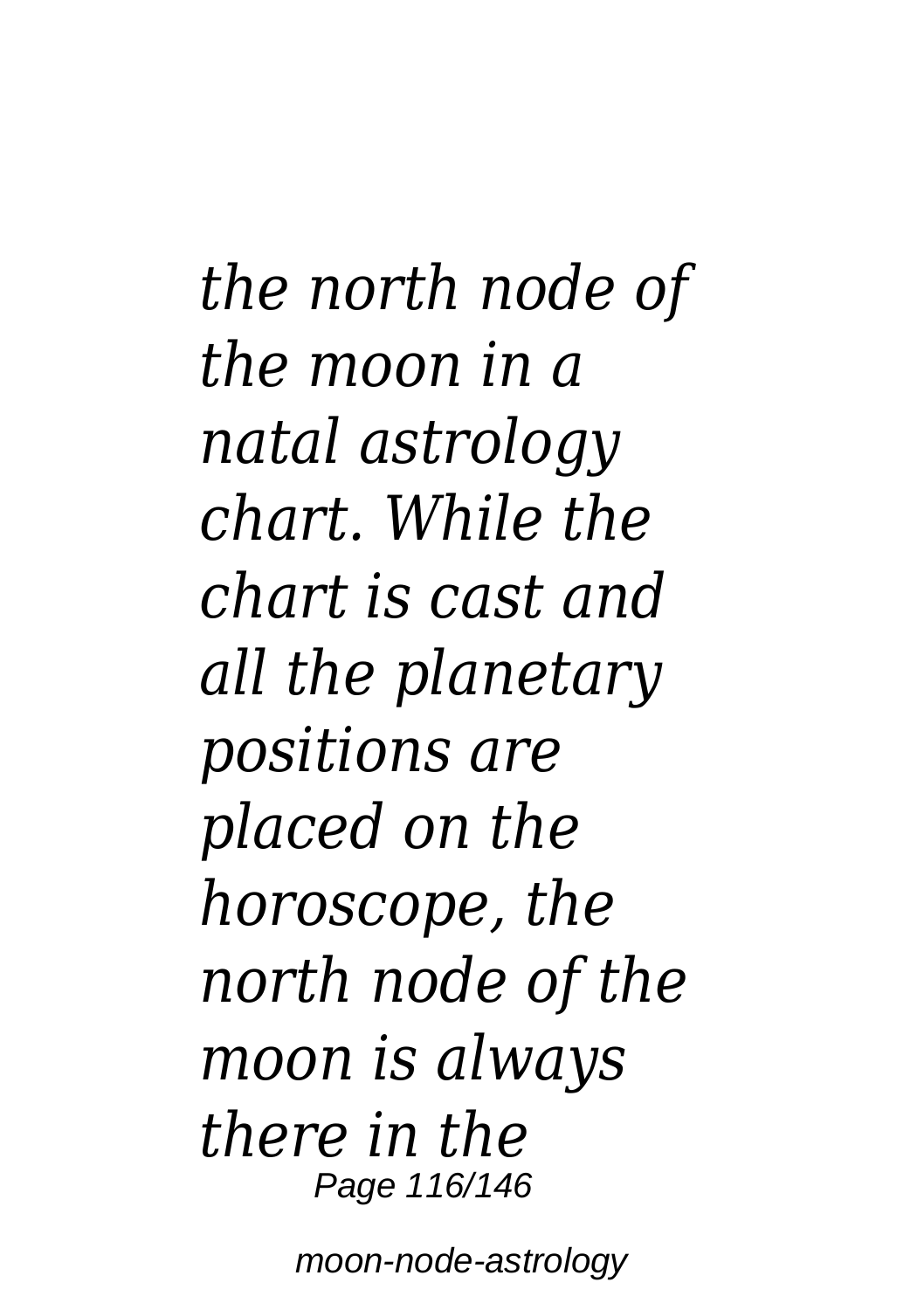*the north node of the moon in a natal astrology chart. While the chart is cast and all the planetary positions are placed on the horoscope, the north node of the moon is always there in the*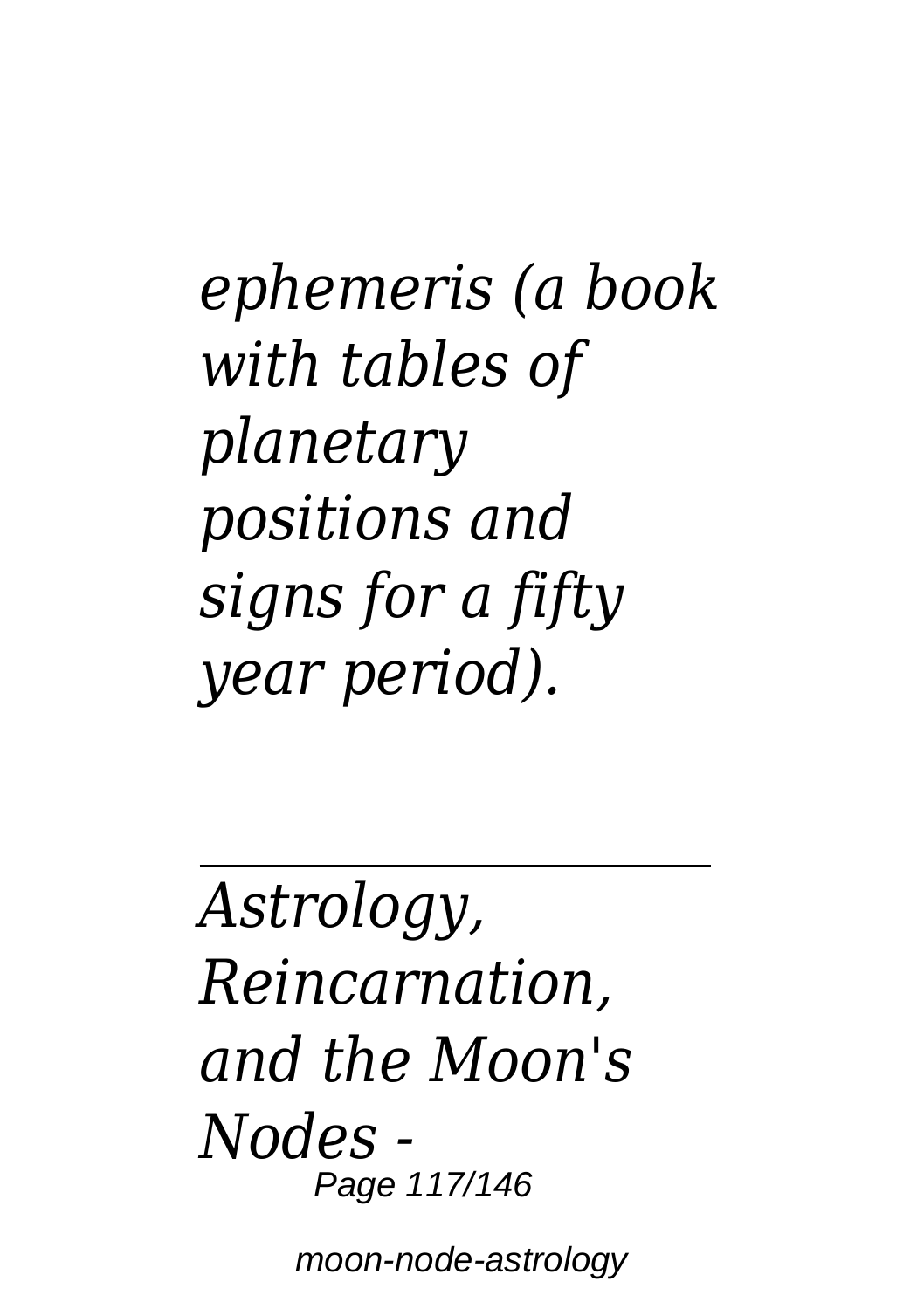*ephemeris (a book with tables of planetary positions and signs for a fifty year period).*

---

*Astrology, Reincarnation, and the Moon's Nodes -*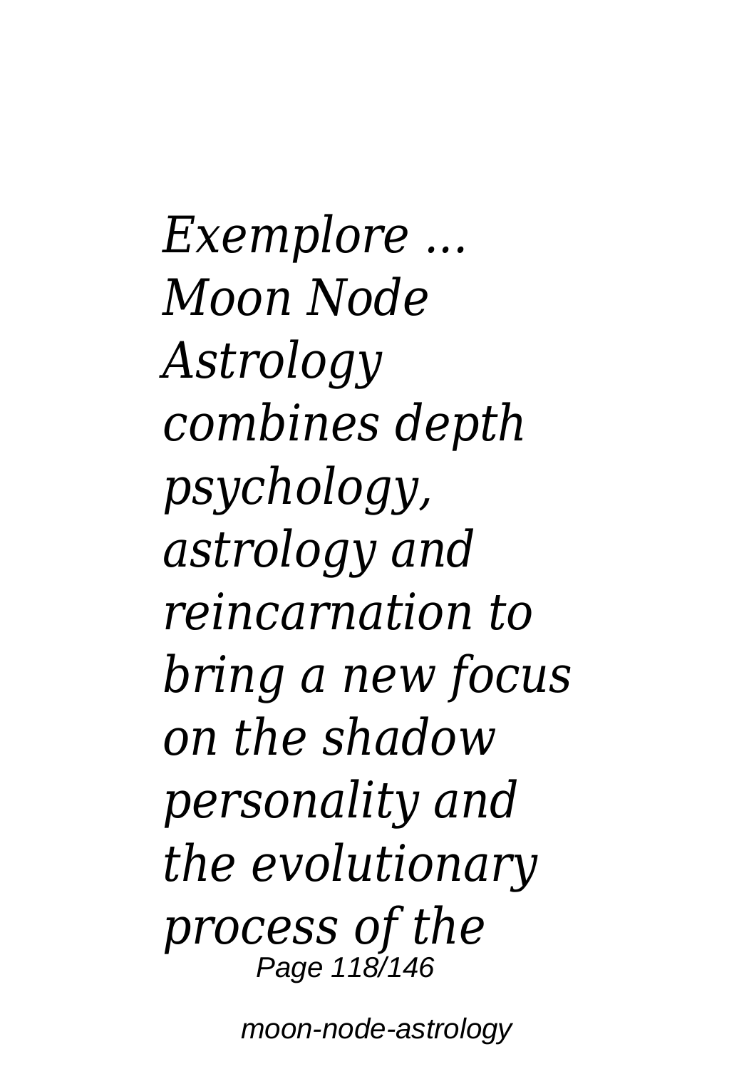*Exemplore ... Moon Node Astrology combines depth psychology, astrology and reincarnation to bring a new focus on the shadow personality and the evolutionary process of the*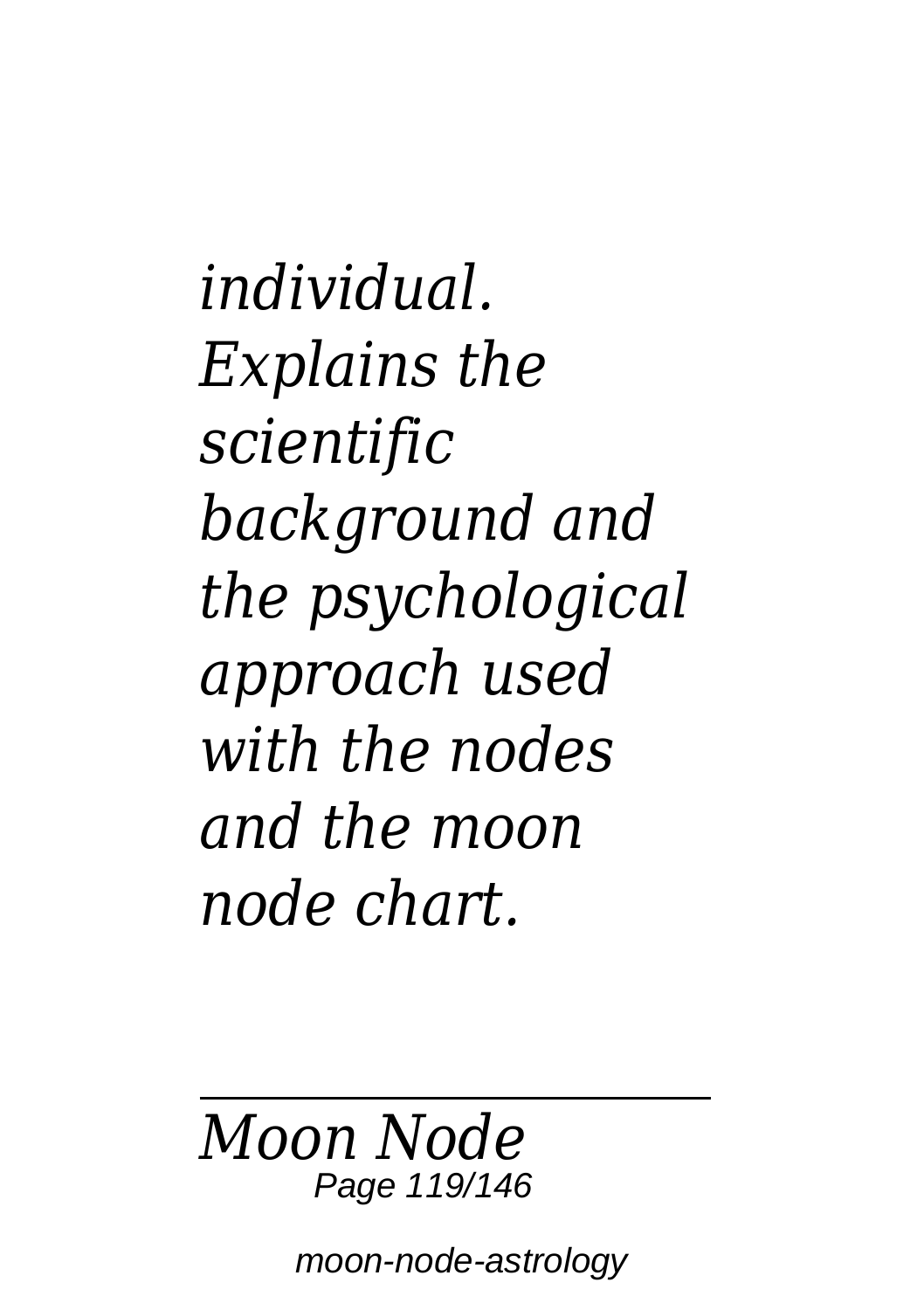*individual. Explains the scientific background and the psychological approach used with the nodes and the moon node chart.*

---

*Moon Node*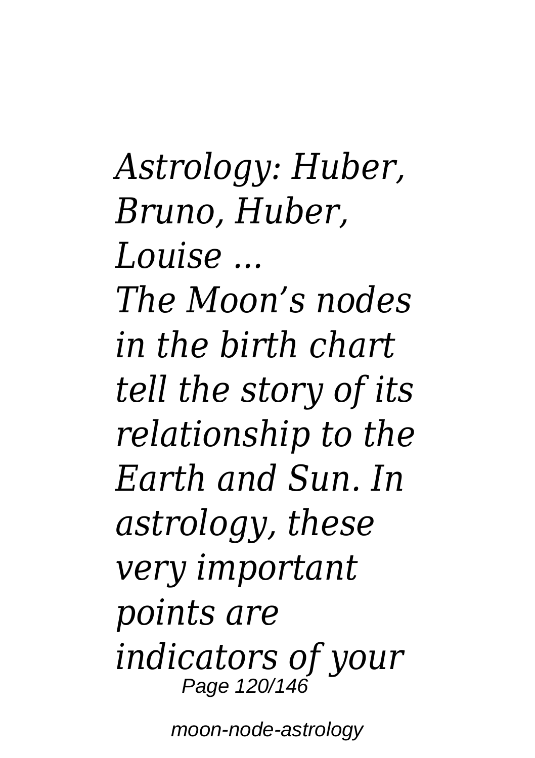*Astrology: Huber, Bruno, Huber, Louise ...*

*The Moon's nodes in the birth chart tell the story of its relationship to the Earth and Sun. In astrology, these very important points are indicators of your*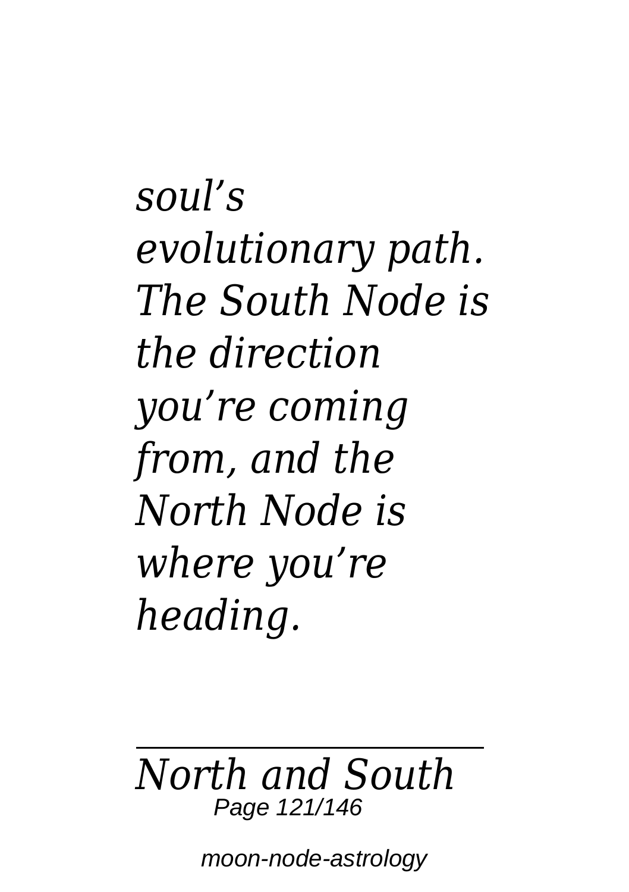*soul's evolutionary path. The South Node is the direction you're coming from, and the North Node is where you're heading.*

---

*North and South*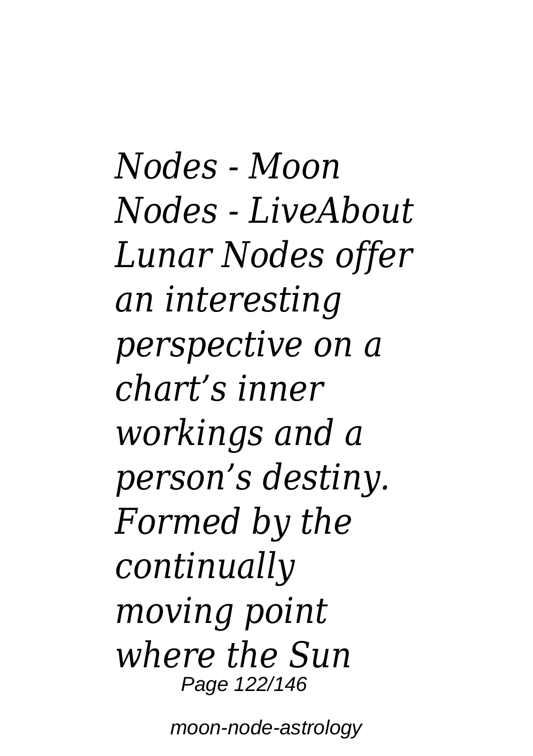*Nodes - Moon Nodes - LiveAbout Lunar Nodes offer an interesting perspective on a chart's inner workings and a person's destiny. Formed by the continually moving point where the Sun*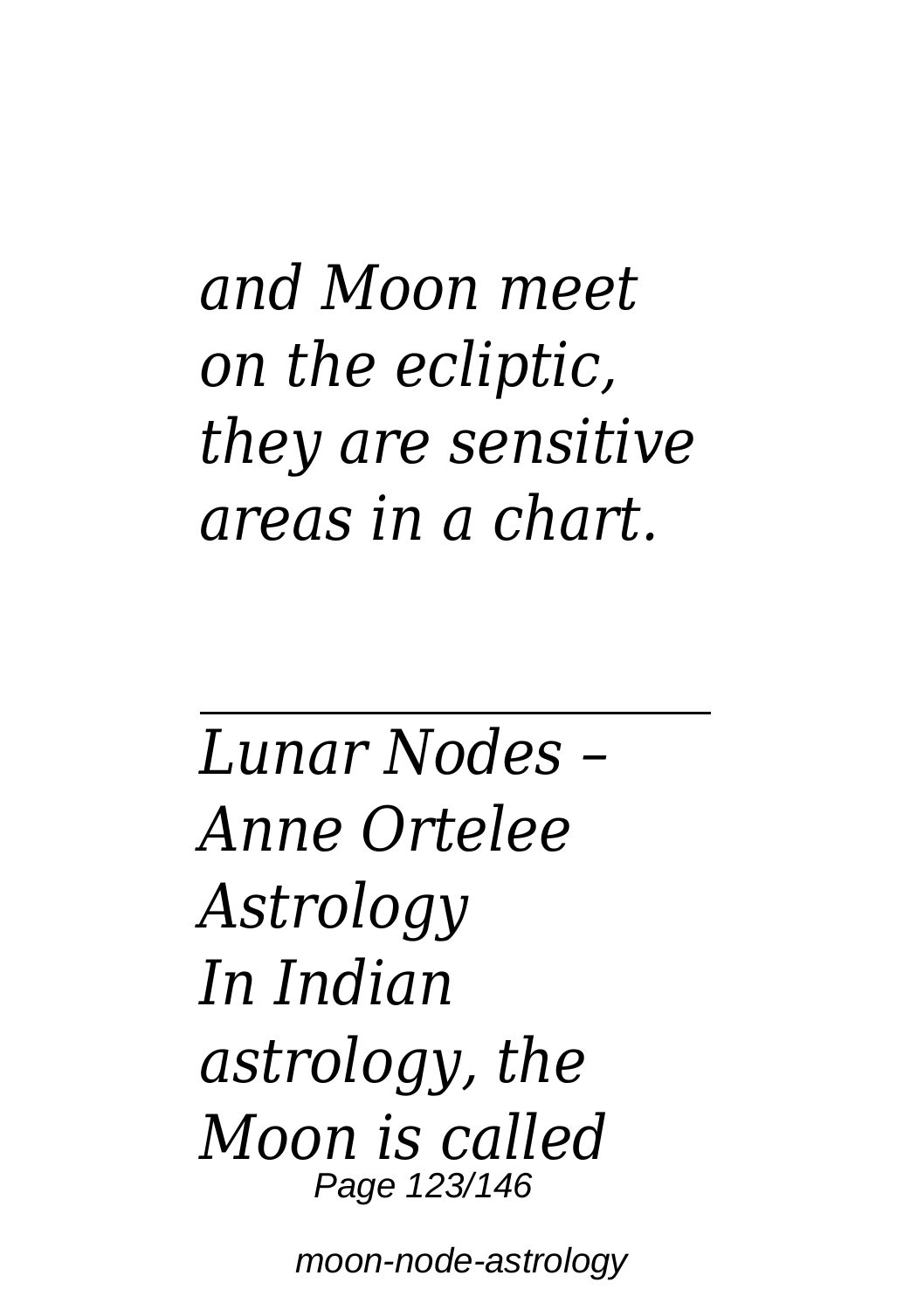*and Moon meet on the ecliptic, they are sensitive areas in a chart.*

---

*Lunar Nodes – Anne Ortelee Astrology*

*In Indian astrology, the Moon is called*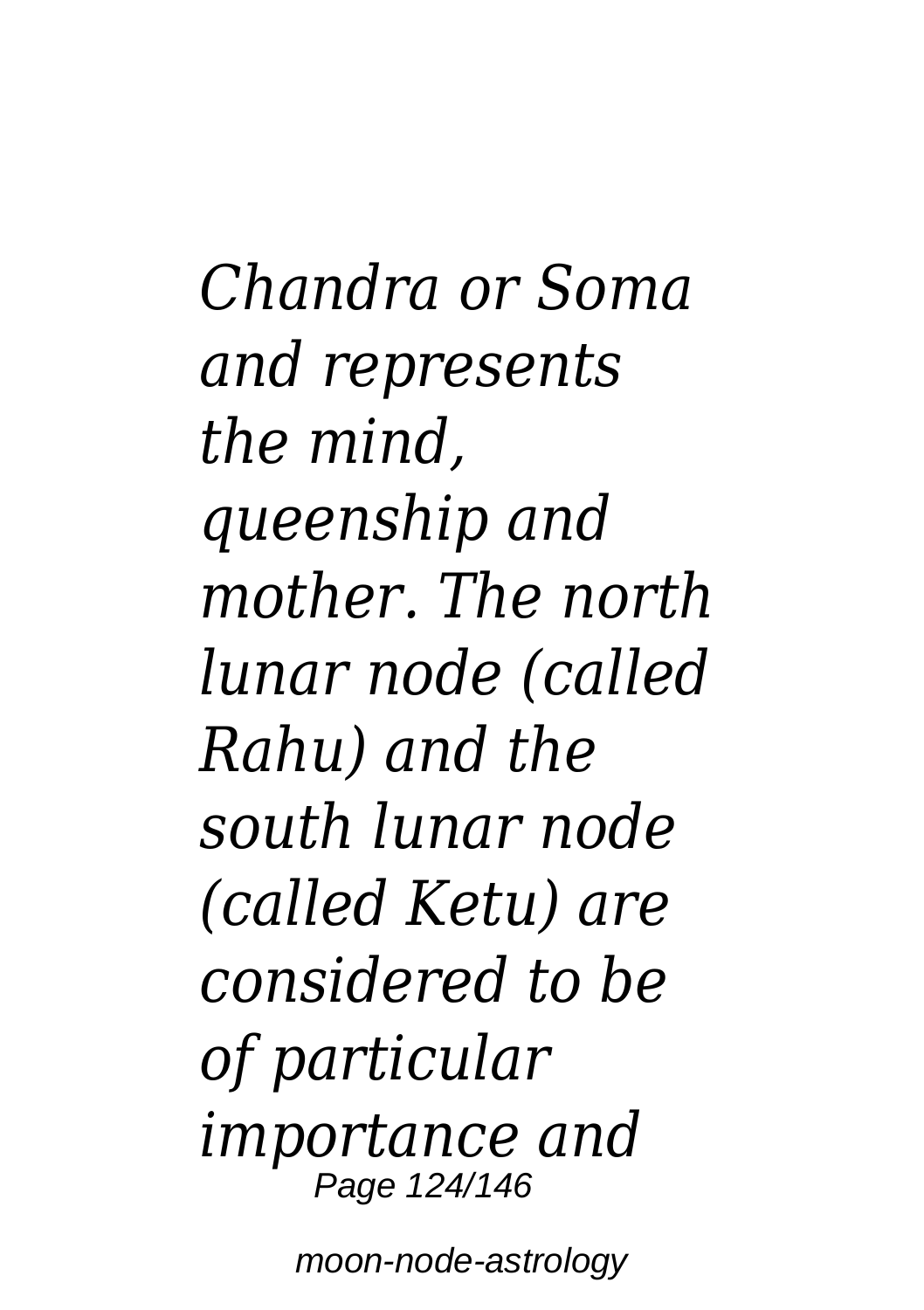*Chandra or Soma and represents the mind, queenship and mother. The north lunar node (called Rahu) and the south lunar node (called Ketu) are considered to be of particular importance and*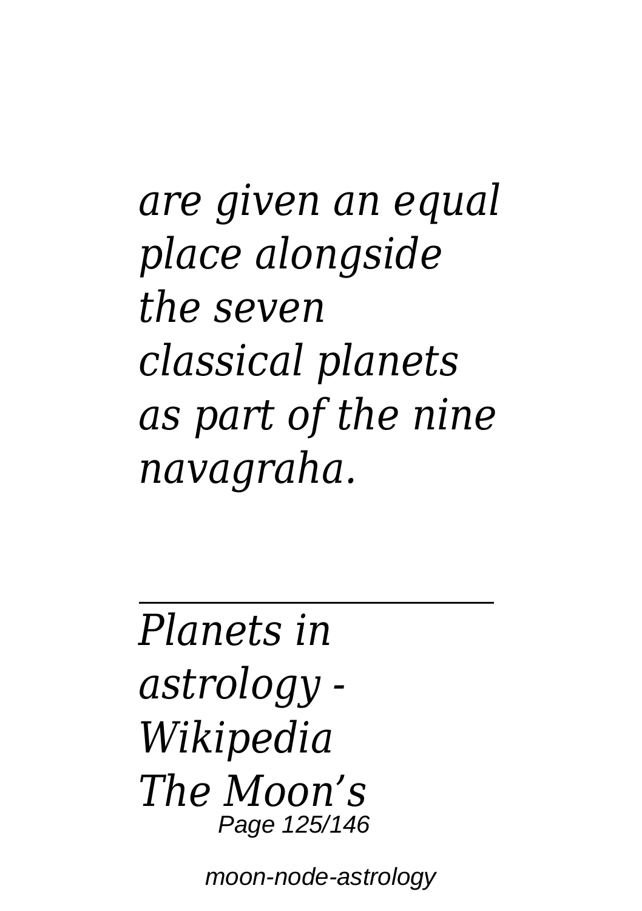*are given an equal place alongside the seven classical planets as part of the nine navagraha.*

---

*Planets in astrology - Wikipedia*
*The Moon's*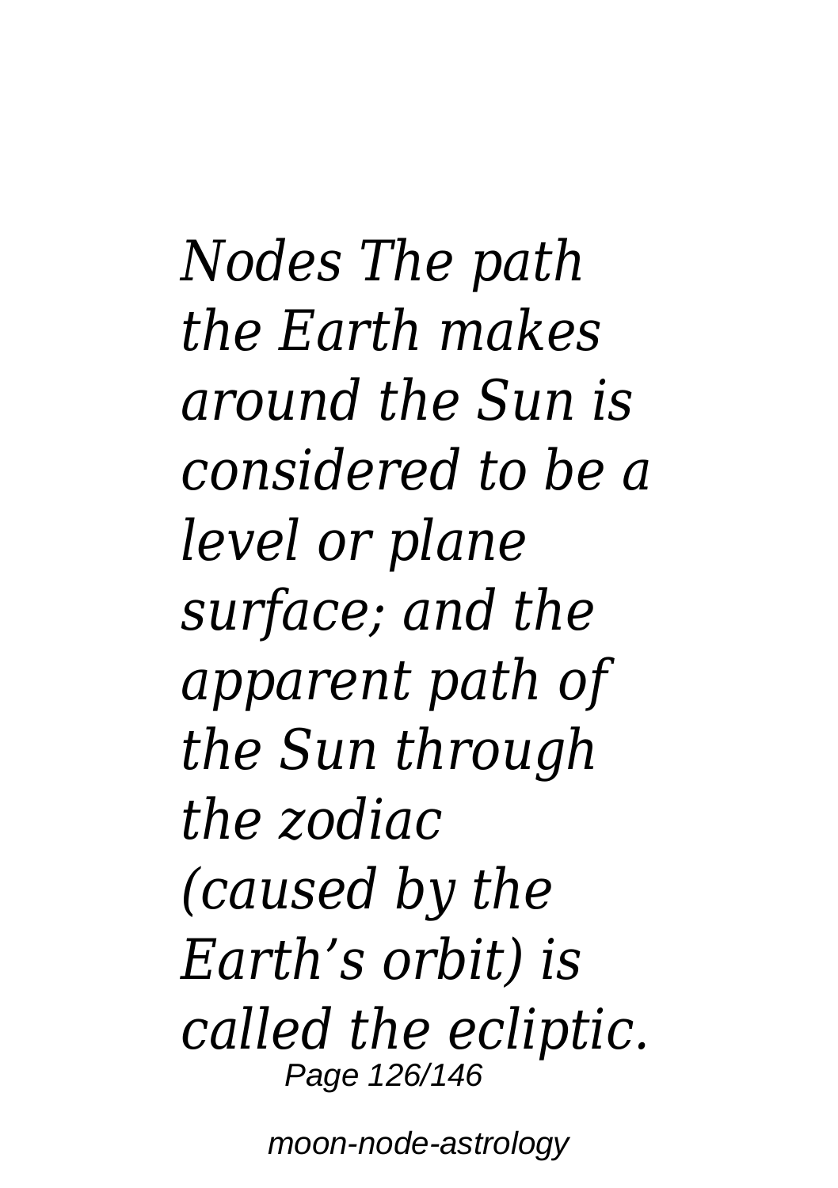*Nodes The path the Earth makes around the Sun is considered to be a level or plane surface; and the apparent path of the Sun through the zodiac (caused by the Earth's orbit) is called the ecliptic.*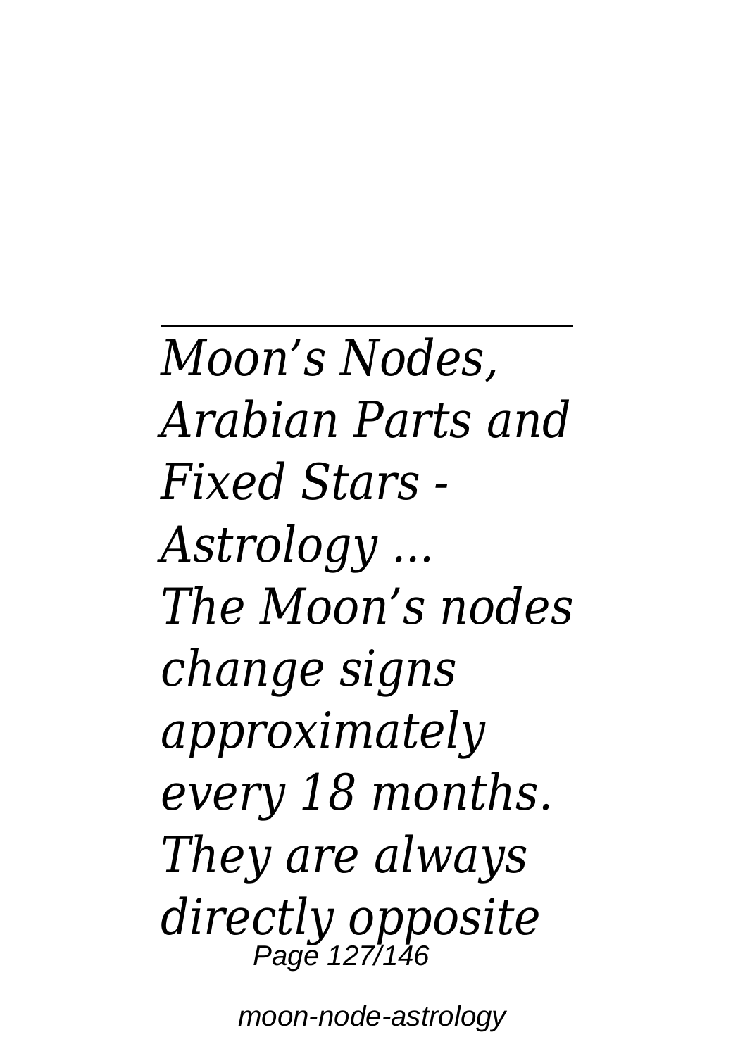---

*Moon's Nodes, Arabian Parts and Fixed Stars - Astrology ...*

*The Moon's nodes change signs approximately every 18 months. They are always directly opposite*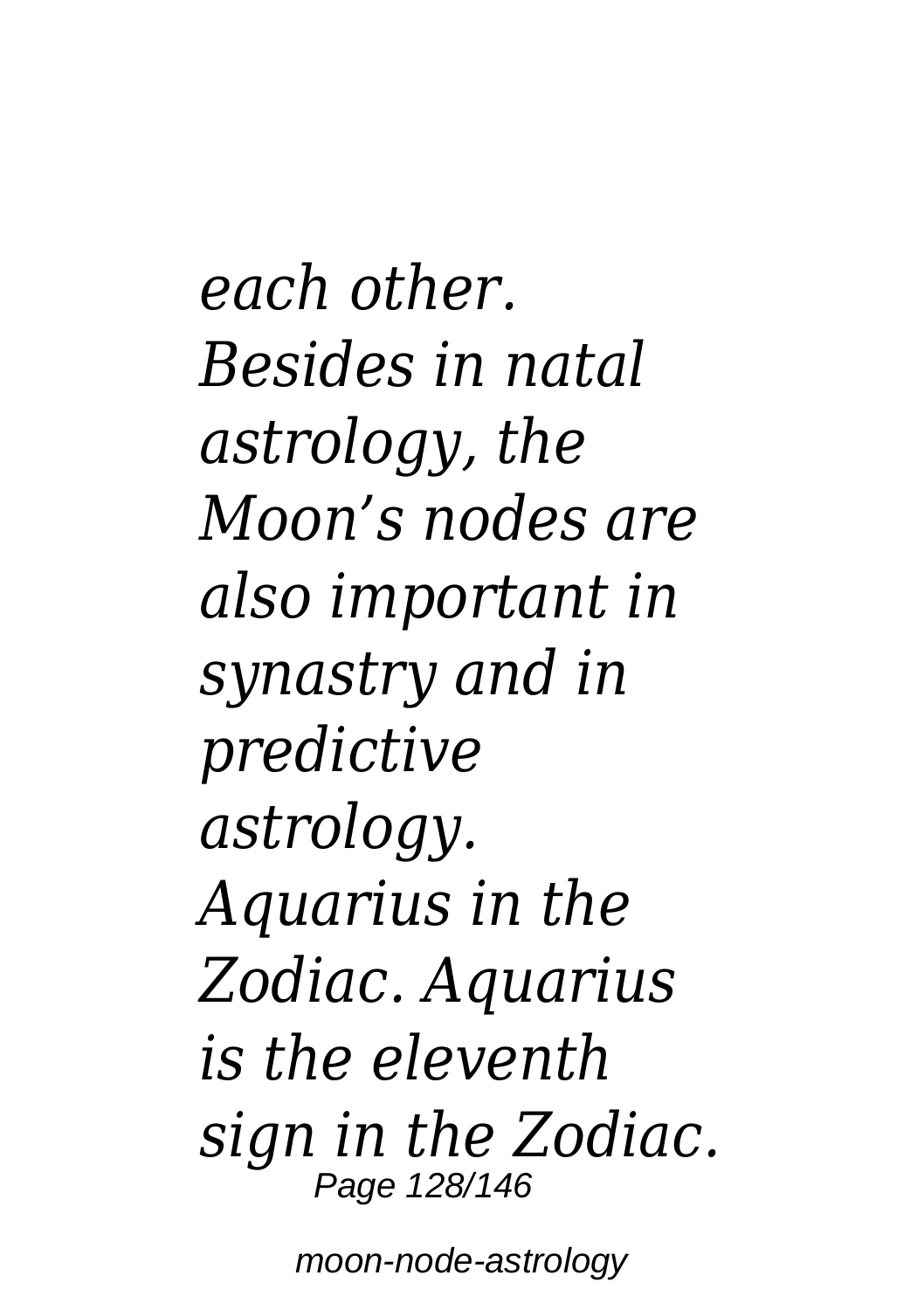*each other. Besides in natal astrology, the Moon's nodes are also important in synastry and in predictive astrology. Aquarius in the Zodiac. Aquarius is the eleventh sign in the Zodiac.*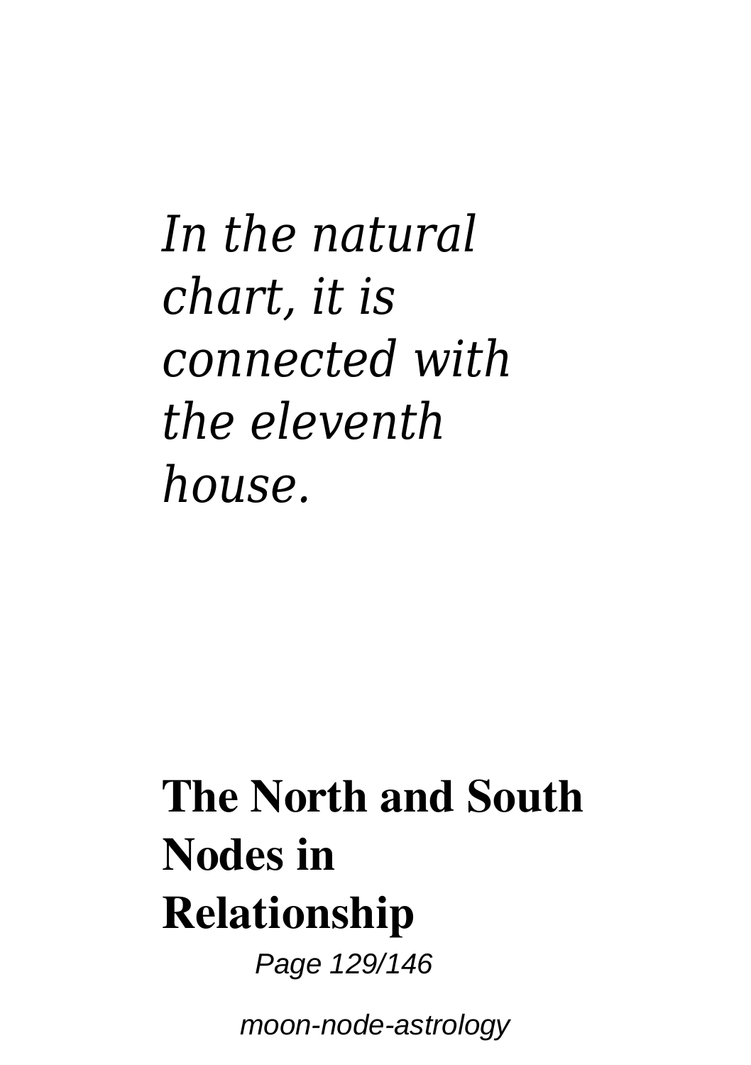*In the natural chart, it is connected with the eleventh house.*

**The North and South Nodes in Relationship**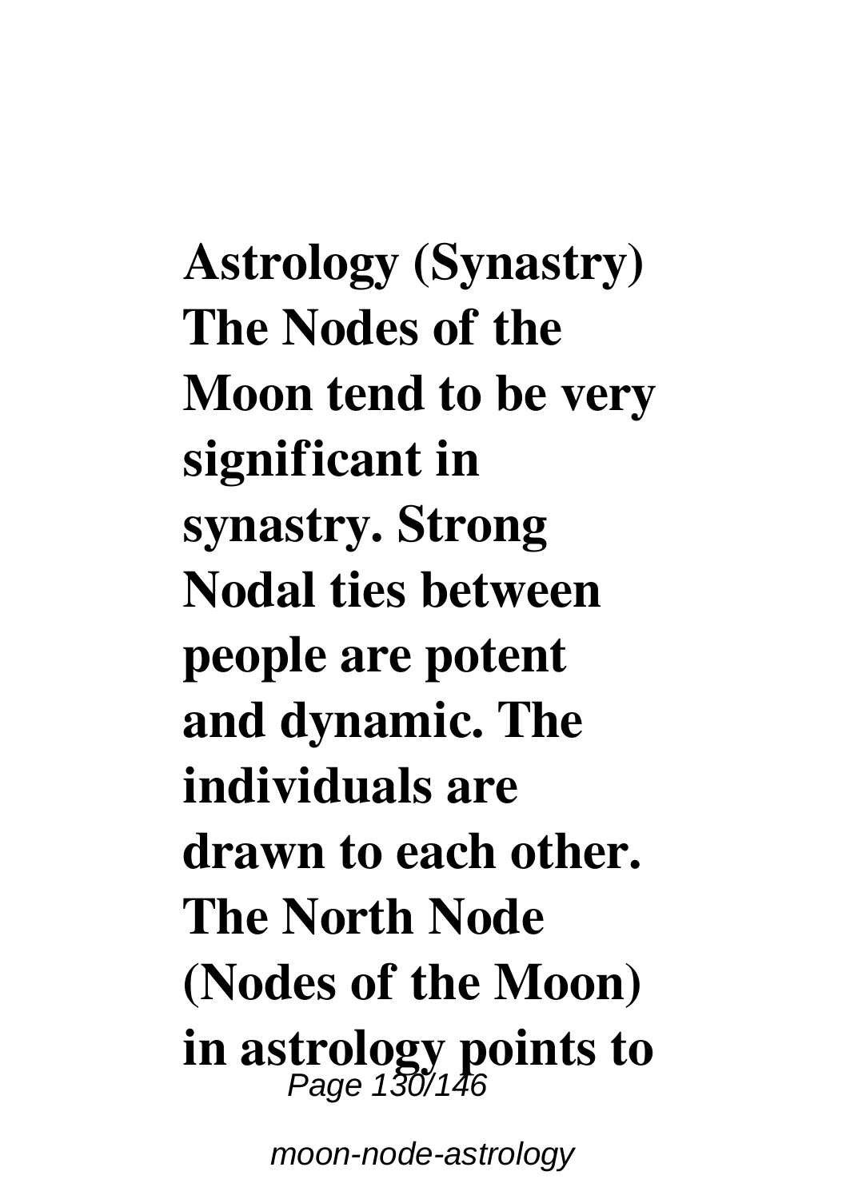**Astrology (Synastry) The Nodes of the Moon tend to be very significant in synastry. Strong Nodal ties between people are potent and dynamic. The individuals are drawn to each other. The North Node (Nodes of the Moon) in astrology points to**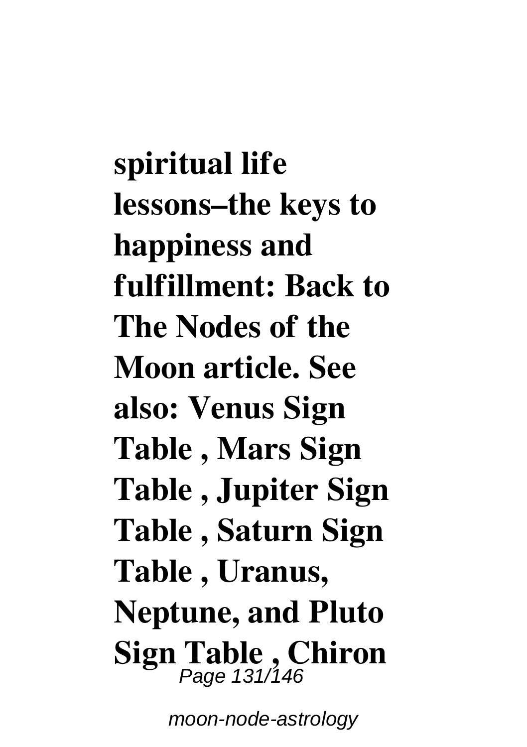**spiritual life lessons–the keys to happiness and fulfillment: Back to The Nodes of the Moon article. See also: Venus Sign Table , Mars Sign Table , Jupiter Sign Table , Saturn Sign Table , Uranus, Neptune, and Pluto Sign Table , Chiron**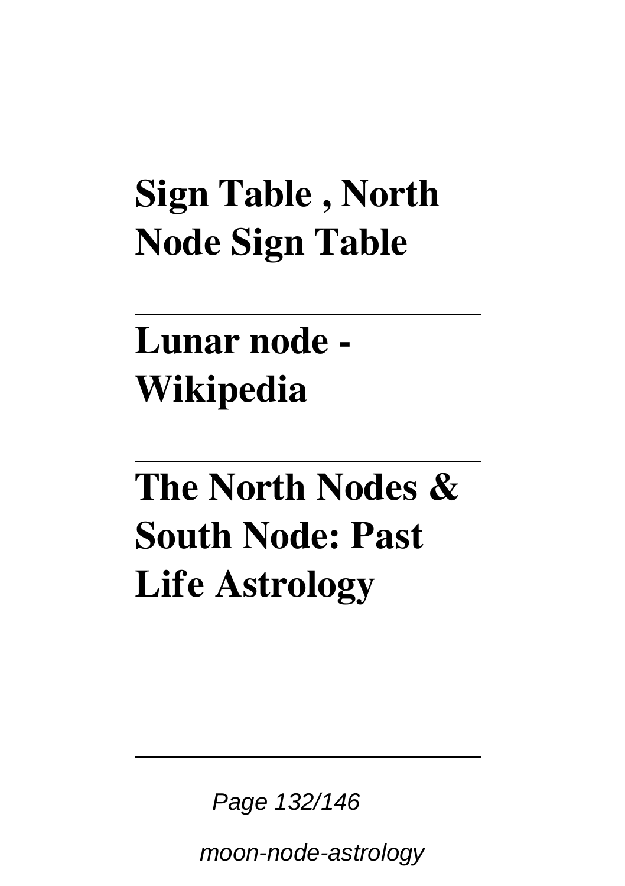## Sign Table , North Node Sign Table

---

## Lunar node - Wikipedia

---

## The North Nodes & South Node: Past Life Astrology

---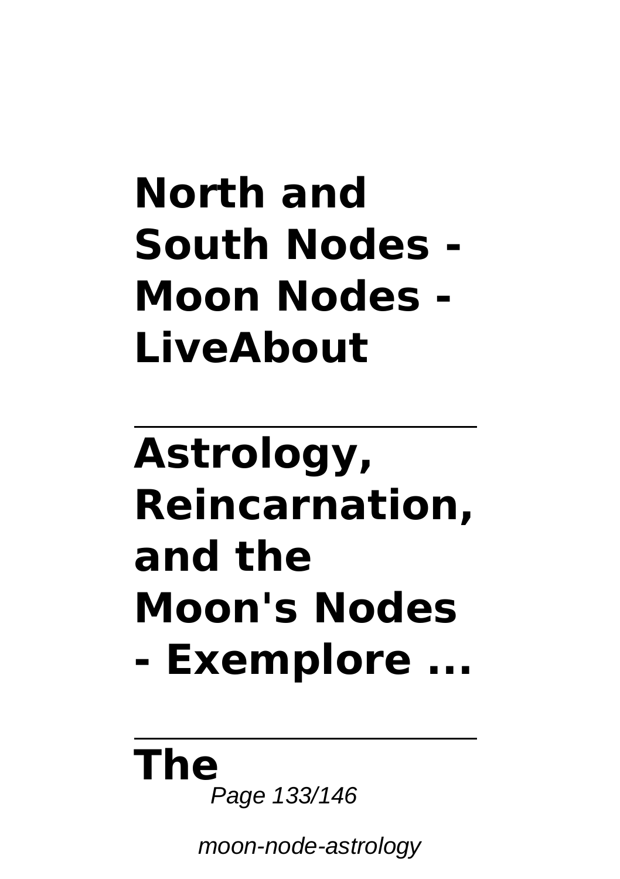# North and South Nodes - Moon Nodes - LiveAbout

---

# Astrology, Reincarnation, and the Moon's Nodes - Exemplore ...

---

# The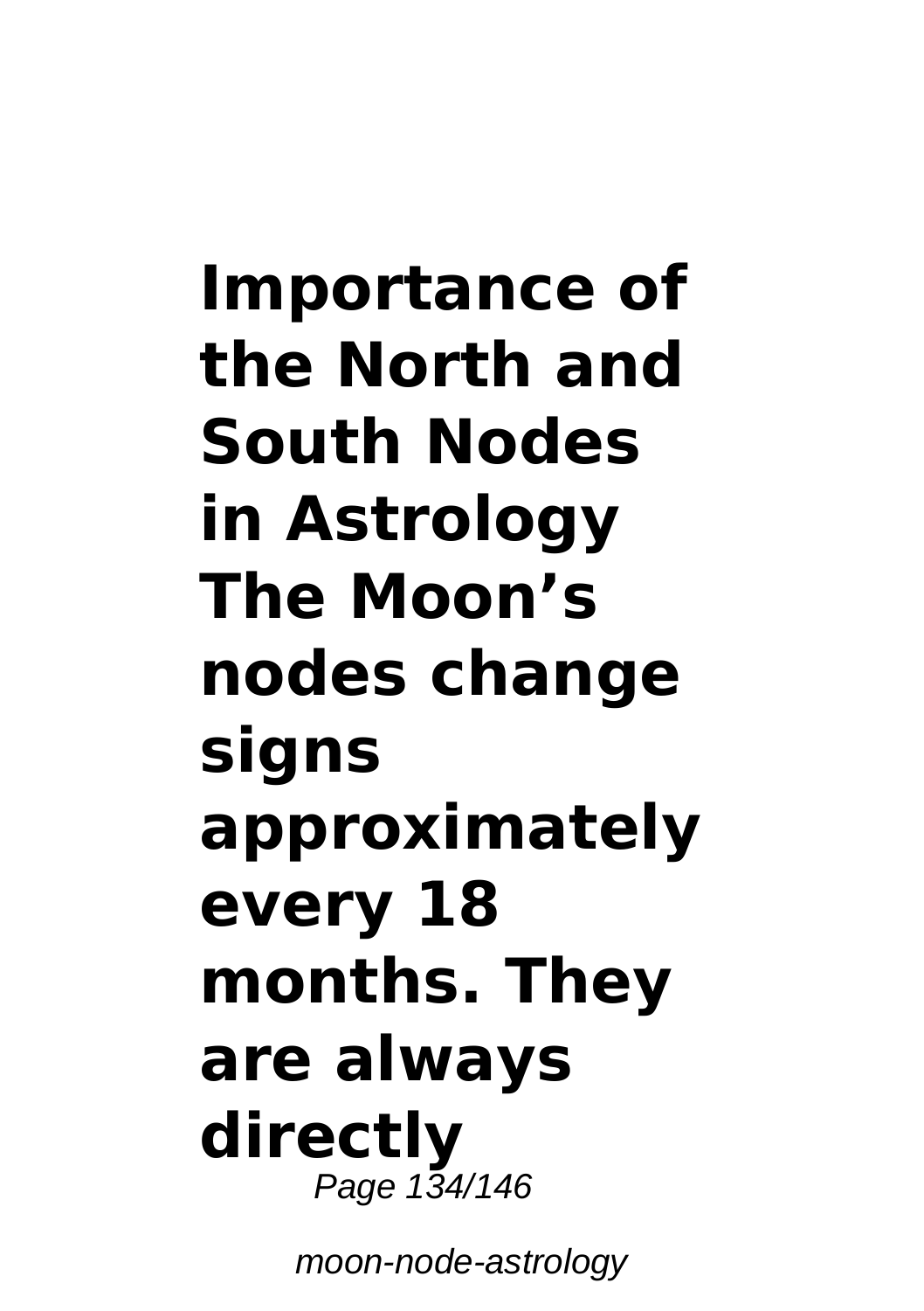**Importance of the North and South Nodes in Astrology The Moon's nodes change signs approximately every 18 months. They are always directly**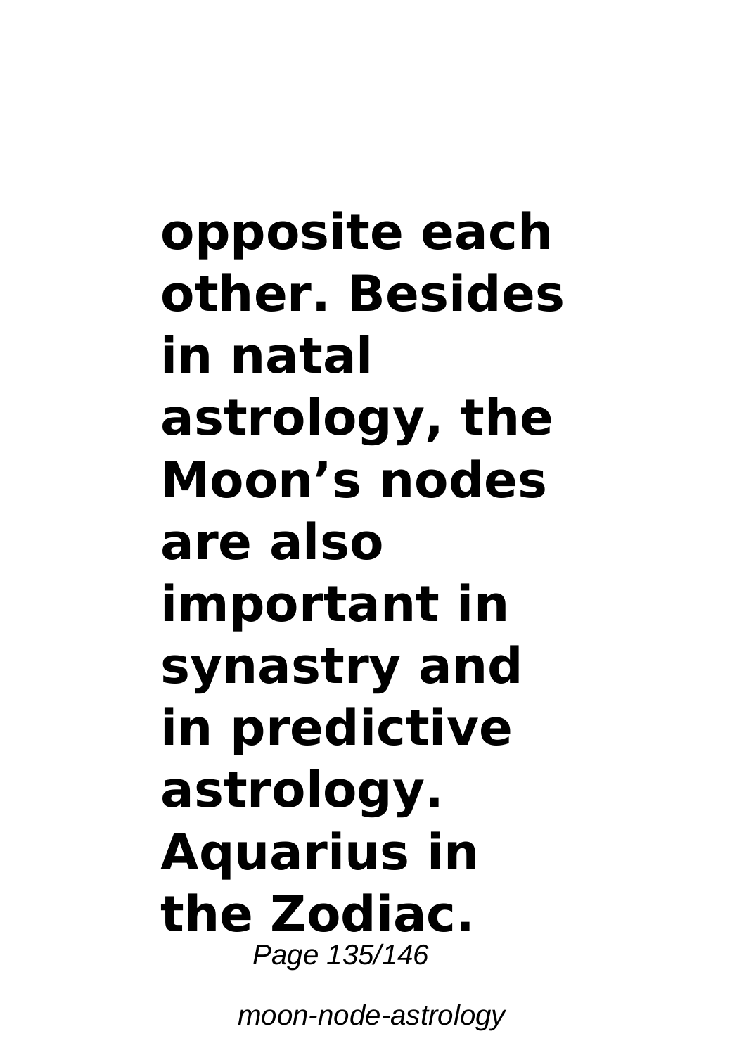**opposite each other. Besides in natal astrology, the Moon's nodes are also important in synastry and in predictive astrology. Aquarius in the Zodiac.**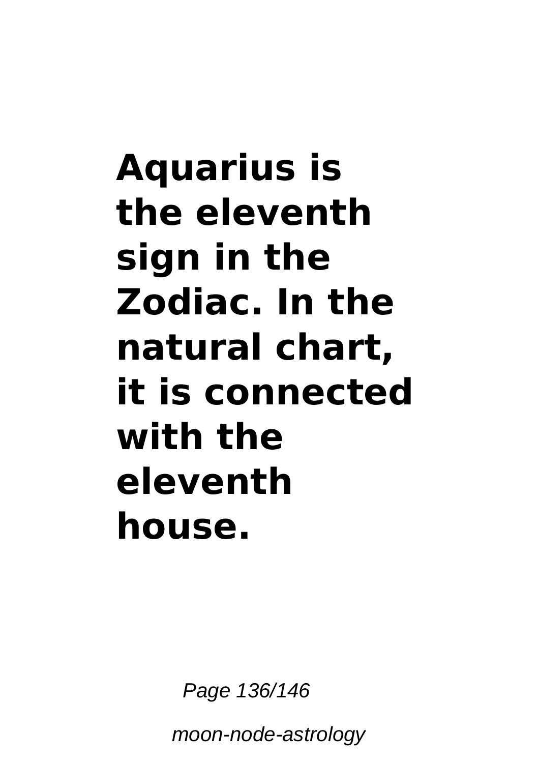**Aquarius is the eleventh sign in the Zodiac. In the natural chart, it is connected with the eleventh house.**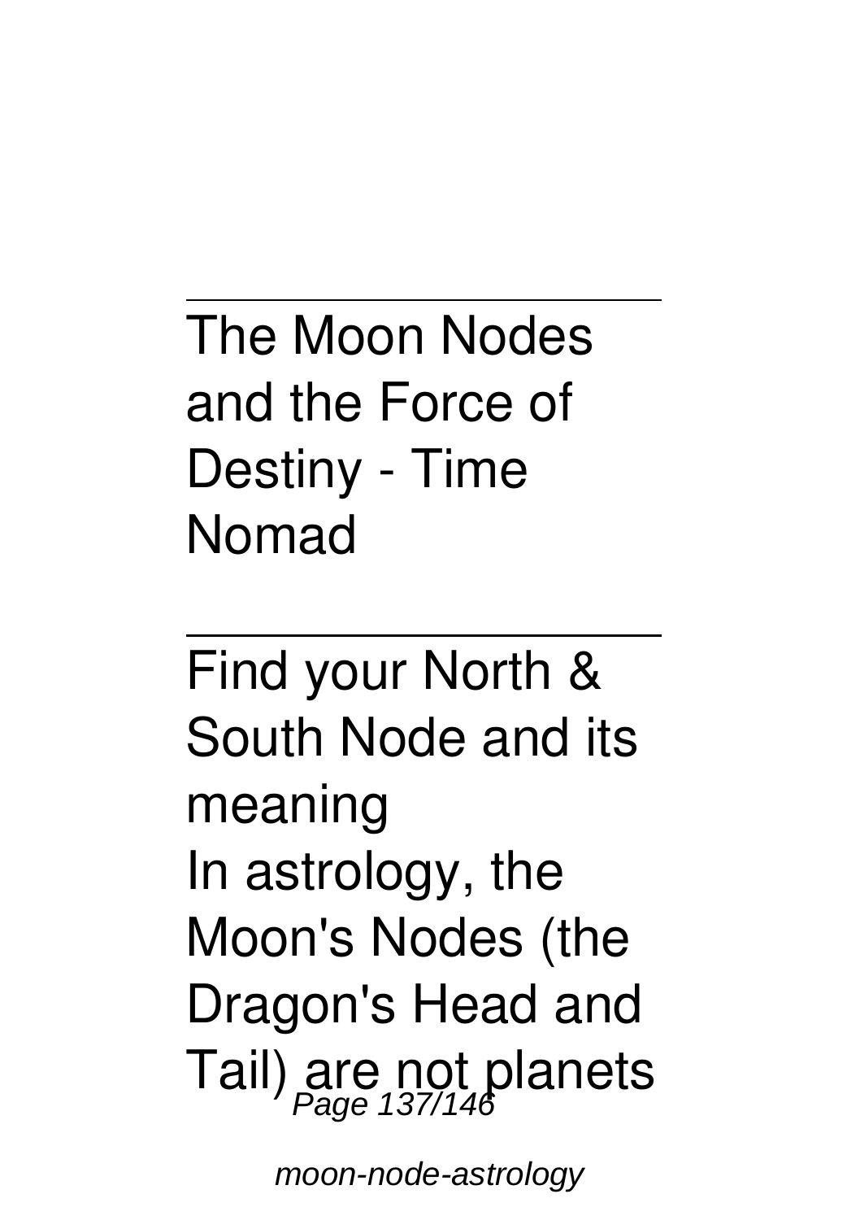---

The Moon Nodes and the Force of Destiny - Time Nomad

---

Find your North & South Node and its meaning

In astrology, the Moon's Nodes (the Dragon's Head and Tail) are not planets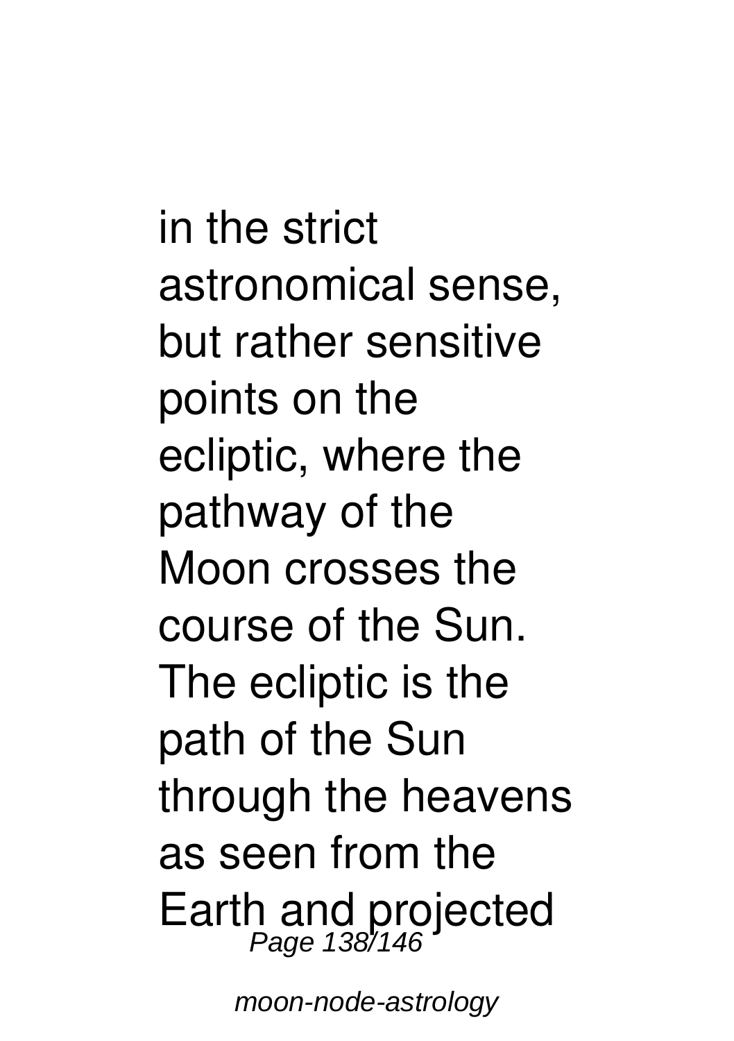in the strict astronomical sense, but rather sensitive points on the ecliptic, where the pathway of the Moon crosses the course of the Sun. The ecliptic is the path of the Sun through the heavens as seen from the Earth and projected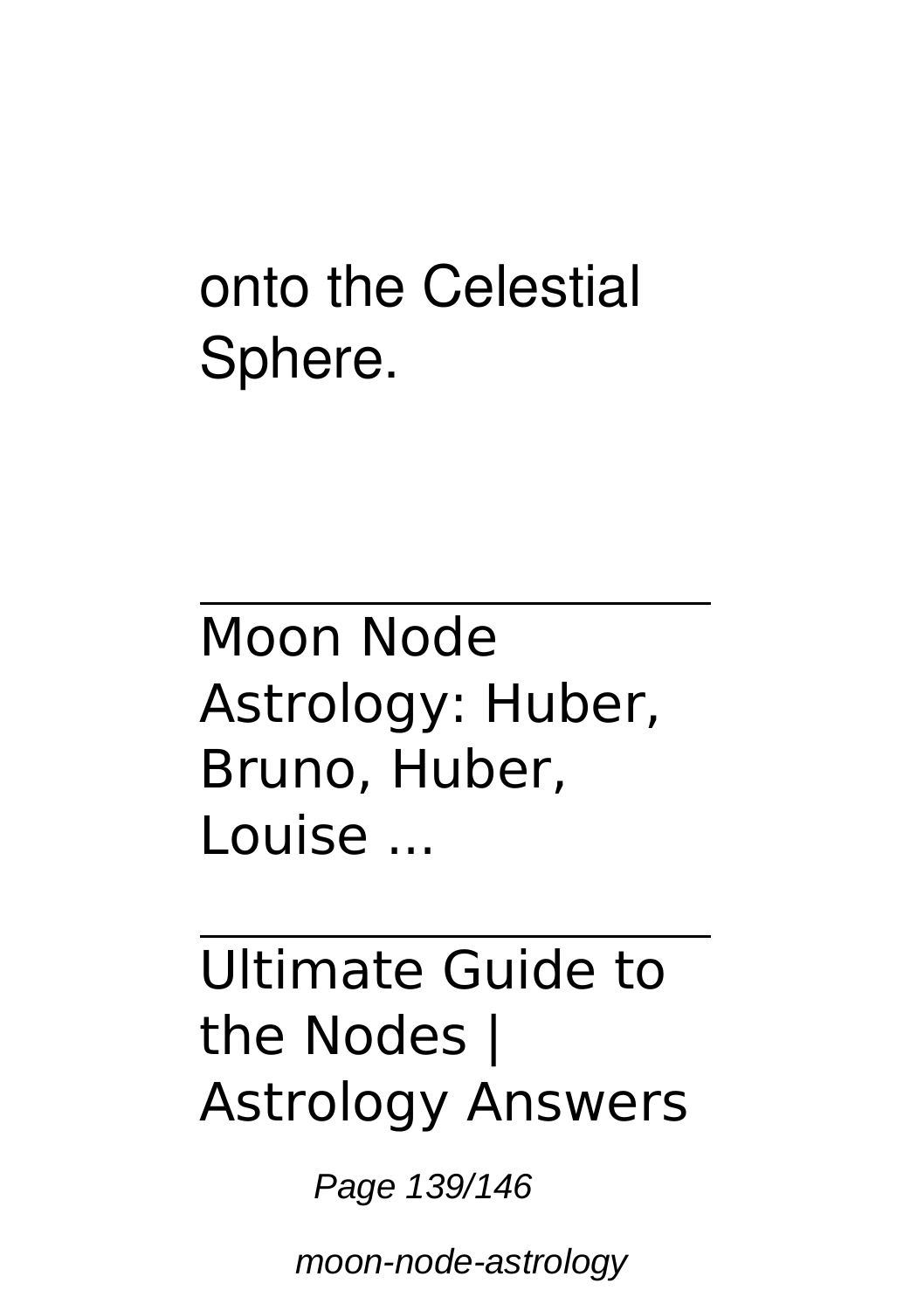onto the Celestial Sphere.

---

Moon Node Astrology: Huber, Bruno, Huber, Louise ...

---

Ultimate Guide to the Nodes | Astrology Answers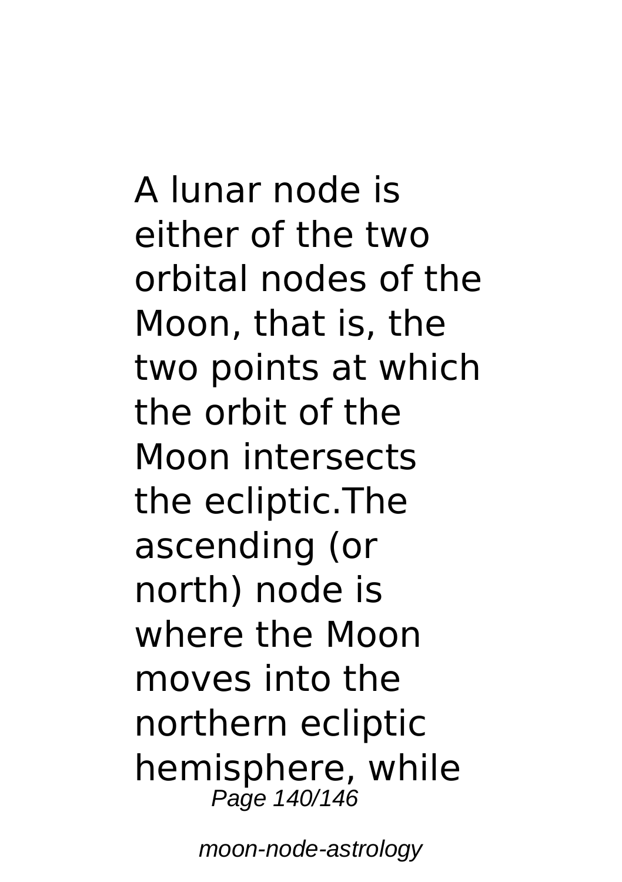A lunar node is either of the two orbital nodes of the Moon, that is, the two points at which the orbit of the Moon intersects the ecliptic.The ascending (or north) node is where the Moon moves into the northern ecliptic hemisphere, while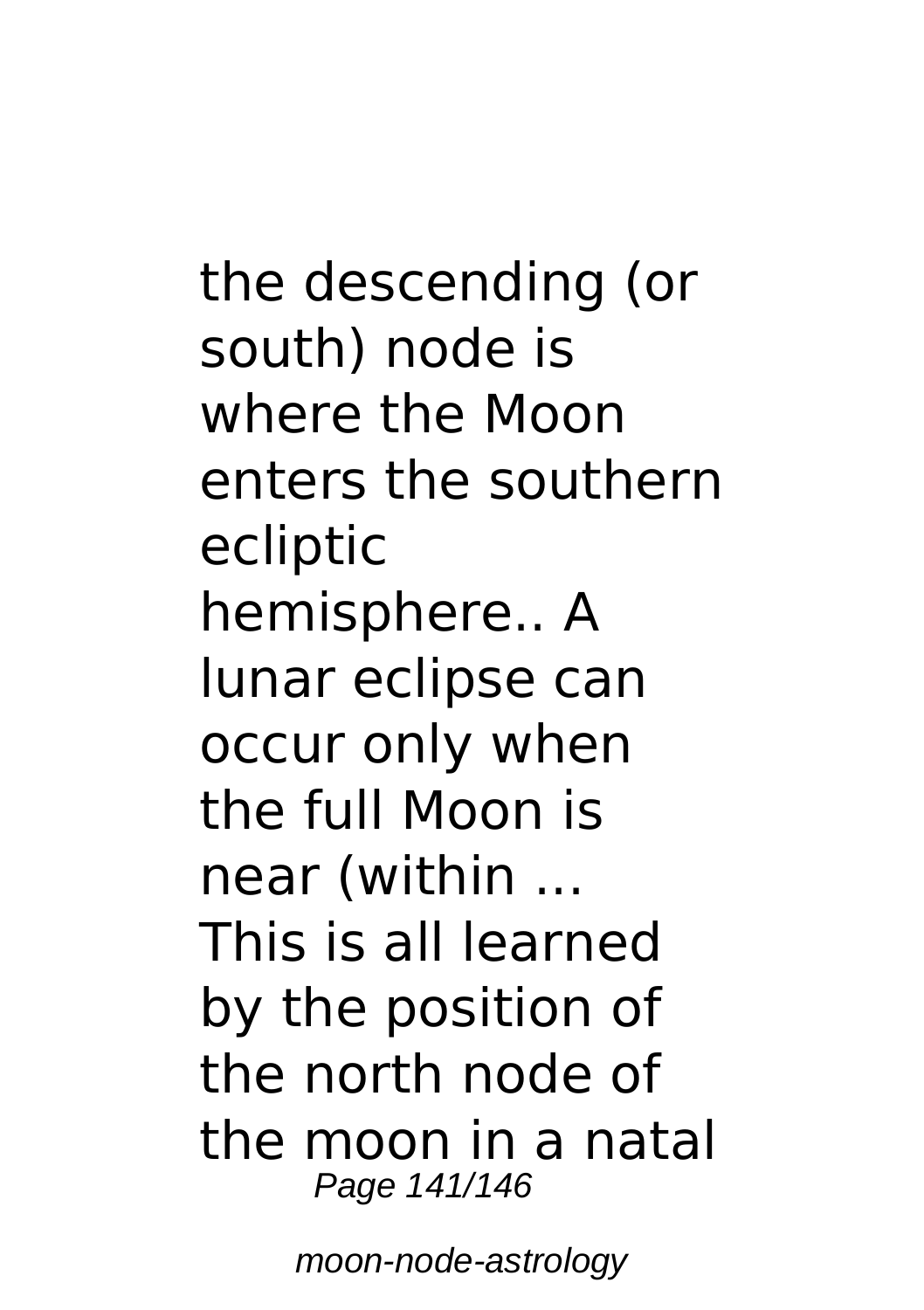the descending (or south) node is where the Moon enters the southern ecliptic hemisphere.. A lunar eclipse can occur only when the full Moon is near (within ... This is all learned by the position of the north node of the moon in a natal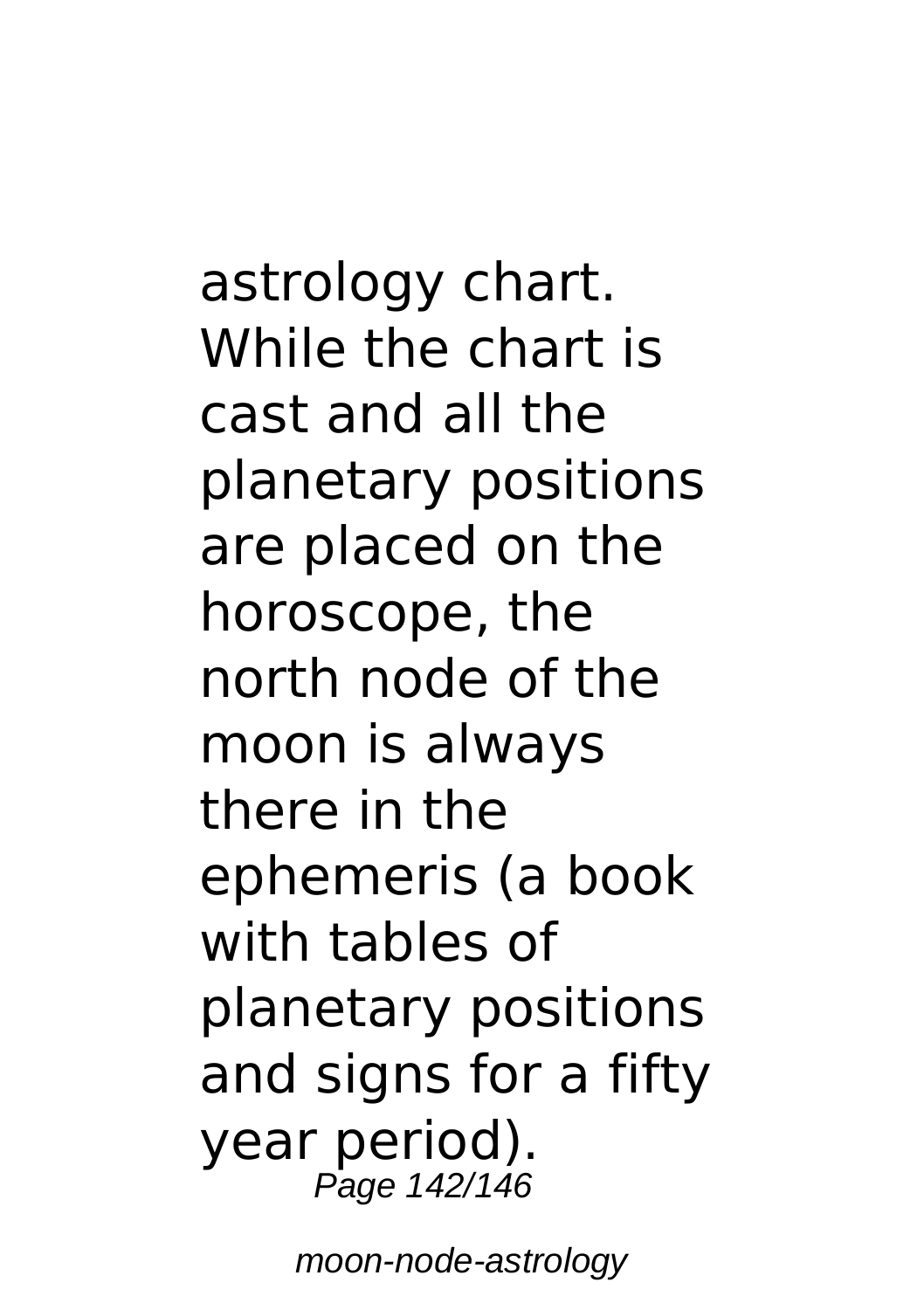astrology chart. While the chart is cast and all the planetary positions are placed on the horoscope, the north node of the moon is always there in the ephemeris (a book with tables of planetary positions and signs for a fifty year period).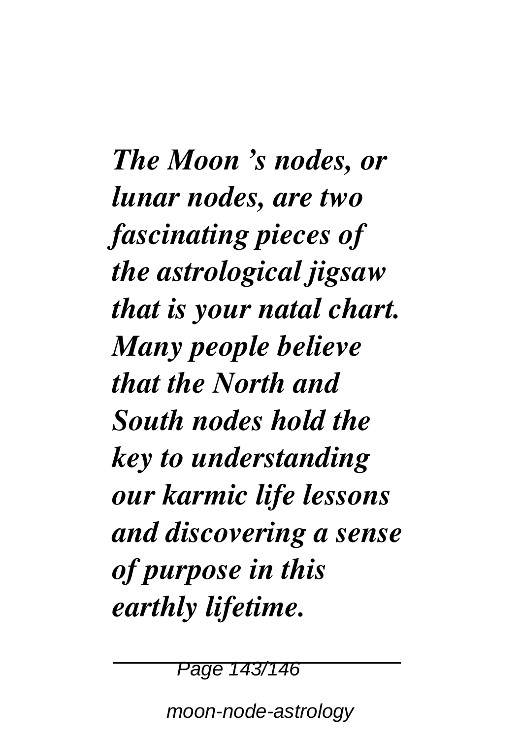***The Moon 's nodes, or lunar nodes, are two fascinating pieces of the astrological jigsaw that is your natal chart. Many people believe that the North and South nodes hold the key to understanding our karmic life lessons and discovering a sense of purpose in this earthly lifetime.***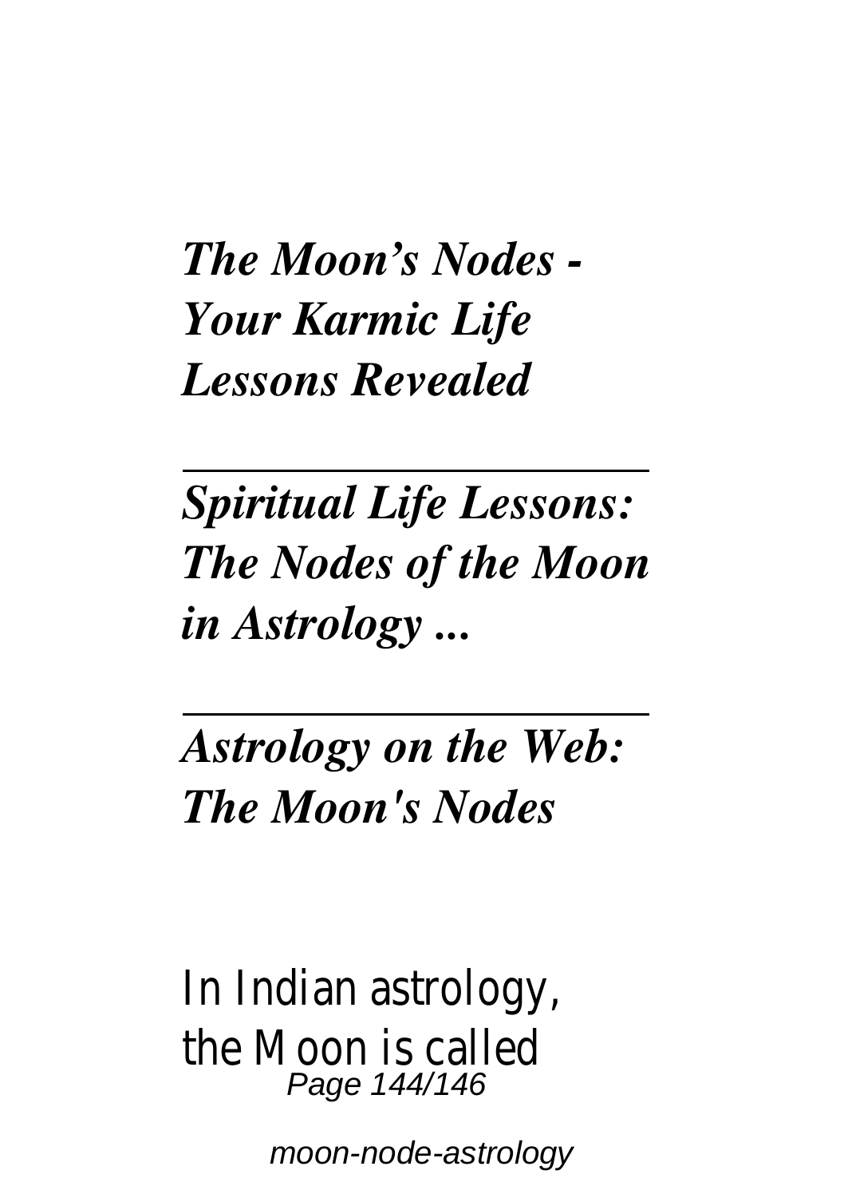***The Moon's Nodes - Your Karmic Life Lessons Revealed***

---

***Spiritual Life Lessons: The Nodes of the Moon in Astrology ...***

---

***Astrology on the Web: The Moon's Nodes***

In Indian astrology, the Moon is called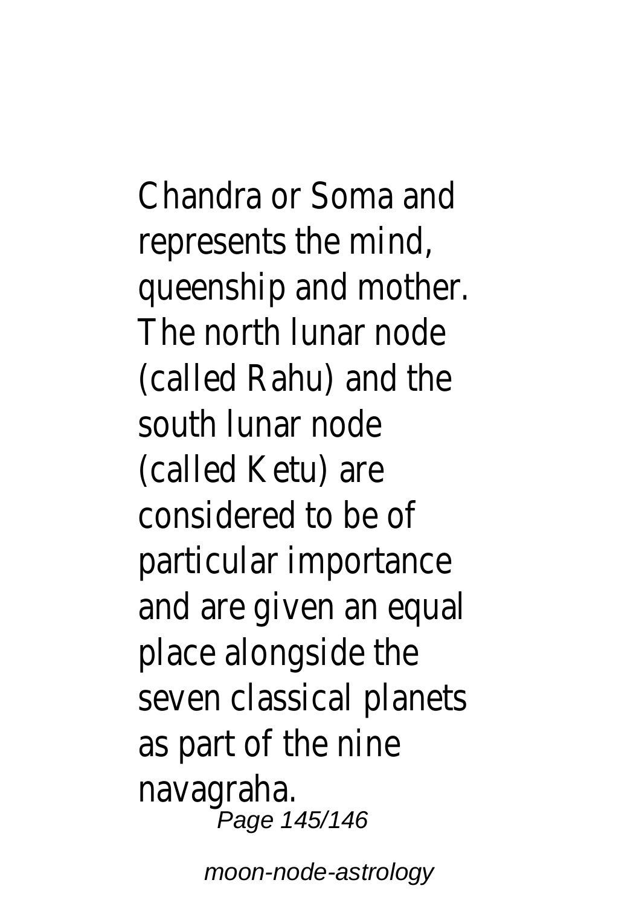Chandra or Soma and represents the mind, queenship and mother. The north lunar node (called Rahu) and the south lunar node (called Ketu) are considered to be of particular importance and are given an equal place alongside the seven classical planets as part of the nine navagraha.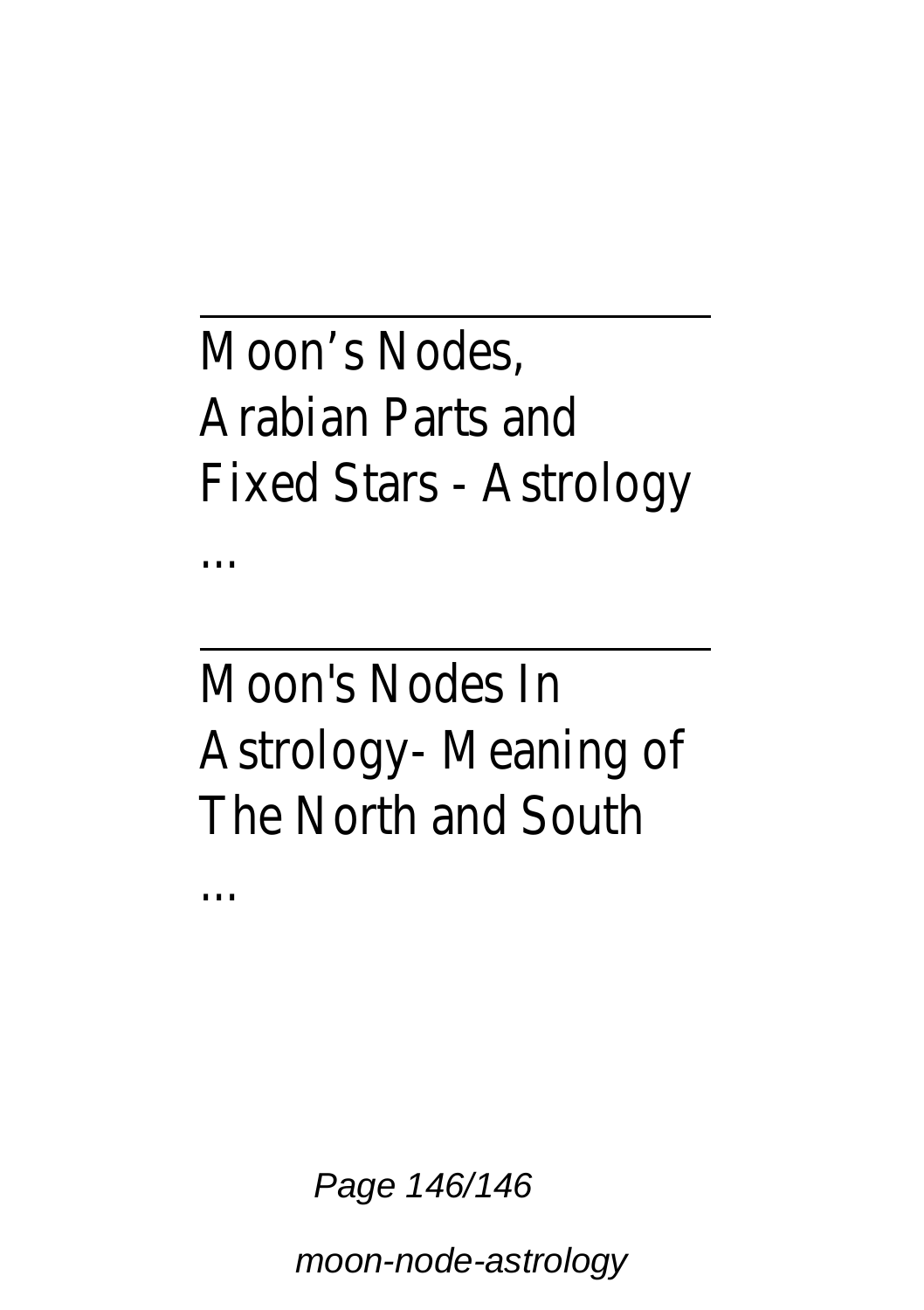---

Moon’s Nodes, Arabian Parts and Fixed Stars - Astrology ...

---

Moon's Nodes In Astrology- Meaning of The North and South ...